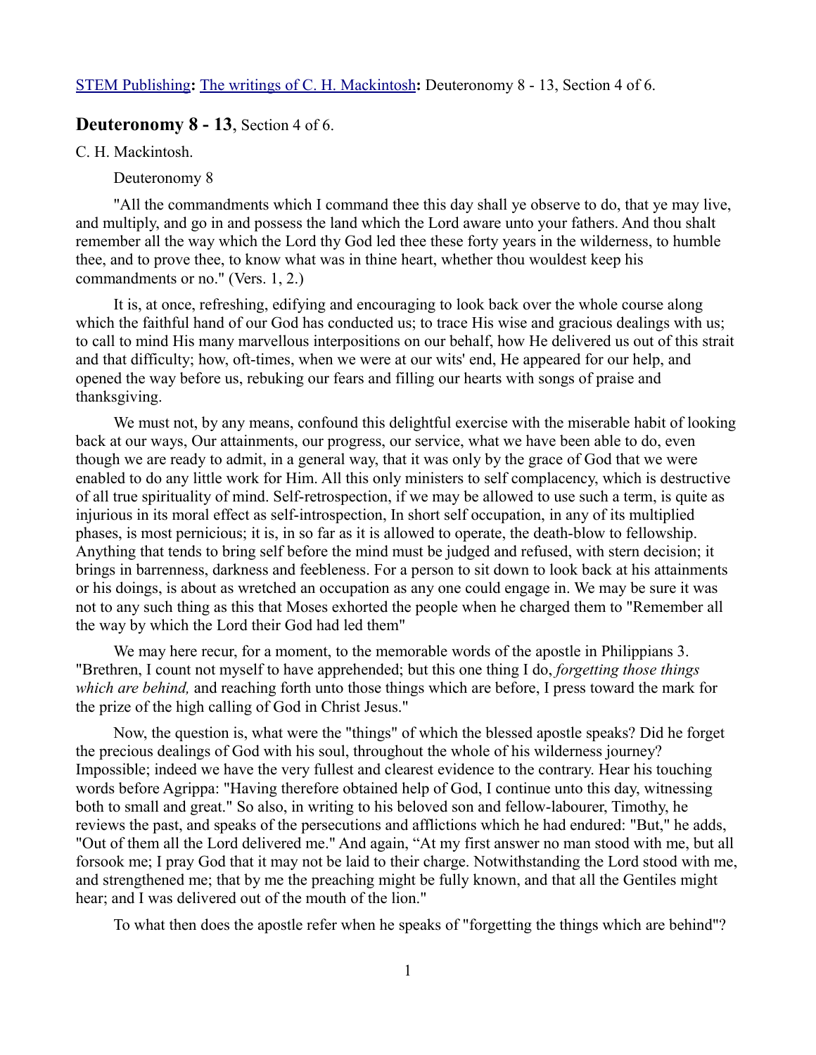[STEM Publishing](#): [The writings of C. H. Mackintosh](#): Deuteronomy 8 - 13, Section 4 of 6.

## **Deuteronomy 8 - 13**, Section 4 of 6.

C. H. Mackintosh.

Deuteronomy 8

"All the commandments which I command thee this day shall ye observe to do, that ye may live, and multiply, and go in and possess the land which the Lord aware unto your fathers. And thou shalt remember all the way which the Lord thy God led thee these forty years in the wilderness, to humble thee, and to prove thee, to know what was in thine heart, whether thou wouldest keep his commandments or no." (Vers. 1, 2.)

It is, at once, refreshing, edifying and encouraging to look back over the whole course along which the faithful hand of our God has conducted us; to trace His wise and gracious dealings with us; to call to mind His many marvellous interpositions on our behalf, how He delivered us out of this strait and that difficulty; how, oft-times, when we were at our wits' end, He appeared for our help, and opened the way before us, rebuking our fears and filling our hearts with songs of praise and thanksgiving.

We must not, by any means, confound this delightful exercise with the miserable habit of looking back at our ways, Our attainments, our progress, our service, what we have been able to do, even though we are ready to admit, in a general way, that it was only by the grace of God that we were enabled to do any little work for Him. All this only ministers to self complacency, which is destructive of all true spirituality of mind. Self-retrospection, if we may be allowed to use such a term, is quite as injurious in its moral effect as self-introspection, In short self occupation, in any of its multiplied phases, is most pernicious; it is, in so far as it is allowed to operate, the death-blow to fellowship. Anything that tends to bring self before the mind must be judged and refused, with stern decision; it brings in barrenness, darkness and feebleness. For a person to sit down to look back at his attainments or his doings, is about as wretched an occupation as any one could engage in. We may be sure it was not to any such thing as this that Moses exhorted the people when he charged them to "Remember all the way by which the Lord their God had led them"

We may here recur, for a moment, to the memorable words of the apostle in Philippians 3. "Brethren, I count not myself to have apprehended; but this one thing I do, *forgetting those things which are behind,* and reaching forth unto those things which are before, I press toward the mark for the prize of the high calling of God in Christ Jesus."

Now, the question is, what were the "things" of which the blessed apostle speaks? Did he forget the precious dealings of God with his soul, throughout the whole of his wilderness journey? Impossible; indeed we have the very fullest and clearest evidence to the contrary. Hear his touching words before Agrippa: "Having therefore obtained help of God, I continue unto this day, witnessing both to small and great." So also, in writing to his beloved son and fellow-labourer, Timothy, he reviews the past, and speaks of the persecutions and afflictions which he had endured: "But," he adds, "Out of them all the Lord delivered me." And again, "At my first answer no man stood with me, but all forsook me; I pray God that it may not be laid to their charge. Notwithstanding the Lord stood with me, and strengthened me; that by me the preaching might be fully known, and that all the Gentiles might hear; and I was delivered out of the mouth of the lion."

To what then does the apostle refer when he speaks of "forgetting the things which are behind"?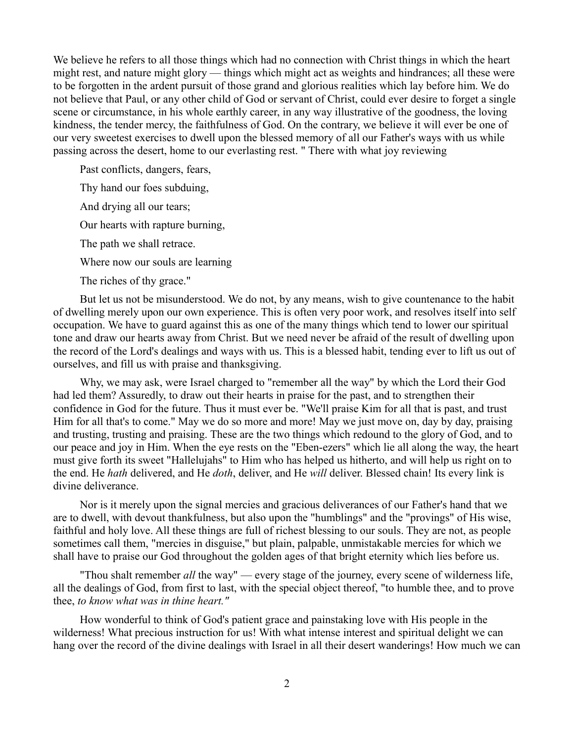We believe he refers to all those things which had no connection with Christ things in which the heart might rest, and nature might glory — things which might act as weights and hindrances; all these were to be forgotten in the ardent pursuit of those grand and glorious realities which lay before him. We do not believe that Paul, or any other child of God or servant of Christ, could ever desire to forget a single scene or circumstance, in his whole earthly career, in any way illustrative of the goodness, the loving kindness, the tender mercy, the faithfulness of God. On the contrary, we believe it will ever be one of our very sweetest exercises to dwell upon the blessed memory of all our Father's ways with us while passing across the desert, home to our everlasting rest. " There with what joy reviewing

Past conflicts, dangers, fears,

Thy hand our foes subduing,

And drying all our tears;

Our hearts with rapture burning,

The path we shall retrace.

Where now our souls are learning

The riches of thy grace."

But let us not be misunderstood. We do not, by any means, wish to give countenance to the habit of dwelling merely upon our own experience. This is often very poor work, and resolves itself into self occupation. We have to guard against this as one of the many things which tend to lower our spiritual tone and draw our hearts away from Christ. But we need never be afraid of the result of dwelling upon the record of the Lord's dealings and ways with us. This is a blessed habit, tending ever to lift us out of ourselves, and fill us with praise and thanksgiving.

Why, we may ask, were Israel charged to "remember all the way" by which the Lord their God had led them? Assuredly, to draw out their hearts in praise for the past, and to strengthen their confidence in God for the future. Thus it must ever be. "We'll praise Kim for all that is past, and trust Him for all that's to come." May we do so more and more! May we just move on, day by day, praising and trusting, trusting and praising. These are the two things which redound to the glory of God, and to our peace and joy in Him. When the eye rests on the "Eben-ezers" which lie all along the way, the heart must give forth its sweet "Hallelujahs" to Him who has helped us hitherto, and will help us right on to the end. He *hath* delivered, and He *doth*, deliver, and He *will* deliver. Blessed chain! Its every link is divine deliverance.

Nor is it merely upon the signal mercies and gracious deliverances of our Father's hand that we are to dwell, with devout thankfulness, but also upon the "humblings" and the "provings" of His wise, faithful and holy love. All these things are full of richest blessing to our souls. They are not, as people sometimes call them, "mercies in disguise," but plain, palpable, unmistakable mercies for which we shall have to praise our God throughout the golden ages of that bright eternity which lies before us.

"Thou shalt remember *all* the way" — every stage of the journey, every scene of wilderness life, all the dealings of God, from first to last, with the special object thereof, "to humble thee, and to prove thee, *to know what was in thine heart."*

How wonderful to think of God's patient grace and painstaking love with His people in the wilderness! What precious instruction for us! With what intense interest and spiritual delight we can hang over the record of the divine dealings with Israel in all their desert wanderings! How much we can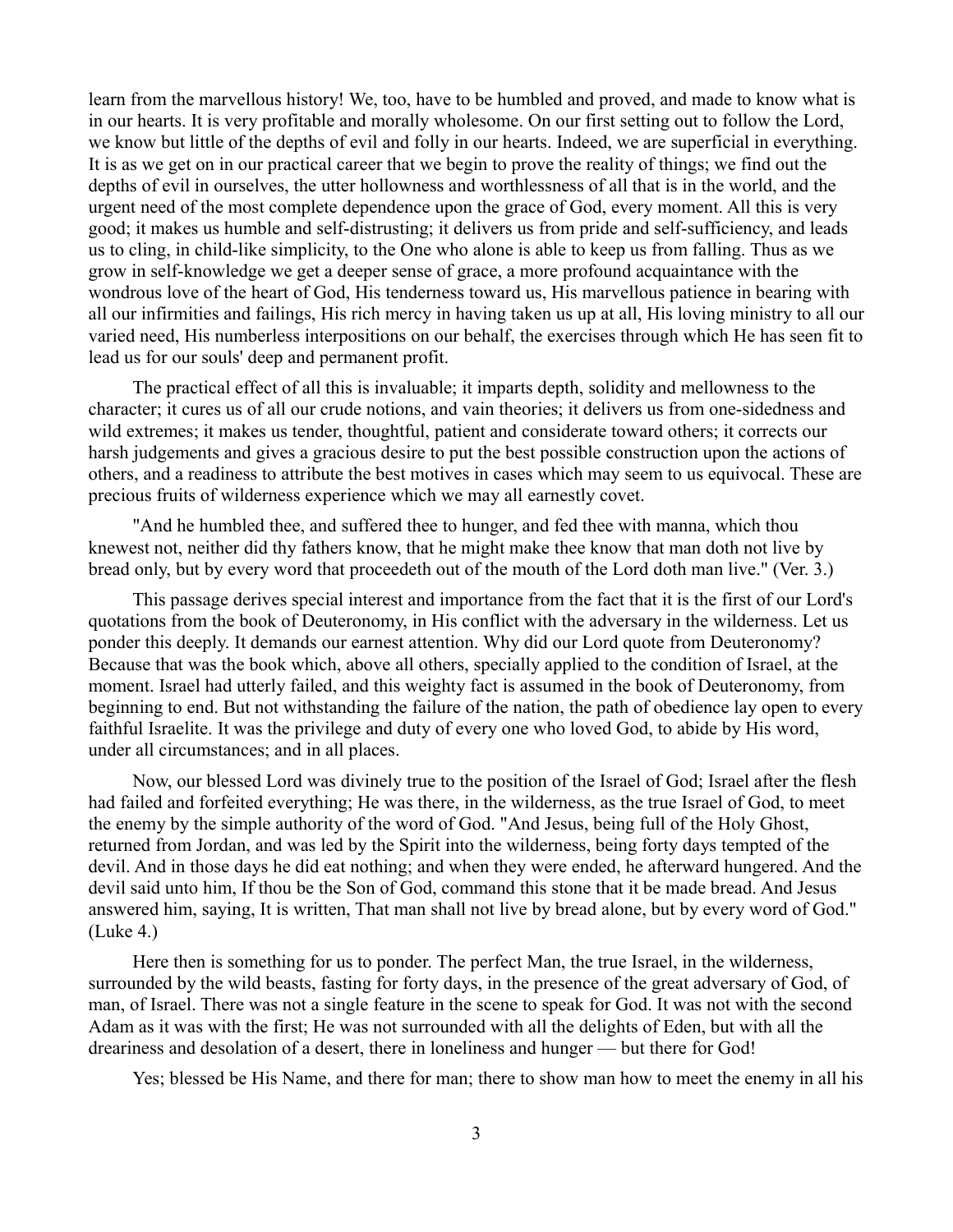learn from the marvellous history! We, too, have to be humbled and proved, and made to know what is in our hearts. It is very profitable and morally wholesome. On our first setting out to follow the Lord, we know but little of the depths of evil and folly in our hearts. Indeed, we are superficial in everything. It is as we get on in our practical career that we begin to prove the reality of things; we find out the depths of evil in ourselves, the utter hollowness and worthlessness of all that is in the world, and the urgent need of the most complete dependence upon the grace of God, every moment. All this is very good; it makes us humble and self-distrusting; it delivers us from pride and self-sufficiency, and leads us to cling, in child-like simplicity, to the One who alone is able to keep us from falling. Thus as we grow in self-knowledge we get a deeper sense of grace, a more profound acquaintance with the wondrous love of the heart of God, His tenderness toward us, His marvellous patience in bearing with all our infirmities and failings, His rich mercy in having taken us up at all, His loving ministry to all our varied need, His numberless interpositions on our behalf, the exercises through which He has seen fit to lead us for our souls' deep and permanent profit.

The practical effect of all this is invaluable; it imparts depth, solidity and mellowness to the character; it cures us of all our crude notions, and vain theories; it delivers us from one-sidedness and wild extremes; it makes us tender, thoughtful, patient and considerate toward others; it corrects our harsh judgements and gives a gracious desire to put the best possible construction upon the actions of others, and a readiness to attribute the best motives in cases which may seem to us equivocal. These are precious fruits of wilderness experience which we may all earnestly covet.

"And he humbled thee, and suffered thee to hunger, and fed thee with manna, which thou knewest not, neither did thy fathers know, that he might make thee know that man doth not live by bread only, but by every word that proceedeth out of the mouth of the Lord doth man live." (Ver. 3.)

This passage derives special interest and importance from the fact that it is the first of our Lord's quotations from the book of Deuteronomy, in His conflict with the adversary in the wilderness. Let us ponder this deeply. It demands our earnest attention. Why did our Lord quote from Deuteronomy? Because that was the book which, above all others, specially applied to the condition of Israel, at the moment. Israel had utterly failed, and this weighty fact is assumed in the book of Deuteronomy, from beginning to end. But not withstanding the failure of the nation, the path of obedience lay open to every faithful Israelite. It was the privilege and duty of every one who loved God, to abide by His word, under all circumstances; and in all places.

Now, our blessed Lord was divinely true to the position of the Israel of God; Israel after the flesh had failed and forfeited everything; He was there, in the wilderness, as the true Israel of God, to meet the enemy by the simple authority of the word of God. "And Jesus, being full of the Holy Ghost, returned from Jordan, and was led by the Spirit into the wilderness, being forty days tempted of the devil. And in those days he did eat nothing; and when they were ended, he afterward hungered. And the devil said unto him, If thou be the Son of God, command this stone that it be made bread. And Jesus answered him, saying, It is written, That man shall not live by bread alone, but by every word of God." (Luke 4.)

Here then is something for us to ponder. The perfect Man, the true Israel, in the wilderness, surrounded by the wild beasts, fasting for forty days, in the presence of the great adversary of God, of man, of Israel. There was not a single feature in the scene to speak for God. It was not with the second Adam as it was with the first; He was not surrounded with all the delights of Eden, but with all the dreariness and desolation of a desert, there in loneliness and hunger — but there for God!

Yes; blessed be His Name, and there for man; there to show man how to meet the enemy in all his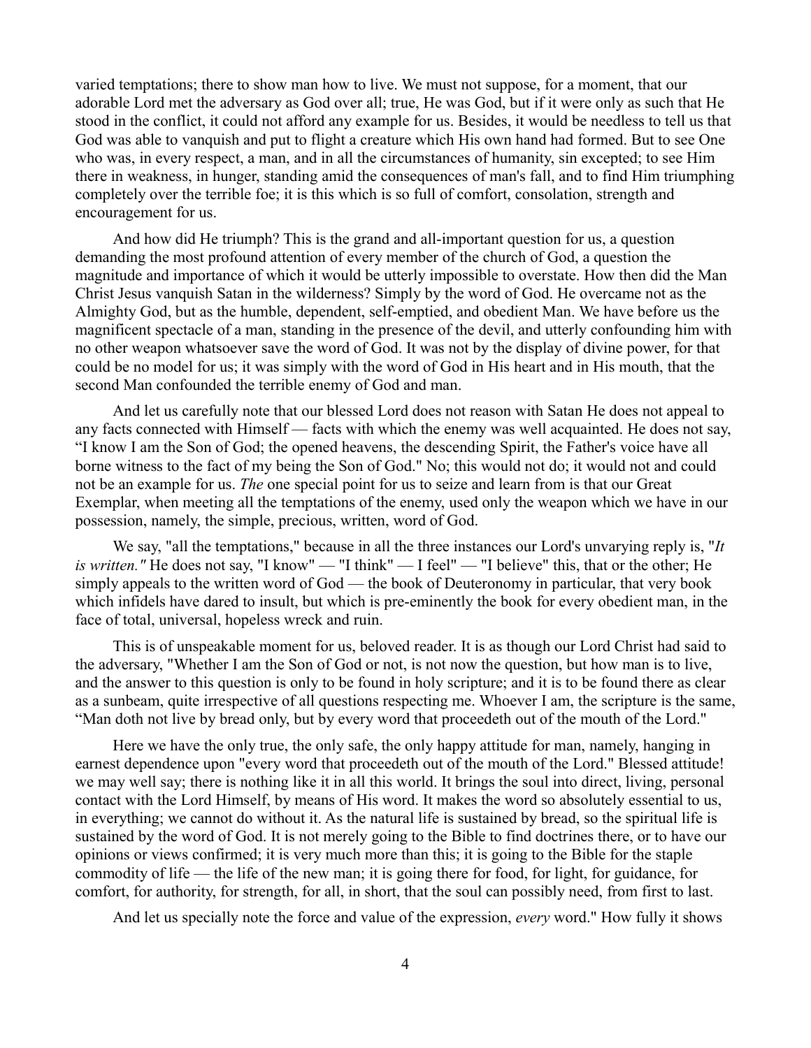varied temptations; there to show man how to live. We must not suppose, for a moment, that our adorable Lord met the adversary as God over all; true, He was God, but if it were only as such that He stood in the conflict, it could not afford any example for us. Besides, it would be needless to tell us that God was able to vanquish and put to flight a creature which His own hand had formed. But to see One who was, in every respect, a man, and in all the circumstances of humanity, sin excepted; to see Him there in weakness, in hunger, standing amid the consequences of man's fall, and to find Him triumphing completely over the terrible foe; it is this which is so full of comfort, consolation, strength and encouragement for us.

And how did He triumph? This is the grand and all-important question for us, a question demanding the most profound attention of every member of the church of God, a question the magnitude and importance of which it would be utterly impossible to overstate. How then did the Man Christ Jesus vanquish Satan in the wilderness? Simply by the word of God. He overcame not as the Almighty God, but as the humble, dependent, self-emptied, and obedient Man. We have before us the magnificent spectacle of a man, standing in the presence of the devil, and utterly confounding him with no other weapon whatsoever save the word of God. It was not by the display of divine power, for that could be no model for us; it was simply with the word of God in His heart and in His mouth, that the second Man confounded the terrible enemy of God and man.

And let us carefully note that our blessed Lord does not reason with Satan He does not appeal to any facts connected with Himself — facts with which the enemy was well acquainted. He does not say, "I know I am the Son of God; the opened heavens, the descending Spirit, the Father's voice have all borne witness to the fact of my being the Son of God." No; this would not do; it would not and could not be an example for us. *The* one special point for us to seize and learn from is that our Great Exemplar, when meeting all the temptations of the enemy, used only the weapon which we have in our possession, namely, the simple, precious, written, word of God.

We say, "all the temptations," because in all the three instances our Lord's unvarying reply is, "*It is written."* He does not say, "I know" — "I think" — I feel" — "I believe" this, that or the other; He simply appeals to the written word of God — the book of Deuteronomy in particular, that very book which infidels have dared to insult, but which is pre-eminently the book for every obedient man, in the face of total, universal, hopeless wreck and ruin.

This is of unspeakable moment for us, beloved reader. It is as though our Lord Christ had said to the adversary, "Whether I am the Son of God or not, is not now the question, but how man is to live, and the answer to this question is only to be found in holy scripture; and it is to be found there as clear as a sunbeam, quite irrespective of all questions respecting me. Whoever I am, the scripture is the same, "Man doth not live by bread only, but by every word that proceedeth out of the mouth of the Lord."

Here we have the only true, the only safe, the only happy attitude for man, namely, hanging in earnest dependence upon "every word that proceedeth out of the mouth of the Lord." Blessed attitude! we may well say; there is nothing like it in all this world. It brings the soul into direct, living, personal contact with the Lord Himself, by means of His word. It makes the word so absolutely essential to us, in everything; we cannot do without it. As the natural life is sustained by bread, so the spiritual life is sustained by the word of God. It is not merely going to the Bible to find doctrines there, or to have our opinions or views confirmed; it is very much more than this; it is going to the Bible for the staple commodity of life — the life of the new man; it is going there for food, for light, for guidance, for comfort, for authority, for strength, for all, in short, that the soul can possibly need, from first to last.

And let us specially note the force and value of the expression, *every* word." How fully it shows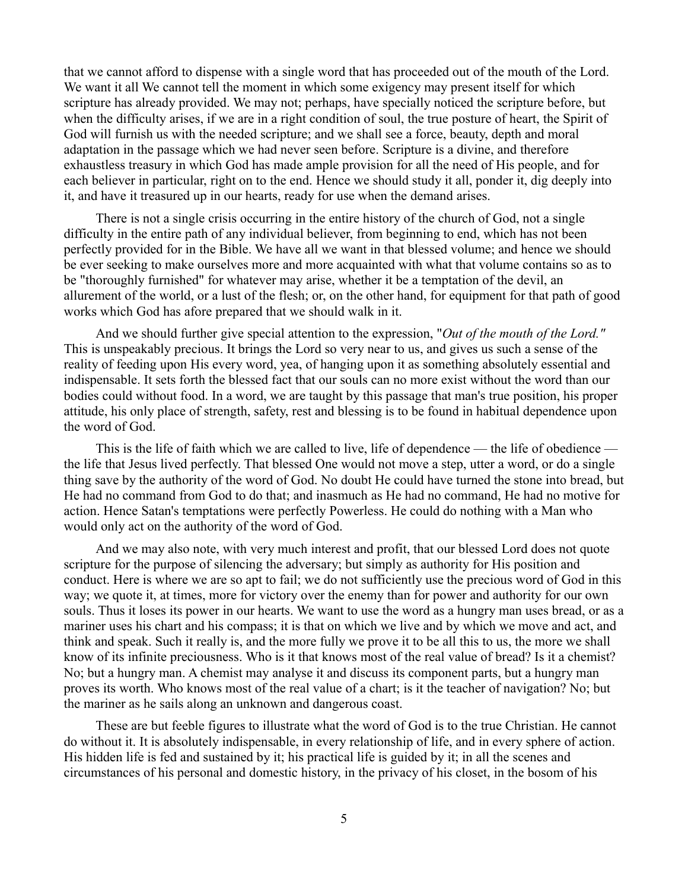that we cannot afford to dispense with a single word that has proceeded out of the mouth of the Lord. We want it all We cannot tell the moment in which some exigency may present itself for which scripture has already provided. We may not; perhaps, have specially noticed the scripture before, but when the difficulty arises, if we are in a right condition of soul, the true posture of heart, the Spirit of God will furnish us with the needed scripture; and we shall see a force, beauty, depth and moral adaptation in the passage which we had never seen before. Scripture is a divine, and therefore exhaustless treasury in which God has made ample provision for all the need of His people, and for each believer in particular, right on to the end. Hence we should study it all, ponder it, dig deeply into it, and have it treasured up in our hearts, ready for use when the demand arises.

There is not a single crisis occurring in the entire history of the church of God, not a single difficulty in the entire path of any individual believer, from beginning to end, which has not been perfectly provided for in the Bible. We have all we want in that blessed volume; and hence we should be ever seeking to make ourselves more and more acquainted with what that volume contains so as to be "thoroughly furnished" for whatever may arise, whether it be a temptation of the devil, an allurement of the world, or a lust of the flesh; or, on the other hand, for equipment for that path of good works which God has afore prepared that we should walk in it.

And we should further give special attention to the expression, "*Out of the mouth of the Lord."* This is unspeakably precious. It brings the Lord so very near to us, and gives us such a sense of the reality of feeding upon His every word, yea, of hanging upon it as something absolutely essential and indispensable. It sets forth the blessed fact that our souls can no more exist without the word than our bodies could without food. In a word, we are taught by this passage that man's true position, his proper attitude, his only place of strength, safety, rest and blessing is to be found in habitual dependence upon the word of God.

This is the life of faith which we are called to live, life of dependence — the life of obedience — the life that Jesus lived perfectly. That blessed One would not move a step, utter a word, or do a single thing save by the authority of the word of God. No doubt He could have turned the stone into bread, but He had no command from God to do that; and inasmuch as He had no command, He had no motive for action. Hence Satan's temptations were perfectly Powerless. He could do nothing with a Man who would only act on the authority of the word of God.

And we may also note, with very much interest and profit, that our blessed Lord does not quote scripture for the purpose of silencing the adversary; but simply as authority for His position and conduct. Here is where we are so apt to fail; we do not sufficiently use the precious word of God in this way; we quote it, at times, more for victory over the enemy than for power and authority for our own souls. Thus it loses its power in our hearts. We want to use the word as a hungry man uses bread, or as a mariner uses his chart and his compass; it is that on which we live and by which we move and act, and think and speak. Such it really is, and the more fully we prove it to be all this to us, the more we shall know of its infinite preciousness. Who is it that knows most of the real value of bread? Is it a chemist? No; but a hungry man. A chemist may analyse it and discuss its component parts, but a hungry man proves its worth. Who knows most of the real value of a chart; is it the teacher of navigation? No; but the mariner as he sails along an unknown and dangerous coast.

These are but feeble figures to illustrate what the word of God is to the true Christian. He cannot do without it. It is absolutely indispensable, in every relationship of life, and in every sphere of action. His hidden life is fed and sustained by it; his practical life is guided by it; in all the scenes and circumstances of his personal and domestic history, in the privacy of his closet, in the bosom of his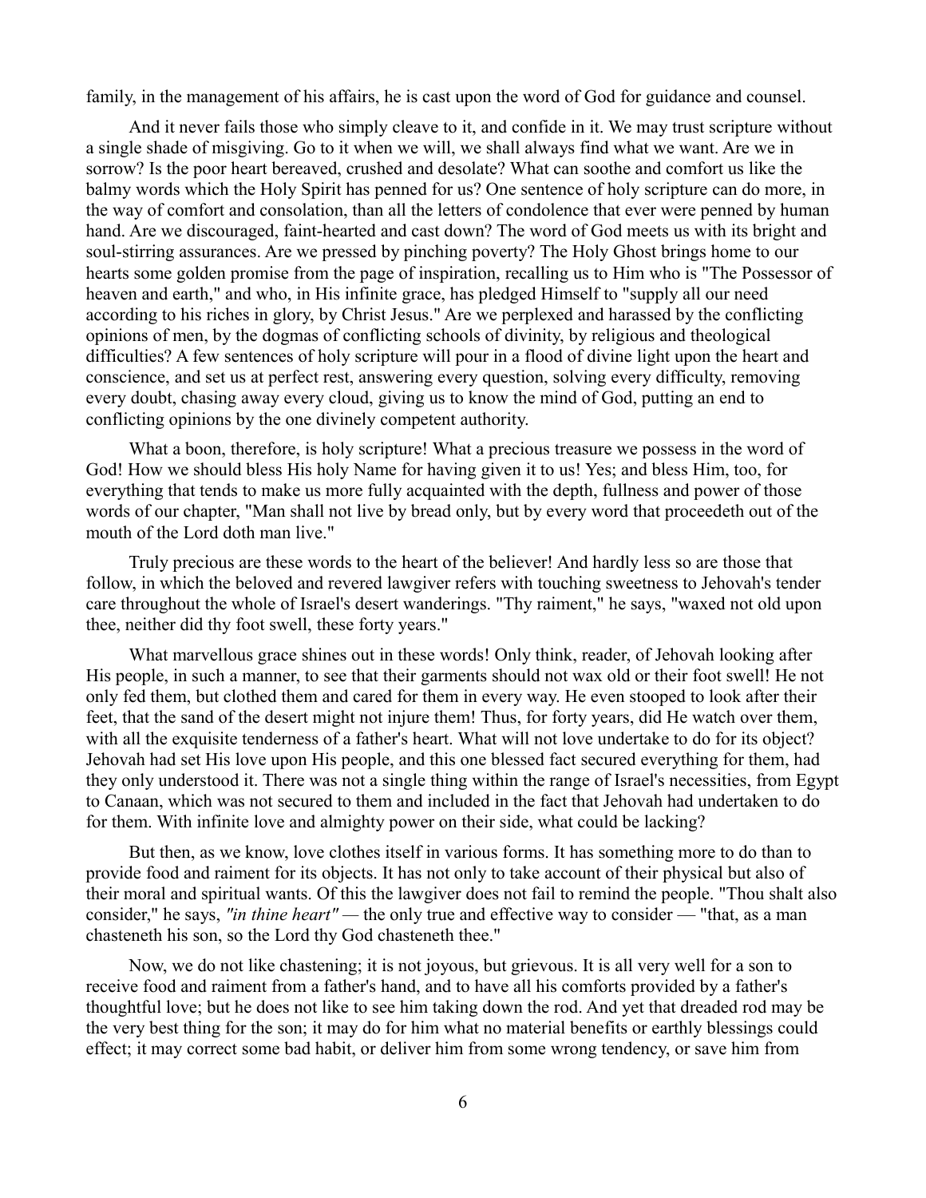family, in the management of his affairs, he is cast upon the word of God for guidance and counsel.

And it never fails those who simply cleave to it, and confide in it. We may trust scripture without a single shade of misgiving. Go to it when we will, we shall always find what we want. Are we in sorrow? Is the poor heart bereaved, crushed and desolate? What can soothe and comfort us like the balmy words which the Holy Spirit has penned for us? One sentence of holy scripture can do more, in the way of comfort and consolation, than all the letters of condolence that ever were penned by human hand. Are we discouraged, faint-hearted and cast down? The word of God meets us with its bright and soul-stirring assurances. Are we pressed by pinching poverty? The Holy Ghost brings home to our hearts some golden promise from the page of inspiration, recalling us to Him who is "The Possessor of heaven and earth," and who, in His infinite grace, has pledged Himself to "supply all our need according to his riches in glory, by Christ Jesus." Are we perplexed and harassed by the conflicting opinions of men, by the dogmas of conflicting schools of divinity, by religious and theological difficulties? A few sentences of holy scripture will pour in a flood of divine light upon the heart and conscience, and set us at perfect rest, answering every question, solving every difficulty, removing every doubt, chasing away every cloud, giving us to know the mind of God, putting an end to conflicting opinions by the one divinely competent authority.

What a boon, therefore, is holy scripture! What a precious treasure we possess in the word of God! How we should bless His holy Name for having given it to us! Yes; and bless Him, too, for everything that tends to make us more fully acquainted with the depth, fullness and power of those words of our chapter, "Man shall not live by bread only, but by every word that proceedeth out of the mouth of the Lord doth man live."

Truly precious are these words to the heart of the believer! And hardly less so are those that follow, in which the beloved and revered lawgiver refers with touching sweetness to Jehovah's tender care throughout the whole of Israel's desert wanderings. "Thy raiment," he says, "waxed not old upon thee, neither did thy foot swell, these forty years."

What marvellous grace shines out in these words! Only think, reader, of Jehovah looking after His people, in such a manner, to see that their garments should not wax old or their foot swell! He not only fed them, but clothed them and cared for them in every way. He even stooped to look after their feet, that the sand of the desert might not injure them! Thus, for forty years, did He watch over them, with all the exquisite tenderness of a father's heart. What will not love undertake to do for its object? Jehovah had set His love upon His people, and this one blessed fact secured everything for them, had they only understood it. There was not a single thing within the range of Israel's necessities, from Egypt to Canaan, which was not secured to them and included in the fact that Jehovah had undertaken to do for them. With infinite love and almighty power on their side, what could be lacking?

But then, as we know, love clothes itself in various forms. It has something more to do than to provide food and raiment for its objects. It has not only to take account of their physical but also of their moral and spiritual wants. Of this the lawgiver does not fail to remind the people. "Thou shalt also consider," he says, *"in thine heart"* — the only true and effective way to consider — "that, as a man chasteneth his son, so the Lord thy God chasteneth thee."

Now, we do not like chastening; it is not joyous, but grievous. It is all very well for a son to receive food and raiment from a father's hand, and to have all his comforts provided by a father's thoughtful love; but he does not like to see him taking down the rod. And yet that dreaded rod may be the very best thing for the son; it may do for him what no material benefits or earthly blessings could effect; it may correct some bad habit, or deliver him from some wrong tendency, or save him from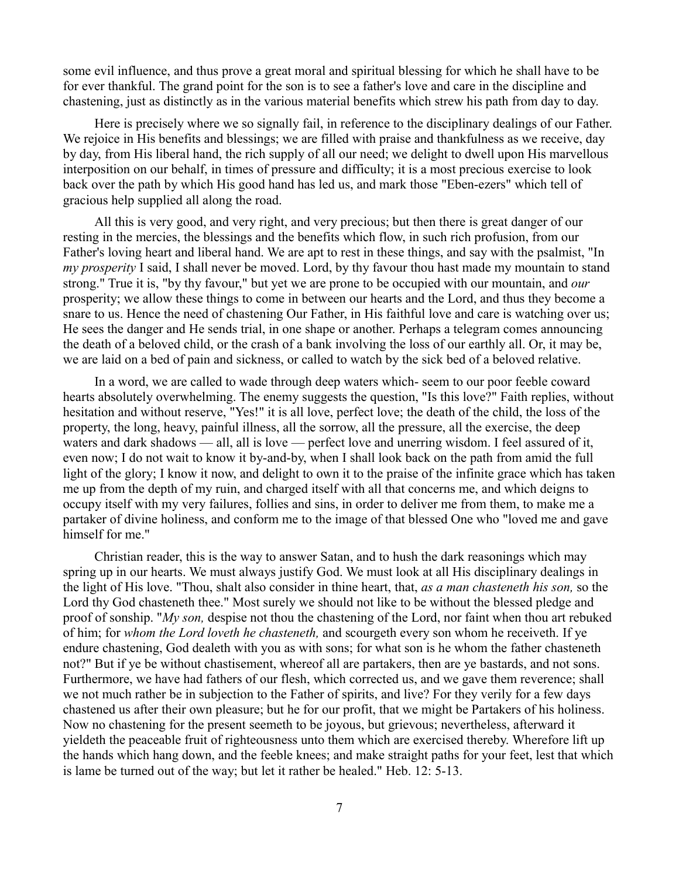some evil influence, and thus prove a great moral and spiritual blessing for which he shall have to be for ever thankful. The grand point for the son is to see a father's love and care in the discipline and chastening, just as distinctly as in the various material benefits which strew his path from day to day.

Here is precisely where we so signally fail, in reference to the disciplinary dealings of our Father. We rejoice in His benefits and blessings; we are filled with praise and thankfulness as we receive, day by day, from His liberal hand, the rich supply of all our need; we delight to dwell upon His marvellous interposition on our behalf, in times of pressure and difficulty; it is a most precious exercise to look back over the path by which His good hand has led us, and mark those "Eben-ezers" which tell of gracious help supplied all along the road.

All this is very good, and very right, and very precious; but then there is great danger of our resting in the mercies, the blessings and the benefits which flow, in such rich profusion, from our Father's loving heart and liberal hand. We are apt to rest in these things, and say with the psalmist, "In *my prosperity* I said, I shall never be moved. Lord, by thy favour thou hast made my mountain to stand strong." True it is, "by thy favour," but yet we are prone to be occupied with our mountain, and *our* prosperity; we allow these things to come in between our hearts and the Lord, and thus they become a snare to us. Hence the need of chastening Our Father, in His faithful love and care is watching over us; He sees the danger and He sends trial, in one shape or another. Perhaps a telegram comes announcing the death of a beloved child, or the crash of a bank involving the loss of our earthly all. Or, it may be, we are laid on a bed of pain and sickness, or called to watch by the sick bed of a beloved relative.

In a word, we are called to wade through deep waters which- seem to our poor feeble coward hearts absolutely overwhelming. The enemy suggests the question, "Is this love?" Faith replies, without hesitation and without reserve, "Yes!" it is all love, perfect love; the death of the child, the loss of the property, the long, heavy, painful illness, all the sorrow, all the pressure, all the exercise, the deep waters and dark shadows — all, all is love — perfect love and unerring wisdom. I feel assured of it, even now; I do not wait to know it by-and-by, when I shall look back on the path from amid the full light of the glory; I know it now, and delight to own it to the praise of the infinite grace which has taken me up from the depth of my ruin, and charged itself with all that concerns me, and which deigns to occupy itself with my very failures, follies and sins, in order to deliver me from them, to make me a partaker of divine holiness, and conform me to the image of that blessed One who "loved me and gave himself for me."

Christian reader, this is the way to answer Satan, and to hush the dark reasonings which may spring up in our hearts. We must always justify God. We must look at all His disciplinary dealings in the light of His love. "Thou, shalt also consider in thine heart, that, *as a man chasteneth his son,* so the Lord thy God chasteneth thee." Most surely we should not like to be without the blessed pledge and proof of sonship. "*My son,* despise not thou the chastening of the Lord, nor faint when thou art rebuked of him; for *whom the Lord loveth he chasteneth,* and scourgeth every son whom he receiveth. If ye endure chastening, God dealeth with you as with sons; for what son is he whom the father chasteneth not?" But if ye be without chastisement, whereof all are partakers, then are ye bastards, and not sons. Furthermore, we have had fathers of our flesh, which corrected us, and we gave them reverence; shall we not much rather be in subjection to the Father of spirits, and live? For they verily for a few days chastened us after their own pleasure; but he for our profit, that we might be Partakers of his holiness. Now no chastening for the present seemeth to be joyous, but grievous; nevertheless, afterward it yieldeth the peaceable fruit of righteousness unto them which are exercised thereby. Wherefore lift up the hands which hang down, and the feeble knees; and make straight paths for your feet, lest that which is lame be turned out of the way; but let it rather be healed." Heb. 12: 5-13.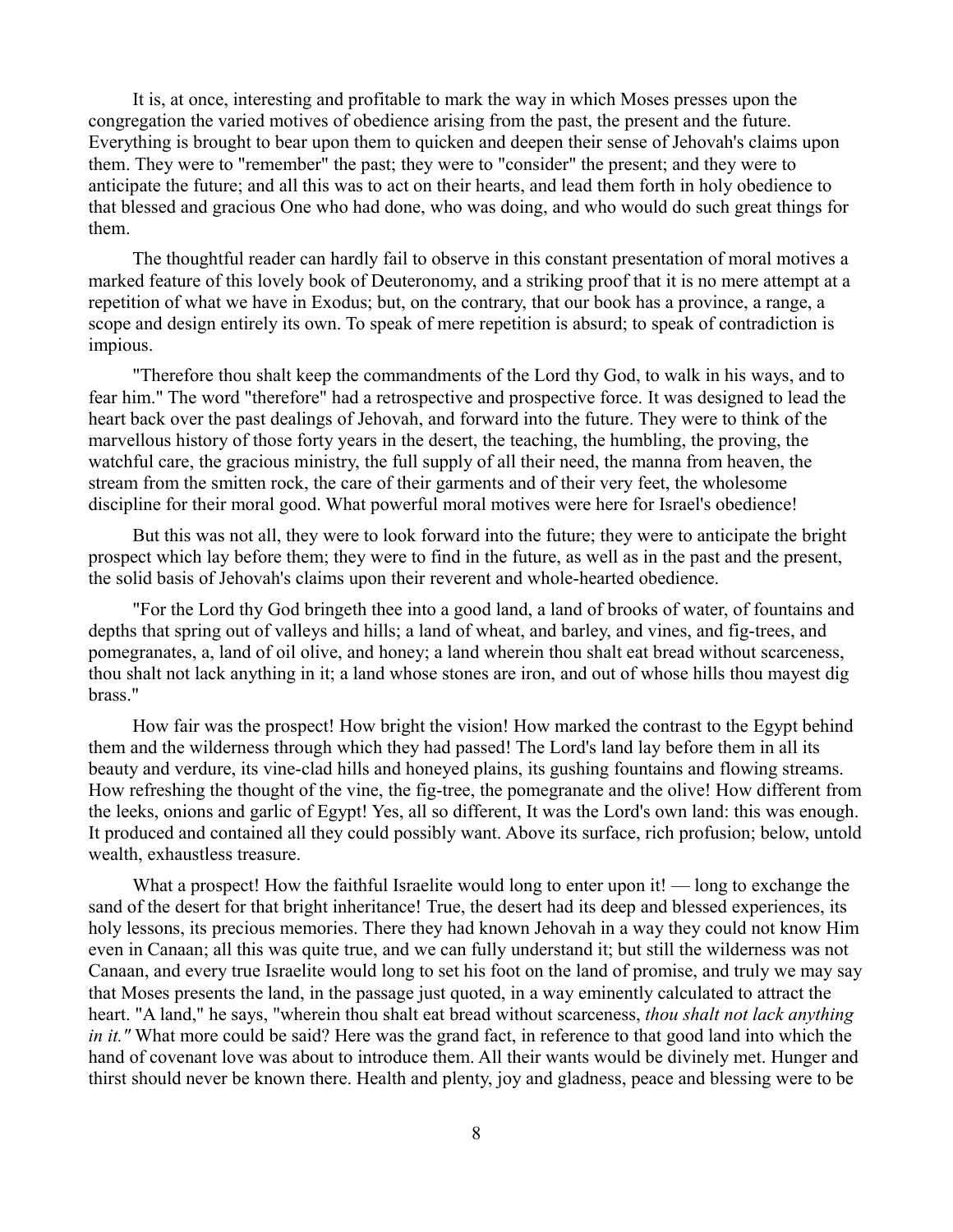It is, at once, interesting and profitable to mark the way in which Moses presses upon the congregation the varied motives of obedience arising from the past, the present and the future. Everything is brought to bear upon them to quicken and deepen their sense of Jehovah's claims upon them. They were to "remember" the past; they were to "consider" the present; and they were to anticipate the future; and all this was to act on their hearts, and lead them forth in holy obedience to that blessed and gracious One who had done, who was doing, and who would do such great things for them.

The thoughtful reader can hardly fail to observe in this constant presentation of moral motives a marked feature of this lovely book of Deuteronomy, and a striking proof that it is no mere attempt at a repetition of what we have in Exodus; but, on the contrary, that our book has a province, a range, a scope and design entirely its own. To speak of mere repetition is absurd; to speak of contradiction is impious.

"Therefore thou shalt keep the commandments of the Lord thy God, to walk in his ways, and to fear him." The word "therefore" had a retrospective and prospective force. It was designed to lead the heart back over the past dealings of Jehovah, and forward into the future. They were to think of the marvellous history of those forty years in the desert, the teaching, the humbling, the proving, the watchful care, the gracious ministry, the full supply of all their need, the manna from heaven, the stream from the smitten rock, the care of their garments and of their very feet, the wholesome discipline for their moral good. What powerful moral motives were here for Israel's obedience!

But this was not all, they were to look forward into the future; they were to anticipate the bright prospect which lay before them; they were to find in the future, as well as in the past and the present, the solid basis of Jehovah's claims upon their reverent and whole-hearted obedience.

"For the Lord thy God bringeth thee into a good land, a land of brooks of water, of fountains and depths that spring out of valleys and hills; a land of wheat, and barley, and vines, and fig-trees, and pomegranates, a, land of oil olive, and honey; a land wherein thou shalt eat bread without scarceness, thou shalt not lack anything in it; a land whose stones are iron, and out of whose hills thou mayest dig brass."

How fair was the prospect! How bright the vision! How marked the contrast to the Egypt behind them and the wilderness through which they had passed! The Lord's land lay before them in all its beauty and verdure, its vine-clad hills and honeyed plains, its gushing fountains and flowing streams. How refreshing the thought of the vine, the fig-tree, the pomegranate and the olive! How different from the leeks, onions and garlic of Egypt! Yes, all so different, It was the Lord's own land: this was enough. It produced and contained all they could possibly want. Above its surface, rich profusion; below, untold wealth, exhaustless treasure.

What a prospect! How the faithful Israelite would long to enter upon it! — long to exchange the sand of the desert for that bright inheritance! True, the desert had its deep and blessed experiences, its holy lessons, its precious memories. There they had known Jehovah in a way they could not know Him even in Canaan; all this was quite true, and we can fully understand it; but still the wilderness was not Canaan, and every true Israelite would long to set his foot on the land of promise, and truly we may say that Moses presents the land, in the passage just quoted, in a way eminently calculated to attract the heart. "A land," he says, "wherein thou shalt eat bread without scarceness, *thou shalt not lack anything in it."* What more could be said? Here was the grand fact, in reference to that good land into which the hand of covenant love was about to introduce them. All their wants would be divinely met. Hunger and thirst should never be known there. Health and plenty, joy and gladness, peace and blessing were to be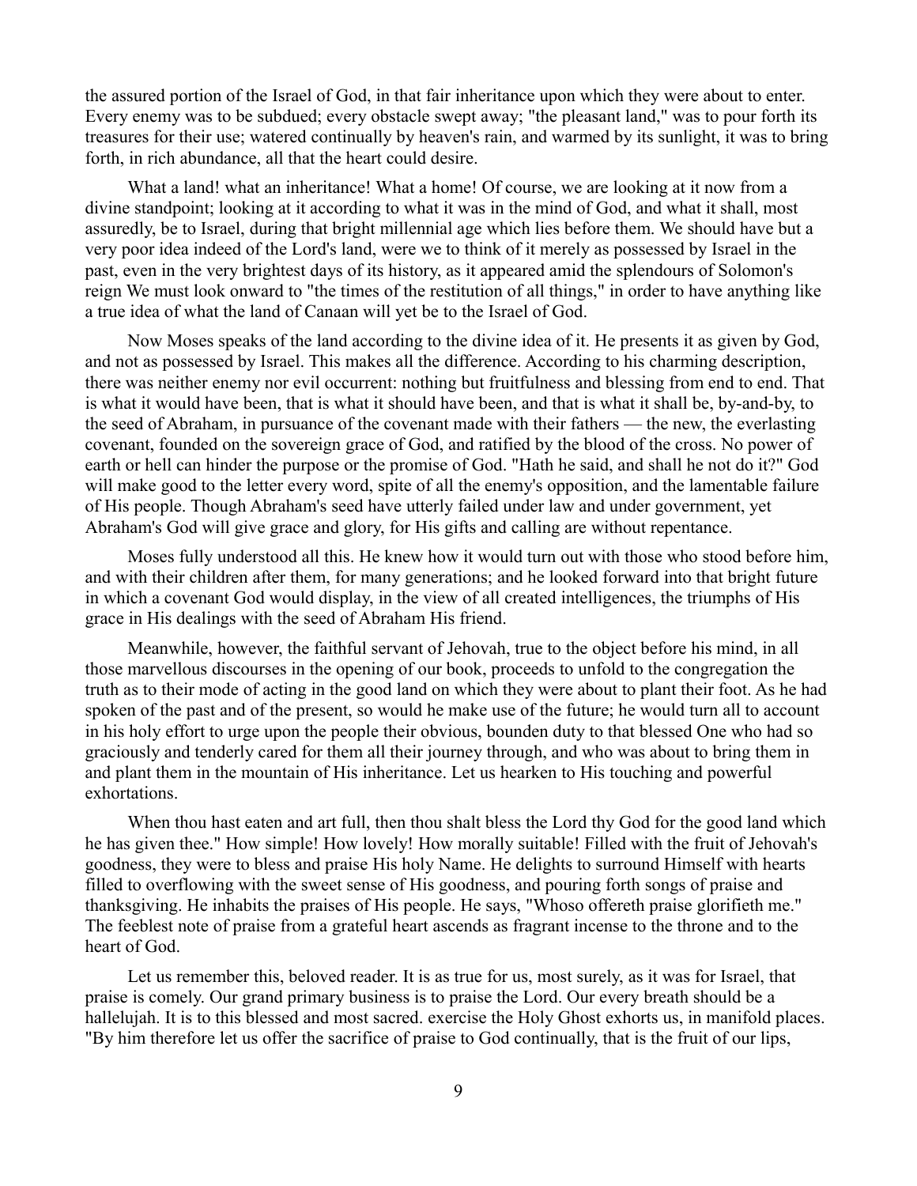the assured portion of the Israel of God, in that fair inheritance upon which they were about to enter. Every enemy was to be subdued; every obstacle swept away; "the pleasant land," was to pour forth its treasures for their use; watered continually by heaven's rain, and warmed by its sunlight, it was to bring forth, in rich abundance, all that the heart could desire.

What a land! what an inheritance! What a home! Of course, we are looking at it now from a divine standpoint; looking at it according to what it was in the mind of God, and what it shall, most assuredly, be to Israel, during that bright millennial age which lies before them. We should have but a very poor idea indeed of the Lord's land, were we to think of it merely as possessed by Israel in the past, even in the very brightest days of its history, as it appeared amid the splendours of Solomon's reign We must look onward to "the times of the restitution of all things," in order to have anything like a true idea of what the land of Canaan will yet be to the Israel of God.

Now Moses speaks of the land according to the divine idea of it. He presents it as given by God, and not as possessed by Israel. This makes all the difference. According to his charming description, there was neither enemy nor evil occurrent: nothing but fruitfulness and blessing from end to end. That is what it would have been, that is what it should have been, and that is what it shall be, by-and-by, to the seed of Abraham, in pursuance of the covenant made with their fathers — the new, the everlasting covenant, founded on the sovereign grace of God, and ratified by the blood of the cross. No power of earth or hell can hinder the purpose or the promise of God. "Hath he said, and shall he not do it?" God will make good to the letter every word, spite of all the enemy's opposition, and the lamentable failure of His people. Though Abraham's seed have utterly failed under law and under government, yet Abraham's God will give grace and glory, for His gifts and calling are without repentance.

Moses fully understood all this. He knew how it would turn out with those who stood before him, and with their children after them, for many generations; and he looked forward into that bright future in which a covenant God would display, in the view of all created intelligences, the triumphs of His grace in His dealings with the seed of Abraham His friend.

Meanwhile, however, the faithful servant of Jehovah, true to the object before his mind, in all those marvellous discourses in the opening of our book, proceeds to unfold to the congregation the truth as to their mode of acting in the good land on which they were about to plant their foot. As he had spoken of the past and of the present, so would he make use of the future; he would turn all to account in his holy effort to urge upon the people their obvious, bounden duty to that blessed One who had so graciously and tenderly cared for them all their journey through, and who was about to bring them in and plant them in the mountain of His inheritance. Let us hearken to His touching and powerful exhortations.

When thou hast eaten and art full, then thou shalt bless the Lord thy God for the good land which he has given thee." How simple! How lovely! How morally suitable! Filled with the fruit of Jehovah's goodness, they were to bless and praise His holy Name. He delights to surround Himself with hearts filled to overflowing with the sweet sense of His goodness, and pouring forth songs of praise and thanksgiving. He inhabits the praises of His people. He says, "Whoso offereth praise glorifieth me." The feeblest note of praise from a grateful heart ascends as fragrant incense to the throne and to the heart of God.

Let us remember this, beloved reader. It is as true for us, most surely, as it was for Israel, that praise is comely. Our grand primary business is to praise the Lord. Our every breath should be a hallelujah. It is to this blessed and most sacred. exercise the Holy Ghost exhorts us, in manifold places. "By him therefore let us offer the sacrifice of praise to God continually, that is the fruit of our lips,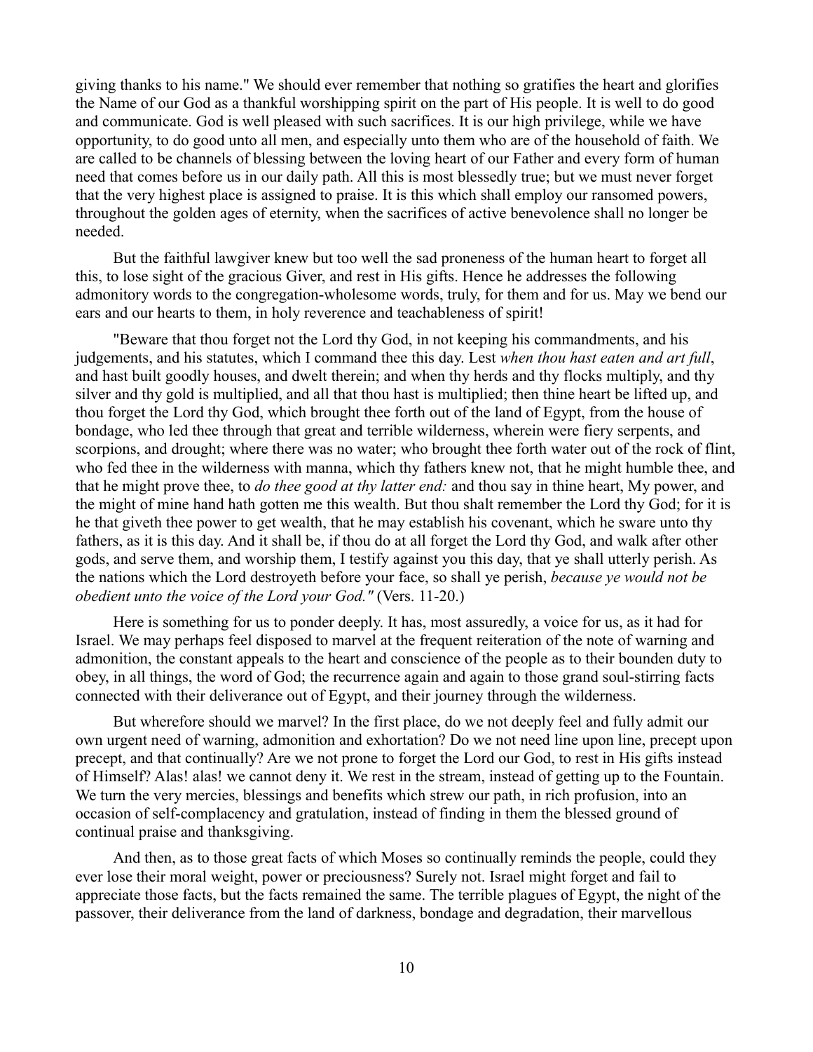giving thanks to his name." We should ever remember that nothing so gratifies the heart and glorifies the Name of our God as a thankful worshipping spirit on the part of His people. It is well to do good and communicate. God is well pleased with such sacrifices. It is our high privilege, while we have opportunity, to do good unto all men, and especially unto them who are of the household of faith. We are called to be channels of blessing between the loving heart of our Father and every form of human need that comes before us in our daily path. All this is most blessedly true; but we must never forget that the very highest place is assigned to praise. It is this which shall employ our ransomed powers, throughout the golden ages of eternity, when the sacrifices of active benevolence shall no longer be needed.

But the faithful lawgiver knew but too well the sad proneness of the human heart to forget all this, to lose sight of the gracious Giver, and rest in His gifts. Hence he addresses the following admonitory words to the congregation-wholesome words, truly, for them and for us. May we bend our ears and our hearts to them, in holy reverence and teachableness of spirit!

"Beware that thou forget not the Lord thy God, in not keeping his commandments, and his judgements, and his statutes, which I command thee this day. Lest *when thou hast eaten and art full*, and hast built goodly houses, and dwelt therein; and when thy herds and thy flocks multiply, and thy silver and thy gold is multiplied, and all that thou hast is multiplied; then thine heart be lifted up, and thou forget the Lord thy God, which brought thee forth out of the land of Egypt, from the house of bondage, who led thee through that great and terrible wilderness, wherein were fiery serpents, and scorpions, and drought; where there was no water; who brought thee forth water out of the rock of flint, who fed thee in the wilderness with manna, which thy fathers knew not, that he might humble thee, and that he might prove thee, to *do thee good at thy latter end:* and thou say in thine heart, My power, and the might of mine hand hath gotten me this wealth. But thou shalt remember the Lord thy God; for it is he that giveth thee power to get wealth, that he may establish his covenant, which he sware unto thy fathers, as it is this day. And it shall be, if thou do at all forget the Lord thy God, and walk after other gods, and serve them, and worship them, I testify against you this day, that ye shall utterly perish. As the nations which the Lord destroyeth before your face, so shall ye perish, *because ye would not be obedient unto the voice of the Lord your God."* (Vers. 11-20.)

Here is something for us to ponder deeply. It has, most assuredly, a voice for us, as it had for Israel. We may perhaps feel disposed to marvel at the frequent reiteration of the note of warning and admonition, the constant appeals to the heart and conscience of the people as to their bounden duty to obey, in all things, the word of God; the recurrence again and again to those grand soul-stirring facts connected with their deliverance out of Egypt, and their journey through the wilderness.

But wherefore should we marvel? In the first place, do we not deeply feel and fully admit our own urgent need of warning, admonition and exhortation? Do we not need line upon line, precept upon precept, and that continually? Are we not prone to forget the Lord our God, to rest in His gifts instead of Himself? Alas! alas! we cannot deny it. We rest in the stream, instead of getting up to the Fountain. We turn the very mercies, blessings and benefits which strew our path, in rich profusion, into an occasion of self-complacency and gratulation, instead of finding in them the blessed ground of continual praise and thanksgiving.

And then, as to those great facts of which Moses so continually reminds the people, could they ever lose their moral weight, power or preciousness? Surely not. Israel might forget and fail to appreciate those facts, but the facts remained the same. The terrible plagues of Egypt, the night of the passover, their deliverance from the land of darkness, bondage and degradation, their marvellous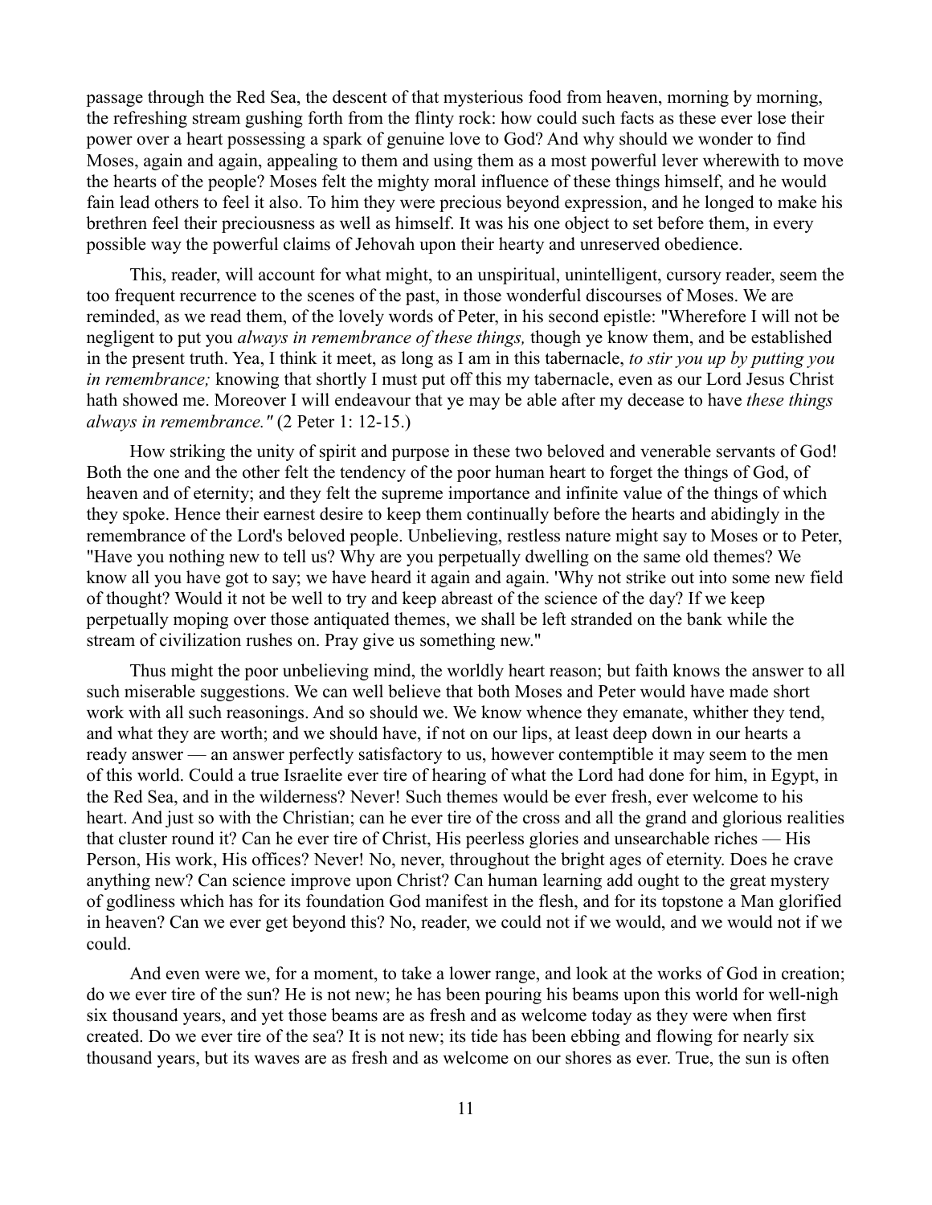passage through the Red Sea, the descent of that mysterious food from heaven, morning by morning, the refreshing stream gushing forth from the flinty rock: how could such facts as these ever lose their power over a heart possessing a spark of genuine love to God? And why should we wonder to find Moses, again and again, appealing to them and using them as a most powerful lever wherewith to move the hearts of the people? Moses felt the mighty moral influence of these things himself, and he would fain lead others to feel it also. To him they were precious beyond expression, and he longed to make his brethren feel their preciousness as well as himself. It was his one object to set before them, in every possible way the powerful claims of Jehovah upon their hearty and unreserved obedience.

This, reader, will account for what might, to an unspiritual, unintelligent, cursory reader, seem the too frequent recurrence to the scenes of the past, in those wonderful discourses of Moses. We are reminded, as we read them, of the lovely words of Peter, in his second epistle: "Wherefore I will not be negligent to put you *always in remembrance of these things,* though ye know them, and be established in the present truth. Yea, I think it meet, as long as I am in this tabernacle, *to stir you up by putting you in remembrance;* knowing that shortly I must put off this my tabernacle, even as our Lord Jesus Christ hath showed me. Moreover I will endeavour that ye may be able after my decease to have *these things always in remembrance."* (2 Peter 1: 12-15.)

How striking the unity of spirit and purpose in these two beloved and venerable servants of God! Both the one and the other felt the tendency of the poor human heart to forget the things of God, of heaven and of eternity; and they felt the supreme importance and infinite value of the things of which they spoke. Hence their earnest desire to keep them continually before the hearts and abidingly in the remembrance of the Lord's beloved people. Unbelieving, restless nature might say to Moses or to Peter, "Have you nothing new to tell us? Why are you perpetually dwelling on the same old themes? We know all you have got to say; we have heard it again and again. 'Why not strike out into some new field of thought? Would it not be well to try and keep abreast of the science of the day? If we keep perpetually moping over those antiquated themes, we shall be left stranded on the bank while the stream of civilization rushes on. Pray give us something new."

Thus might the poor unbelieving mind, the worldly heart reason; but faith knows the answer to all such miserable suggestions. We can well believe that both Moses and Peter would have made short work with all such reasonings. And so should we. We know whence they emanate, whither they tend, and what they are worth; and we should have, if not on our lips, at least deep down in our hearts a ready answer — an answer perfectly satisfactory to us, however contemptible it may seem to the men of this world. Could a true Israelite ever tire of hearing of what the Lord had done for him, in Egypt, in the Red Sea, and in the wilderness? Never! Such themes would be ever fresh, ever welcome to his heart. And just so with the Christian; can he ever tire of the cross and all the grand and glorious realities that cluster round it? Can he ever tire of Christ, His peerless glories and unsearchable riches — His Person, His work, His offices? Never! No, never, throughout the bright ages of eternity. Does he crave anything new? Can science improve upon Christ? Can human learning add ought to the great mystery of godliness which has for its foundation God manifest in the flesh, and for its topstone a Man glorified in heaven? Can we ever get beyond this? No, reader, we could not if we would, and we would not if we could.

And even were we, for a moment, to take a lower range, and look at the works of God in creation; do we ever tire of the sun? He is not new; he has been pouring his beams upon this world for well-nigh six thousand years, and yet those beams are as fresh and as welcome today as they were when first created. Do we ever tire of the sea? It is not new; its tide has been ebbing and flowing for nearly six thousand years, but its waves are as fresh and as welcome on our shores as ever. True, the sun is often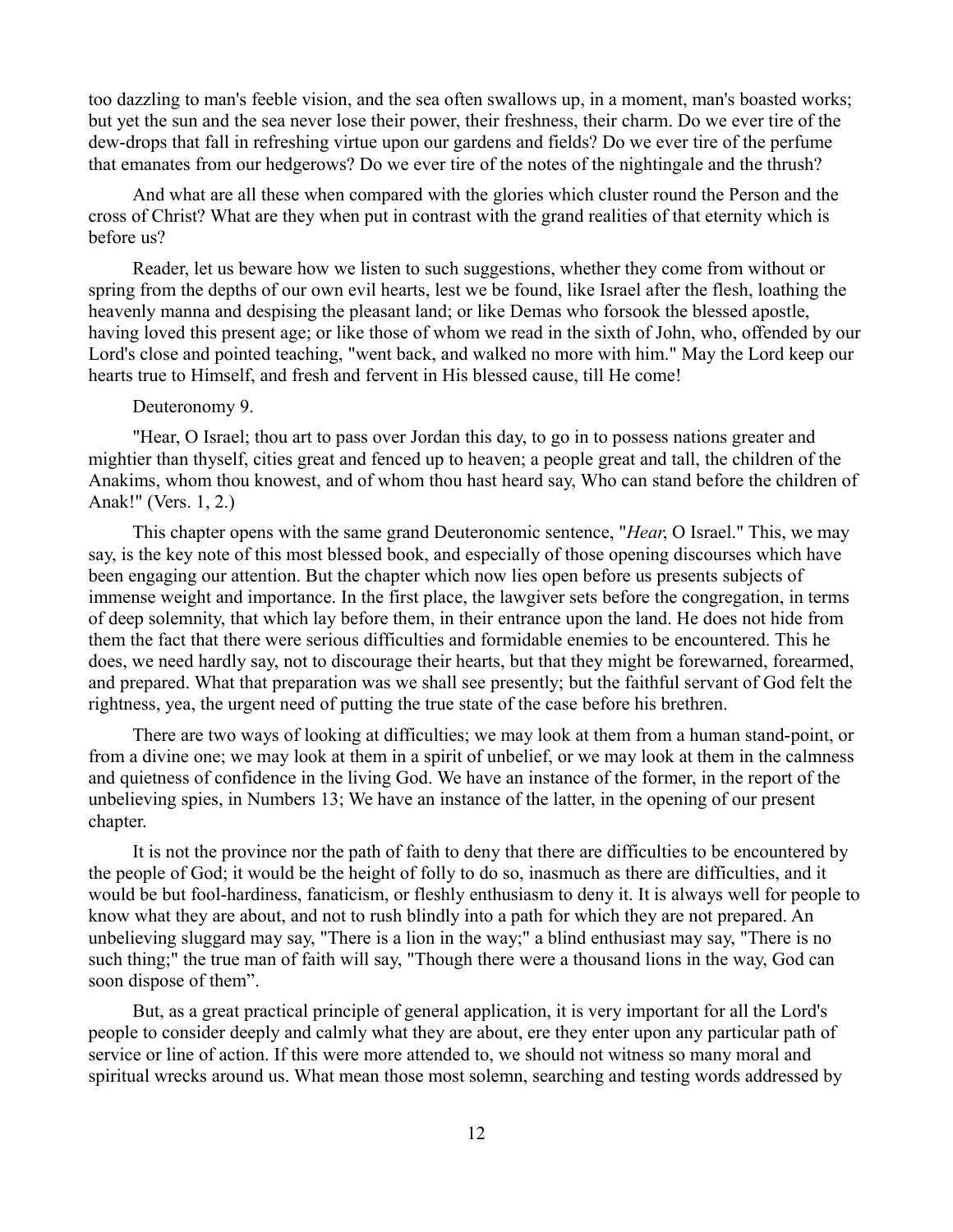too dazzling to man's feeble vision, and the sea often swallows up, in a moment, man's boasted works; but yet the sun and the sea never lose their power, their freshness, their charm. Do we ever tire of the dew-drops that fall in refreshing virtue upon our gardens and fields? Do we ever tire of the perfume that emanates from our hedgerows? Do we ever tire of the notes of the nightingale and the thrush?

And what are all these when compared with the glories which cluster round the Person and the cross of Christ? What are they when put in contrast with the grand realities of that eternity which is before us?

Reader, let us beware how we listen to such suggestions, whether they come from without or spring from the depths of our own evil hearts, lest we be found, like Israel after the flesh, loathing the heavenly manna and despising the pleasant land; or like Demas who forsook the blessed apostle, having loved this present age; or like those of whom we read in the sixth of John, who, offended by our Lord's close and pointed teaching, "went back, and walked no more with him." May the Lord keep our hearts true to Himself, and fresh and fervent in His blessed cause, till He come!

Deuteronomy 9.

"Hear, O Israel; thou art to pass over Jordan this day, to go in to possess nations greater and mightier than thyself, cities great and fenced up to heaven; a people great and tall, the children of the Anakims, whom thou knowest, and of whom thou hast heard say, Who can stand before the children of Anak!" (Vers. 1, 2.)

This chapter opens with the same grand Deuteronomic sentence, "*Hear*, O Israel." This, we may say, is the key note of this most blessed book, and especially of those opening discourses which have been engaging our attention. But the chapter which now lies open before us presents subjects of immense weight and importance. In the first place, the lawgiver sets before the congregation, in terms of deep solemnity, that which lay before them, in their entrance upon the land. He does not hide from them the fact that there were serious difficulties and formidable enemies to be encountered. This he does, we need hardly say, not to discourage their hearts, but that they might be forewarned, forearmed, and prepared. What that preparation was we shall see presently; but the faithful servant of God felt the rightness, yea, the urgent need of putting the true state of the case before his brethren.

There are two ways of looking at difficulties; we may look at them from a human stand-point, or from a divine one; we may look at them in a spirit of unbelief, or we may look at them in the calmness and quietness of confidence in the living God. We have an instance of the former, in the report of the unbelieving spies, in Numbers 13; We have an instance of the latter, in the opening of our present chapter.

It is not the province nor the path of faith to deny that there are difficulties to be encountered by the people of God; it would be the height of folly to do so, inasmuch as there are difficulties, and it would be but fool-hardiness, fanaticism, or fleshly enthusiasm to deny it. It is always well for people to know what they are about, and not to rush blindly into a path for which they are not prepared. An unbelieving sluggard may say, "There is a lion in the way;" a blind enthusiast may say, "There is no such thing;" the true man of faith will say, "Though there were a thousand lions in the way, God can soon dispose of them".

But, as a great practical principle of general application, it is very important for all the Lord's people to consider deeply and calmly what they are about, ere they enter upon any particular path of service or line of action. If this were more attended to, we should not witness so many moral and spiritual wrecks around us. What mean those most solemn, searching and testing words addressed by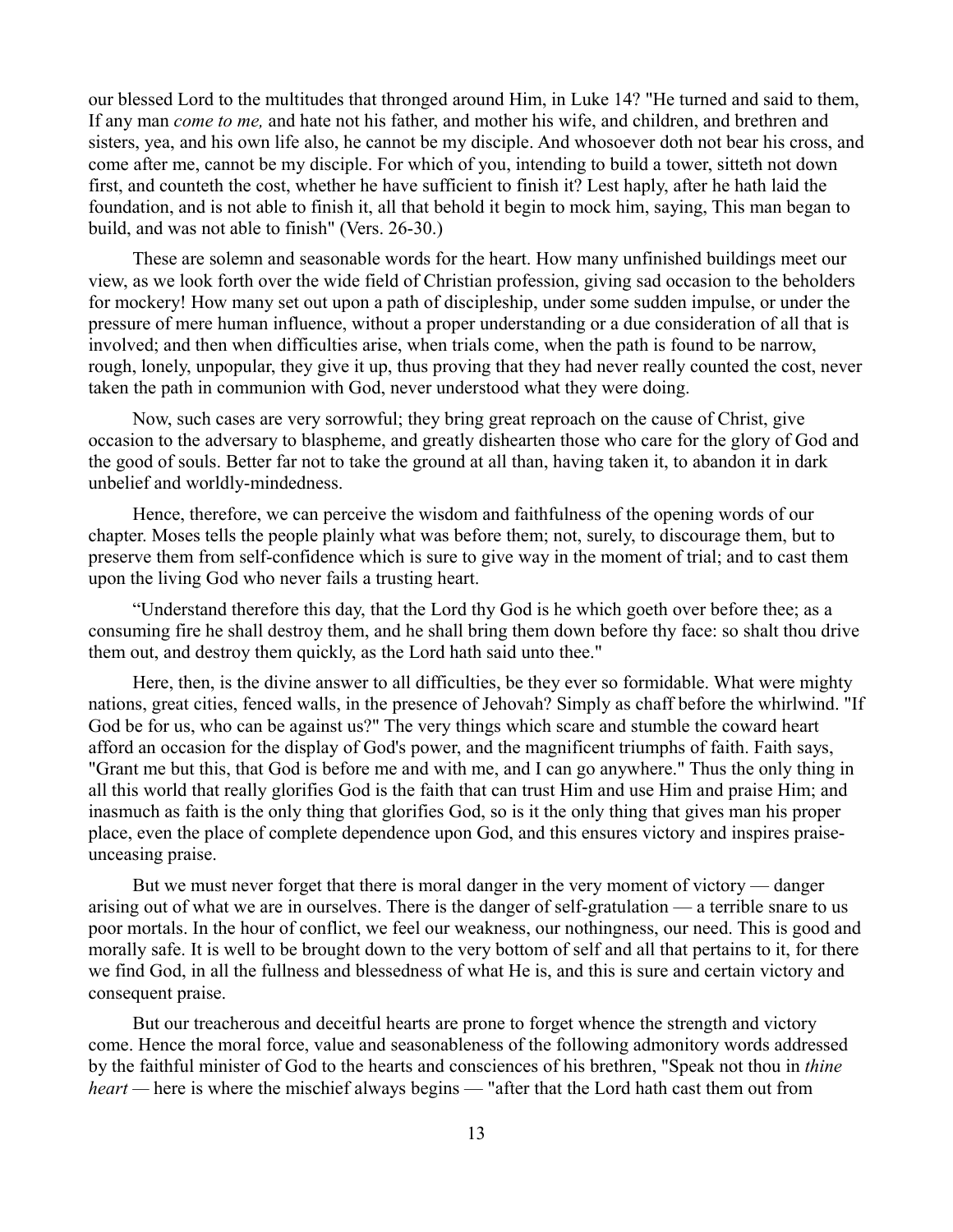our blessed Lord to the multitudes that thronged around Him, in Luke 14? "He turned and said to them, If any man *come to me,* and hate not his father, and mother his wife, and children, and brethren and sisters, yea, and his own life also, he cannot be my disciple. And whosoever doth not bear his cross, and come after me, cannot be my disciple. For which of you, intending to build a tower, sitteth not down first, and counteth the cost, whether he have sufficient to finish it? Lest haply, after he hath laid the foundation, and is not able to finish it, all that behold it begin to mock him, saying, This man began to build, and was not able to finish" (Vers. 26-30.)

These are solemn and seasonable words for the heart. How many unfinished buildings meet our view, as we look forth over the wide field of Christian profession, giving sad occasion to the beholders for mockery! How many set out upon a path of discipleship, under some sudden impulse, or under the pressure of mere human influence, without a proper understanding or a due consideration of all that is involved; and then when difficulties arise, when trials come, when the path is found to be narrow, rough, lonely, unpopular, they give it up, thus proving that they had never really counted the cost, never taken the path in communion with God, never understood what they were doing.

Now, such cases are very sorrowful; they bring great reproach on the cause of Christ, give occasion to the adversary to blaspheme, and greatly dishearten those who care for the glory of God and the good of souls. Better far not to take the ground at all than, having taken it, to abandon it in dark unbelief and worldly-mindedness.

Hence, therefore, we can perceive the wisdom and faithfulness of the opening words of our chapter. Moses tells the people plainly what was before them; not, surely, to discourage them, but to preserve them from self-confidence which is sure to give way in the moment of trial; and to cast them upon the living God who never fails a trusting heart.

"Understand therefore this day, that the Lord thy God is he which goeth over before thee; as a consuming fire he shall destroy them, and he shall bring them down before thy face: so shalt thou drive them out, and destroy them quickly, as the Lord hath said unto thee."

Here, then, is the divine answer to all difficulties, be they ever so formidable. What were mighty nations, great cities, fenced walls, in the presence of Jehovah? Simply as chaff before the whirlwind. "If God be for us, who can be against us?" The very things which scare and stumble the coward heart afford an occasion for the display of God's power, and the magnificent triumphs of faith. Faith says, "Grant me but this, that God is before me and with me, and I can go anywhere." Thus the only thing in all this world that really glorifies God is the faith that can trust Him and use Him and praise Him; and inasmuch as faith is the only thing that glorifies God, so is it the only thing that gives man his proper place, even the place of complete dependence upon God, and this ensures victory and inspires praise-unceasing praise.

But we must never forget that there is moral danger in the very moment of victory — danger arising out of what we are in ourselves. There is the danger of self-gratulation — a terrible snare to us poor mortals. In the hour of conflict, we feel our weakness, our nothingness, our need. This is good and morally safe. It is well to be brought down to the very bottom of self and all that pertains to it, for there we find God, in all the fullness and blessedness of what He is, and this is sure and certain victory and consequent praise.

But our treacherous and deceitful hearts are prone to forget whence the strength and victory come. Hence the moral force, value and seasonableness of the following admonitory words addressed by the faithful minister of God to the hearts and consciences of his brethren, "Speak not thou in *thine heart* — here is where the mischief always begins — "after that the Lord hath cast them out from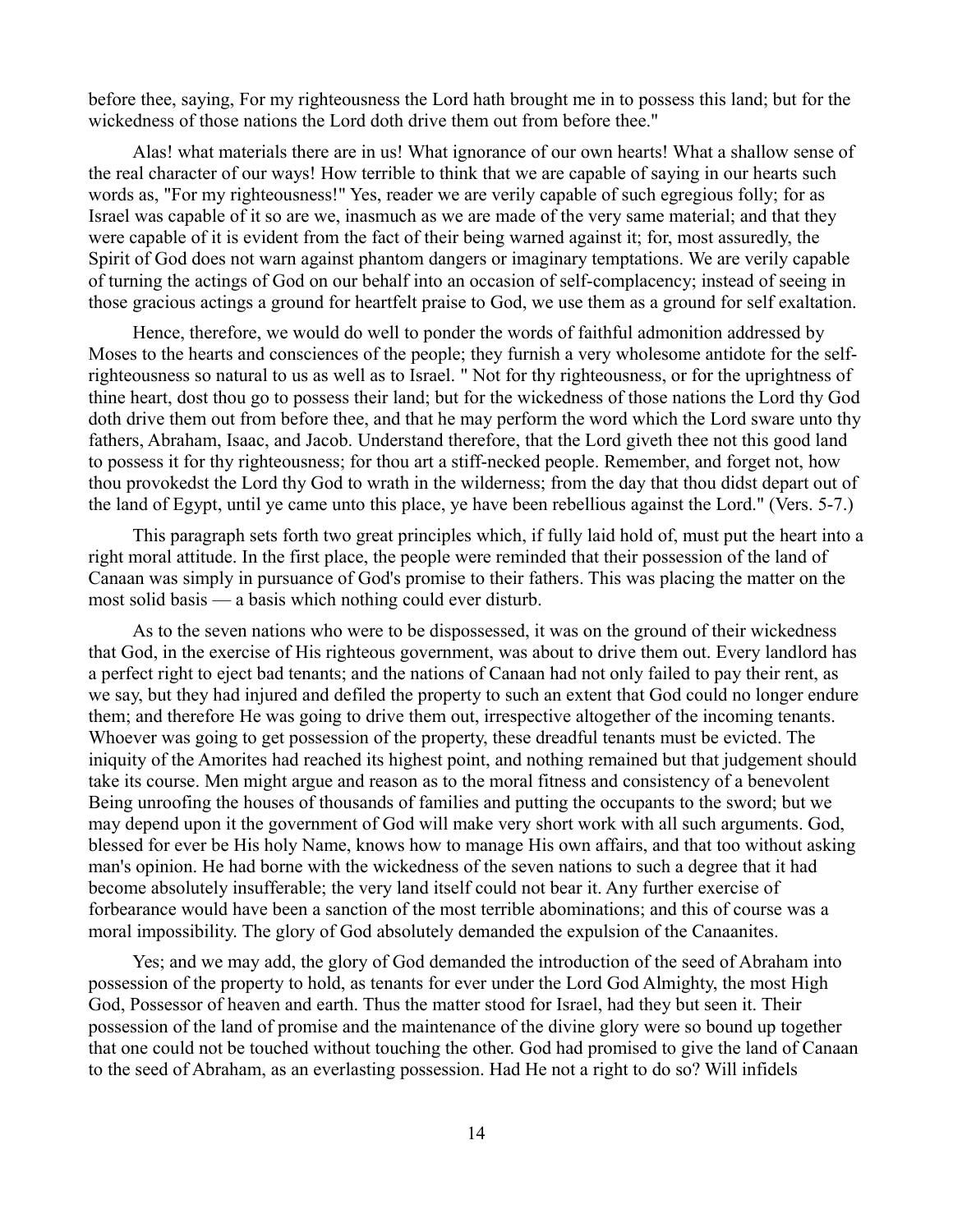before thee, saying, For my righteousness the Lord hath brought me in to possess this land; but for the wickedness of those nations the Lord doth drive them out from before thee."

Alas! what materials there are in us! What ignorance of our own hearts! What a shallow sense of the real character of our ways! How terrible to think that we are capable of saying in our hearts such words as, "For my righteousness!" Yes, reader we are verily capable of such egregious folly; for as Israel was capable of it so are we, inasmuch as we are made of the very same material; and that they were capable of it is evident from the fact of their being warned against it; for, most assuredly, the Spirit of God does not warn against phantom dangers or imaginary temptations. We are verily capable of turning the actings of God on our behalf into an occasion of self-complacency; instead of seeing in those gracious actings a ground for heartfelt praise to God, we use them as a ground for self exaltation.

Hence, therefore, we would do well to ponder the words of faithful admonition addressed by Moses to the hearts and consciences of the people; they furnish a very wholesome antidote for the self-righteousness so natural to us as well as to Israel. " Not for thy righteousness, or for the uprightness of thine heart, dost thou go to possess their land; but for the wickedness of those nations the Lord thy God doth drive them out from before thee, and that he may perform the word which the Lord sware unto thy fathers, Abraham, Isaac, and Jacob. Understand therefore, that the Lord giveth thee not this good land to possess it for thy righteousness; for thou art a stiff-necked people. Remember, and forget not, how thou provokedst the Lord thy God to wrath in the wilderness; from the day that thou didst depart out of the land of Egypt, until ye came unto this place, ye have been rebellious against the Lord." (Vers. 5-7.)

This paragraph sets forth two great principles which, if fully laid hold of, must put the heart into a right moral attitude. In the first place, the people were reminded that their possession of the land of Canaan was simply in pursuance of God's promise to their fathers. This was placing the matter on the most solid basis — a basis which nothing could ever disturb.

As to the seven nations who were to be dispossessed, it was on the ground of their wickedness that God, in the exercise of His righteous government, was about to drive them out. Every landlord has a perfect right to eject bad tenants; and the nations of Canaan had not only failed to pay their rent, as we say, but they had injured and defiled the property to such an extent that God could no longer endure them; and therefore He was going to drive them out, irrespective altogether of the incoming tenants. Whoever was going to get possession of the property, these dreadful tenants must be evicted. The iniquity of the Amorites had reached its highest point, and nothing remained but that judgement should take its course. Men might argue and reason as to the moral fitness and consistency of a benevolent Being unroofing the houses of thousands of families and putting the occupants to the sword; but we may depend upon it the government of God will make very short work with all such arguments. God, blessed for ever be His holy Name, knows how to manage His own affairs, and that too without asking man's opinion. He had borne with the wickedness of the seven nations to such a degree that it had become absolutely insufferable; the very land itself could not bear it. Any further exercise of forbearance would have been a sanction of the most terrible abominations; and this of course was a moral impossibility. The glory of God absolutely demanded the expulsion of the Canaanites.

Yes; and we may add, the glory of God demanded the introduction of the seed of Abraham into possession of the property to hold, as tenants for ever under the Lord God Almighty, the most High God, Possessor of heaven and earth. Thus the matter stood for Israel, had they but seen it. Their possession of the land of promise and the maintenance of the divine glory were so bound up together that one could not be touched without touching the other. God had promised to give the land of Canaan to the seed of Abraham, as an everlasting possession. Had He not a right to do so? Will infidels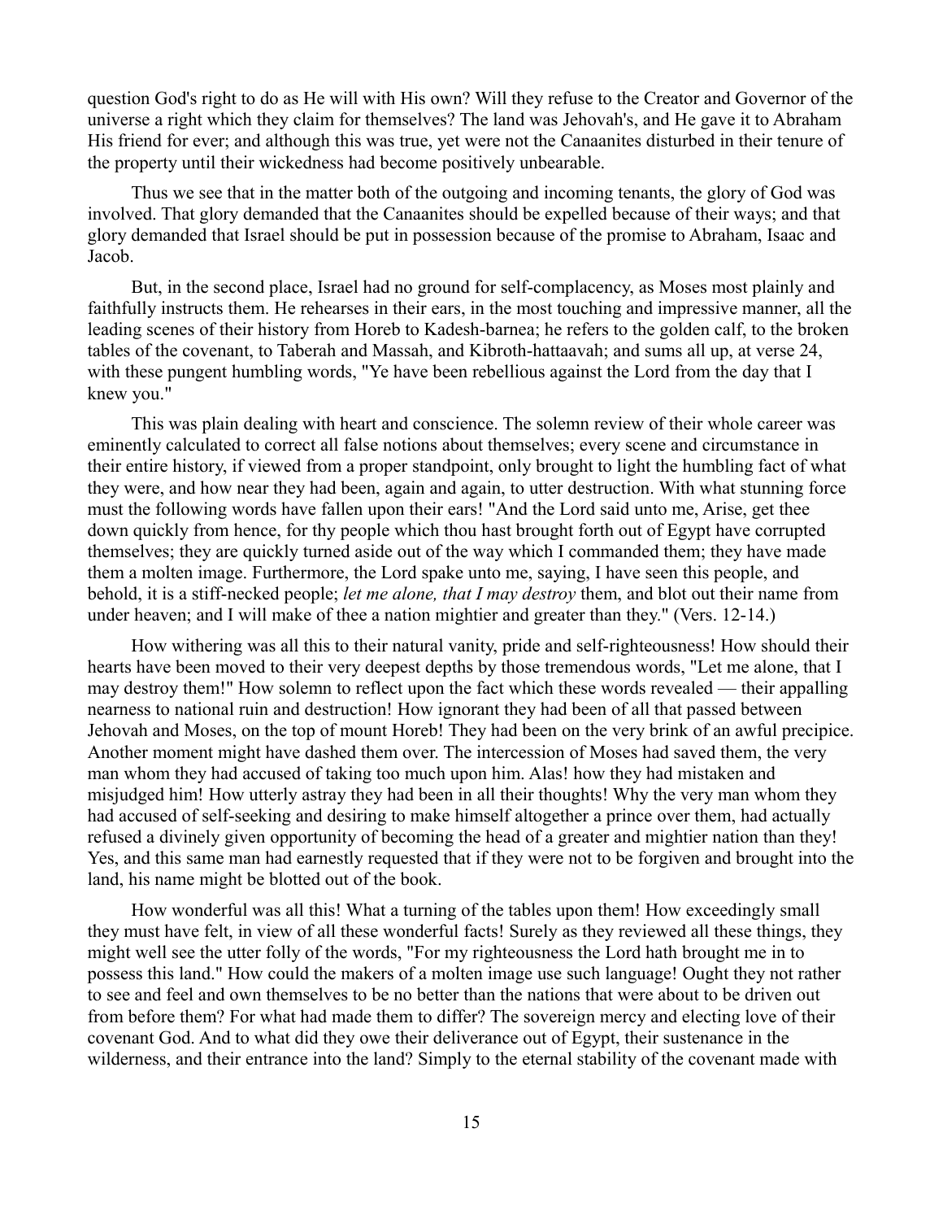question God's right to do as He will with His own? Will they refuse to the Creator and Governor of the universe a right which they claim for themselves? The land was Jehovah's, and He gave it to Abraham His friend for ever; and although this was true, yet were not the Canaanites disturbed in their tenure of the property until their wickedness had become positively unbearable.

Thus we see that in the matter both of the outgoing and incoming tenants, the glory of God was involved. That glory demanded that the Canaanites should be expelled because of their ways; and that glory demanded that Israel should be put in possession because of the promise to Abraham, Isaac and Jacob.

But, in the second place, Israel had no ground for self-complacency, as Moses most plainly and faithfully instructs them. He rehearses in their ears, in the most touching and impressive manner, all the leading scenes of their history from Horeb to Kadesh-barnea; he refers to the golden calf, to the broken tables of the covenant, to Taberah and Massah, and Kibroth-hattaavah; and sums all up, at verse 24, with these pungent humbling words, "Ye have been rebellious against the Lord from the day that I knew you."

This was plain dealing with heart and conscience. The solemn review of their whole career was eminently calculated to correct all false notions about themselves; every scene and circumstance in their entire history, if viewed from a proper standpoint, only brought to light the humbling fact of what they were, and how near they had been, again and again, to utter destruction. With what stunning force must the following words have fallen upon their ears! "And the Lord said unto me, Arise, get thee down quickly from hence, for thy people which thou hast brought forth out of Egypt have corrupted themselves; they are quickly turned aside out of the way which I commanded them; they have made them a molten image. Furthermore, the Lord spake unto me, saying, I have seen this people, and behold, it is a stiff-necked people; *let me alone, that I may destroy* them, and blot out their name from under heaven; and I will make of thee a nation mightier and greater than they." (Vers. 12-14.)

How withering was all this to their natural vanity, pride and self-righteousness! How should their hearts have been moved to their very deepest depths by those tremendous words, "Let me alone, that I may destroy them!" How solemn to reflect upon the fact which these words revealed — their appalling nearness to national ruin and destruction! How ignorant they had been of all that passed between Jehovah and Moses, on the top of mount Horeb! They had been on the very brink of an awful precipice. Another moment might have dashed them over. The intercession of Moses had saved them, the very man whom they had accused of taking too much upon him. Alas! how they had mistaken and misjudged him! How utterly astray they had been in all their thoughts! Why the very man whom they had accused of self-seeking and desiring to make himself altogether a prince over them, had actually refused a divinely given opportunity of becoming the head of a greater and mightier nation than they! Yes, and this same man had earnestly requested that if they were not to be forgiven and brought into the land, his name might be blotted out of the book.

How wonderful was all this! What a turning of the tables upon them! How exceedingly small they must have felt, in view of all these wonderful facts! Surely as they reviewed all these things, they might well see the utter folly of the words, "For my righteousness the Lord hath brought me in to possess this land." How could the makers of a molten image use such language! Ought they not rather to see and feel and own themselves to be no better than the nations that were about to be driven out from before them? For what had made them to differ? The sovereign mercy and electing love of their covenant God. And to what did they owe their deliverance out of Egypt, their sustenance in the wilderness, and their entrance into the land? Simply to the eternal stability of the covenant made with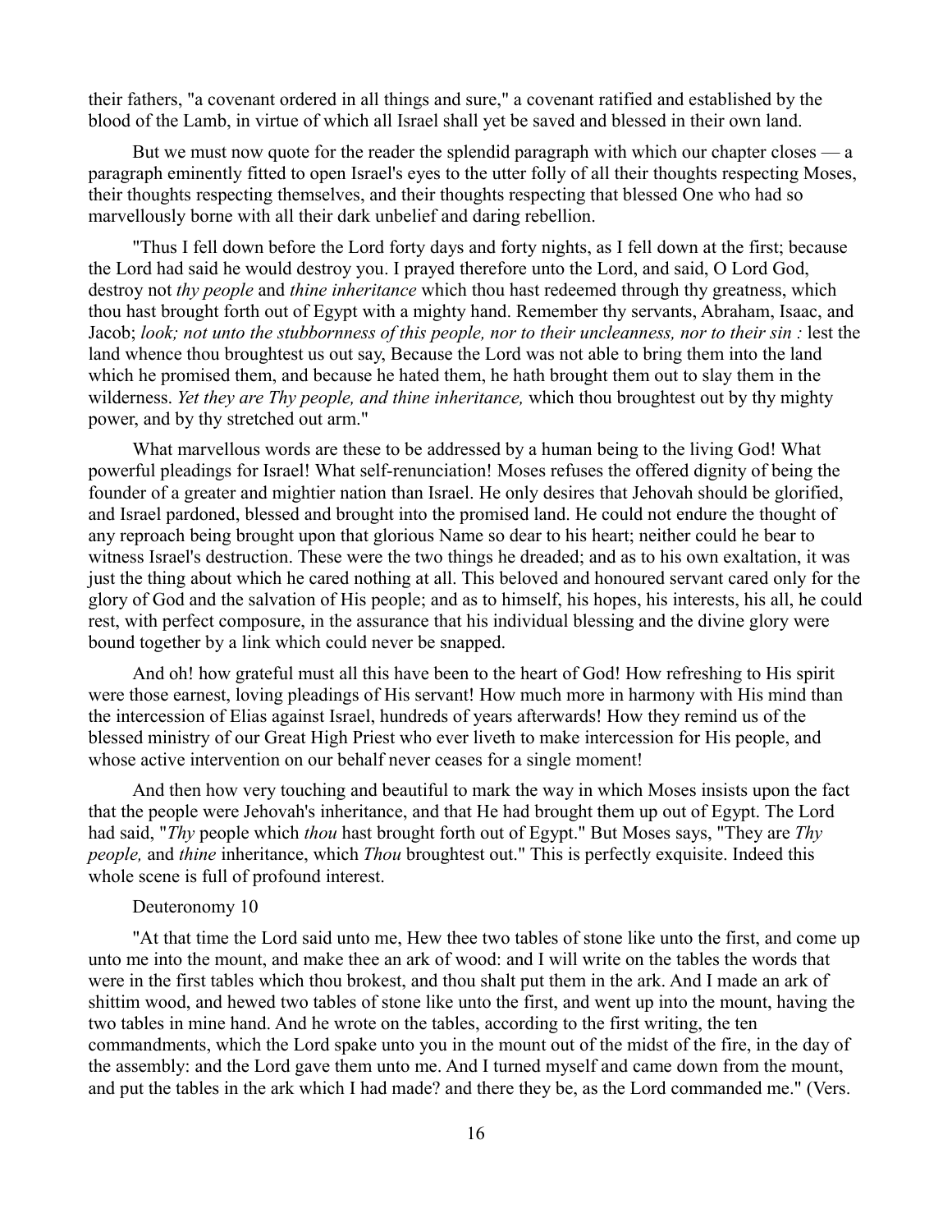their fathers, "a covenant ordered in all things and sure," a covenant ratified and established by the blood of the Lamb, in virtue of which all Israel shall yet be saved and blessed in their own land.

But we must now quote for the reader the splendid paragraph with which our chapter closes — a paragraph eminently fitted to open Israel's eyes to the utter folly of all their thoughts respecting Moses, their thoughts respecting themselves, and their thoughts respecting that blessed One who had so marvellously borne with all their dark unbelief and daring rebellion.

"Thus I fell down before the Lord forty days and forty nights, as I fell down at the first; because the Lord had said he would destroy you. I prayed therefore unto the Lord, and said, O Lord God, destroy not *thy people* and *thine inheritance* which thou hast redeemed through thy greatness, which thou hast brought forth out of Egypt with a mighty hand. Remember thy servants, Abraham, Isaac, and Jacob; *look; not unto the stubbornness of this people, nor to their uncleanness, nor to their sin :* lest the land whence thou broughtest us out say, Because the Lord was not able to bring them into the land which he promised them, and because he hated them, he hath brought them out to slay them in the wilderness. *Yet they are Thy people, and thine inheritance,* which thou broughtest out by thy mighty power, and by thy stretched out arm."

What marvellous words are these to be addressed by a human being to the living God! What powerful pleadings for Israel! What self-renunciation! Moses refuses the offered dignity of being the founder of a greater and mightier nation than Israel. He only desires that Jehovah should be glorified, and Israel pardoned, blessed and brought into the promised land. He could not endure the thought of any reproach being brought upon that glorious Name so dear to his heart; neither could he bear to witness Israel's destruction. These were the two things he dreaded; and as to his own exaltation, it was just the thing about which he cared nothing at all. This beloved and honoured servant cared only for the glory of God and the salvation of His people; and as to himself, his hopes, his interests, his all, he could rest, with perfect composure, in the assurance that his individual blessing and the divine glory were bound together by a link which could never be snapped.

And oh! how grateful must all this have been to the heart of God! How refreshing to His spirit were those earnest, loving pleadings of His servant! How much more in harmony with His mind than the intercession of Elias against Israel, hundreds of years afterwards! How they remind us of the blessed ministry of our Great High Priest who ever liveth to make intercession for His people, and whose active intervention on our behalf never ceases for a single moment!

And then how very touching and beautiful to mark the way in which Moses insists upon the fact that the people were Jehovah's inheritance, and that He had brought them up out of Egypt. The Lord had said, "*Thy* people which *thou* hast brought forth out of Egypt." But Moses says, "They are *Thy people,* and *thine* inheritance, which *Thou* broughtest out." This is perfectly exquisite. Indeed this whole scene is full of profound interest.

## Deuteronomy 10

"At that time the Lord said unto me, Hew thee two tables of stone like unto the first, and come up unto me into the mount, and make thee an ark of wood: and I will write on the tables the words that were in the first tables which thou brokest, and thou shalt put them in the ark. And I made an ark of shittim wood, and hewed two tables of stone like unto the first, and went up into the mount, having the two tables in mine hand. And he wrote on the tables, according to the first writing, the ten commandments, which the Lord spake unto you in the mount out of the midst of the fire, in the day of the assembly: and the Lord gave them unto me. And I turned myself and came down from the mount, and put the tables in the ark which I had made? and there they be, as the Lord commanded me." (Vers.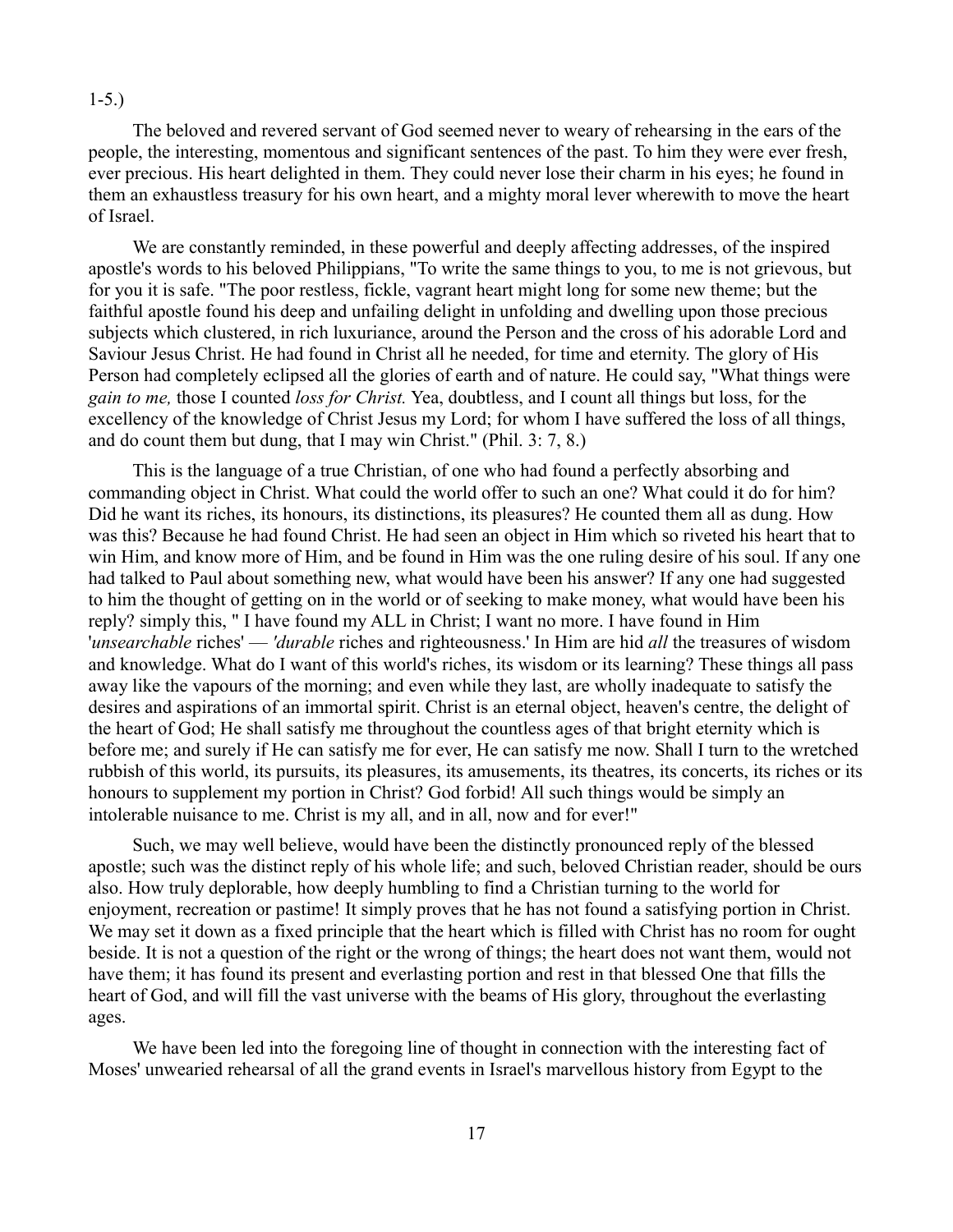1-5.)

The beloved and revered servant of God seemed never to weary of rehearsing in the ears of the people, the interesting, momentous and significant sentences of the past. To him they were ever fresh, ever precious. His heart delighted in them. They could never lose their charm in his eyes; he found in them an exhaustless treasury for his own heart, and a mighty moral lever wherewith to move the heart of Israel.

We are constantly reminded, in these powerful and deeply affecting addresses, of the inspired apostle's words to his beloved Philippians, "To write the same things to you, to me is not grievous, but for you it is safe. "The poor restless, fickle, vagrant heart might long for some new theme; but the faithful apostle found his deep and unfailing delight in unfolding and dwelling upon those precious subjects which clustered, in rich luxuriance, around the Person and the cross of his adorable Lord and Saviour Jesus Christ. He had found in Christ all he needed, for time and eternity. The glory of His Person had completely eclipsed all the glories of earth and of nature. He could say, "What things were *gain to me,* those I counted *loss for Christ.* Yea, doubtless, and I count all things but loss, for the excellency of the knowledge of Christ Jesus my Lord; for whom I have suffered the loss of all things, and do count them but dung, that I may win Christ." (Phil. 3: 7, 8.)

This is the language of a true Christian, of one who had found a perfectly absorbing and commanding object in Christ. What could the world offer to such an one? What could it do for him? Did he want its riches, its honours, its distinctions, its pleasures? He counted them all as dung. How was this? Because he had found Christ. He had seen an object in Him which so riveted his heart that to win Him, and know more of Him, and be found in Him was the one ruling desire of his soul. If any one had talked to Paul about something new, what would have been his answer? If any one had suggested to him the thought of getting on in the world or of seeking to make money, what would have been his reply? simply this, " I have found my ALL in Christ; I want no more. I have found in Him '*unsearchable* riches' — '*durable* riches and righteousness.' In Him are hid *all* the treasures of wisdom and knowledge. What do I want of this world's riches, its wisdom or its learning? These things all pass away like the vapours of the morning; and even while they last, are wholly inadequate to satisfy the desires and aspirations of an immortal spirit. Christ is an eternal object, heaven's centre, the delight of the heart of God; He shall satisfy me throughout the countless ages of that bright eternity which is before me; and surely if He can satisfy me for ever, He can satisfy me now. Shall I turn to the wretched rubbish of this world, its pursuits, its pleasures, its amusements, its theatres, its concerts, its riches or its honours to supplement my portion in Christ? God forbid! All such things would be simply an intolerable nuisance to me. Christ is my all, and in all, now and for ever!"

Such, we may well believe, would have been the distinctly pronounced reply of the blessed apostle; such was the distinct reply of his whole life; and such, beloved Christian reader, should be ours also. How truly deplorable, how deeply humbling to find a Christian turning to the world for enjoyment, recreation or pastime! It simply proves that he has not found a satisfying portion in Christ. We may set it down as a fixed principle that the heart which is filled with Christ has no room for ought beside. It is not a question of the right or the wrong of things; the heart does not want them, would not have them; it has found its present and everlasting portion and rest in that blessed One that fills the heart of God, and will fill the vast universe with the beams of His glory, throughout the everlasting ages.

We have been led into the foregoing line of thought in connection with the interesting fact of Moses' unwearied rehearsal of all the grand events in Israel's marvellous history from Egypt to the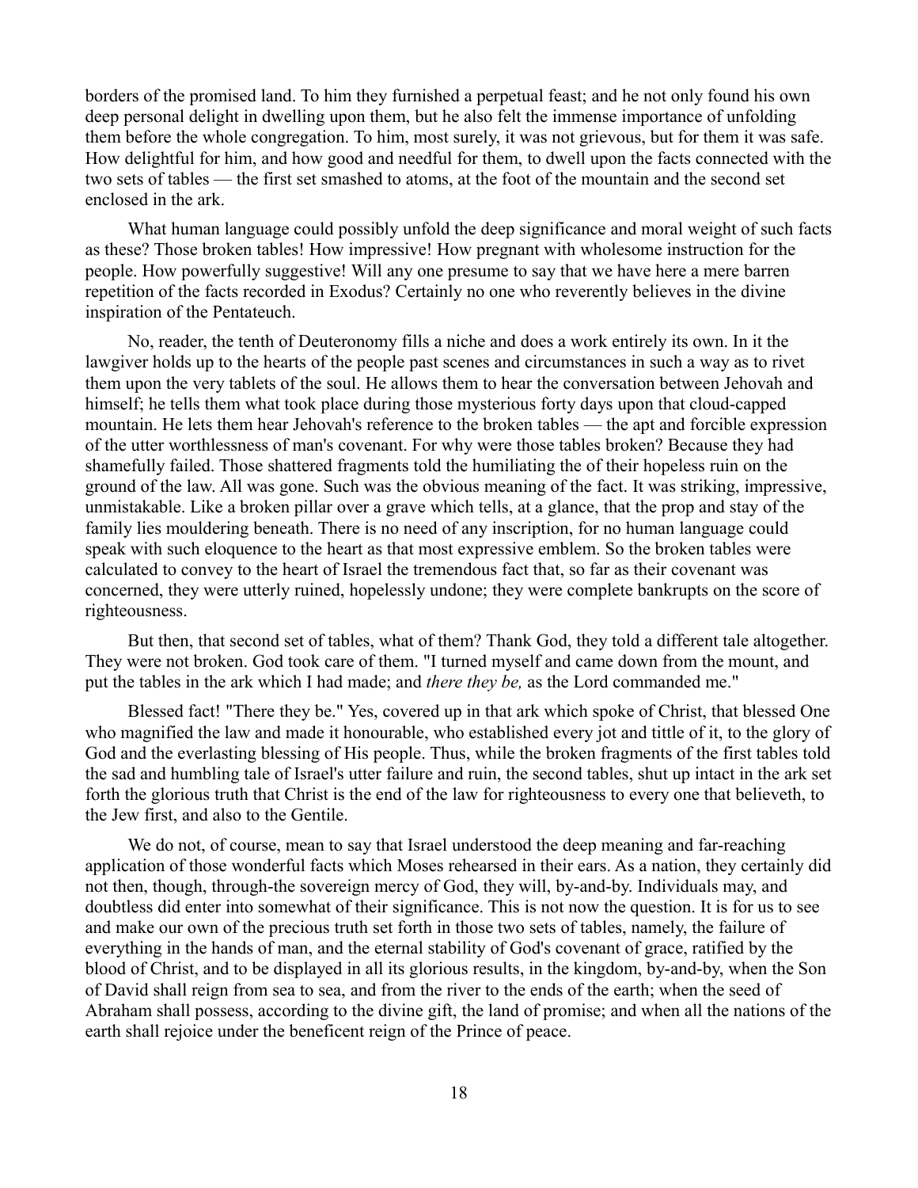borders of the promised land. To him they furnished a perpetual feast; and he not only found his own deep personal delight in dwelling upon them, but he also felt the immense importance of unfolding them before the whole congregation. To him, most surely, it was not grievous, but for them it was safe. How delightful for him, and how good and needful for them, to dwell upon the facts connected with the two sets of tables — the first set smashed to atoms, at the foot of the mountain and the second set enclosed in the ark.

What human language could possibly unfold the deep significance and moral weight of such facts as these? Those broken tables! How impressive! How pregnant with wholesome instruction for the people. How powerfully suggestive! Will any one presume to say that we have here a mere barren repetition of the facts recorded in Exodus? Certainly no one who reverently believes in the divine inspiration of the Pentateuch.

No, reader, the tenth of Deuteronomy fills a niche and does a work entirely its own. In it the lawgiver holds up to the hearts of the people past scenes and circumstances in such a way as to rivet them upon the very tablets of the soul. He allows them to hear the conversation between Jehovah and himself; he tells them what took place during those mysterious forty days upon that cloud-capped mountain. He lets them hear Jehovah's reference to the broken tables — the apt and forcible expression of the utter worthlessness of man's covenant. For why were those tables broken? Because they had shamefully failed. Those shattered fragments told the humiliating the of their hopeless ruin on the ground of the law. All was gone. Such was the obvious meaning of the fact. It was striking, impressive, unmistakable. Like a broken pillar over a grave which tells, at a glance, that the prop and stay of the family lies mouldering beneath. There is no need of any inscription, for no human language could speak with such eloquence to the heart as that most expressive emblem. So the broken tables were calculated to convey to the heart of Israel the tremendous fact that, so far as their covenant was concerned, they were utterly ruined, hopelessly undone; they were complete bankrupts on the score of righteousness.

But then, that second set of tables, what of them? Thank God, they told a different tale altogether. They were not broken. God took care of them. "I turned myself and came down from the mount, and put the tables in the ark which I had made; and *there they be,* as the Lord commanded me."

Blessed fact! "There they be." Yes, covered up in that ark which spoke of Christ, that blessed One who magnified the law and made it honourable, who established every jot and tittle of it, to the glory of God and the everlasting blessing of His people. Thus, while the broken fragments of the first tables told the sad and humbling tale of Israel's utter failure and ruin, the second tables, shut up intact in the ark set forth the glorious truth that Christ is the end of the law for righteousness to every one that believeth, to the Jew first, and also to the Gentile.

We do not, of course, mean to say that Israel understood the deep meaning and far-reaching application of those wonderful facts which Moses rehearsed in their ears. As a nation, they certainly did not then, though, through-the sovereign mercy of God, they will, by-and-by. Individuals may, and doubtless did enter into somewhat of their significance. This is not now the question. It is for us to see and make our own of the precious truth set forth in those two sets of tables, namely, the failure of everything in the hands of man, and the eternal stability of God's covenant of grace, ratified by the blood of Christ, and to be displayed in all its glorious results, in the kingdom, by-and-by, when the Son of David shall reign from sea to sea, and from the river to the ends of the earth; when the seed of Abraham shall possess, according to the divine gift, the land of promise; and when all the nations of the earth shall rejoice under the beneficent reign of the Prince of peace.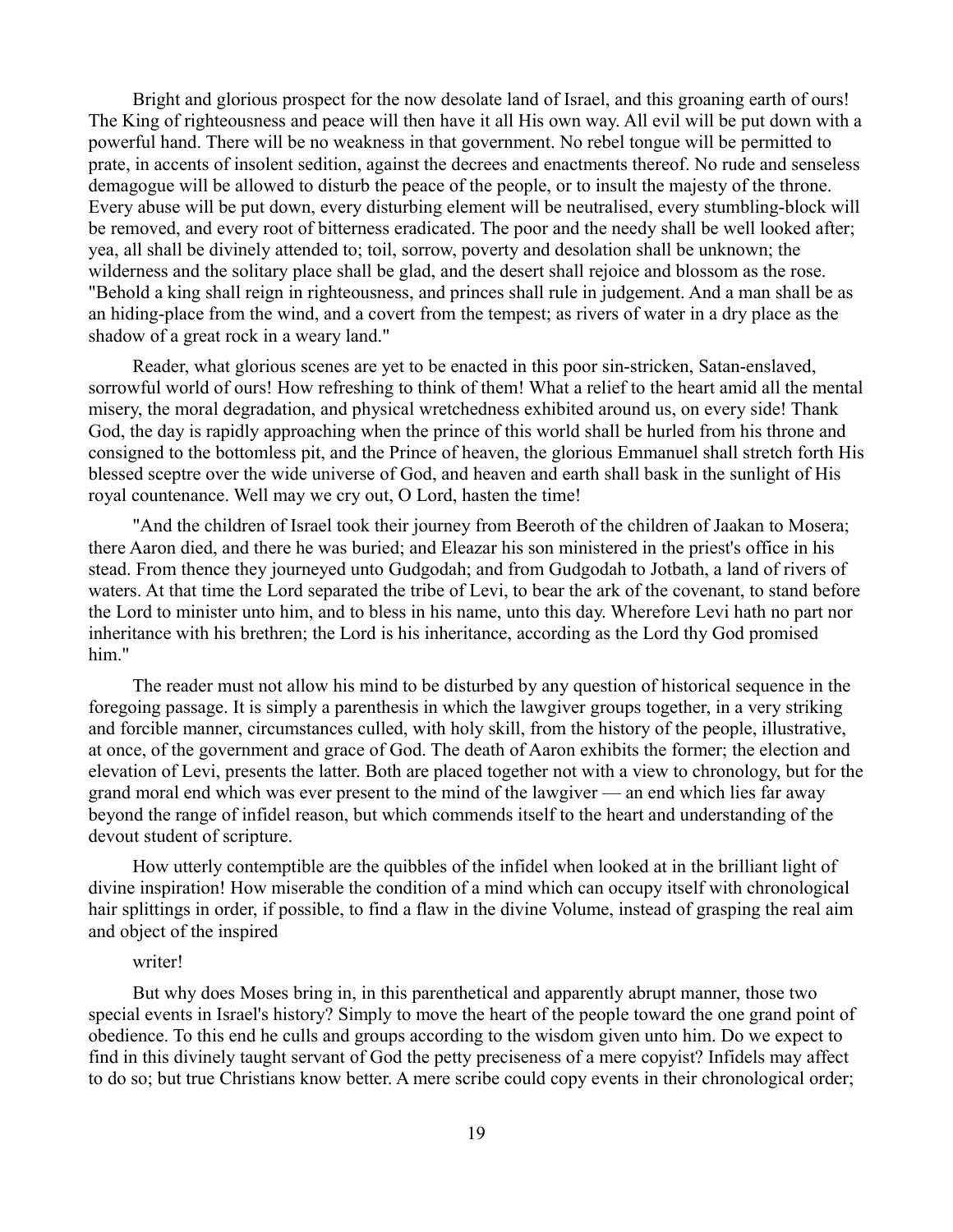Bright and glorious prospect for the now desolate land of Israel, and this groaning earth of ours! The King of righteousness and peace will then have it all His own way. All evil will be put down with a powerful hand. There will be no weakness in that government. No rebel tongue will be permitted to prate, in accents of insolent sedition, against the decrees and enactments thereof. No rude and senseless demagogue will be allowed to disturb the peace of the people, or to insult the majesty of the throne. Every abuse will be put down, every disturbing element will be neutralised, every stumbling-block will be removed, and every root of bitterness eradicated. The poor and the needy shall be well looked after; yea, all shall be divinely attended to; toil, sorrow, poverty and desolation shall be unknown; the wilderness and the solitary place shall be glad, and the desert shall rejoice and blossom as the rose. "Behold a king shall reign in righteousness, and princes shall rule in judgement. And a man shall be as an hiding-place from the wind, and a covert from the tempest; as rivers of water in a dry place as the shadow of a great rock in a weary land."

Reader, what glorious scenes are yet to be enacted in this poor sin-stricken, Satan-enslaved, sorrowful world of ours! How refreshing to think of them! What a relief to the heart amid all the mental misery, the moral degradation, and physical wretchedness exhibited around us, on every side! Thank God, the day is rapidly approaching when the prince of this world shall be hurled from his throne and consigned to the bottomless pit, and the Prince of heaven, the glorious Emmanuel shall stretch forth His blessed sceptre over the wide universe of God, and heaven and earth shall bask in the sunlight of His royal countenance. Well may we cry out, O Lord, hasten the time!

"And the children of Israel took their journey from Beeroth of the children of Jaakan to Mosera; there Aaron died, and there he was buried; and Eleazar his son ministered in the priest's office in his stead. From thence they journeyed unto Gudgodah; and from Gudgodah to Jotbath, a land of rivers of waters. At that time the Lord separated the tribe of Levi, to bear the ark of the covenant, to stand before the Lord to minister unto him, and to bless in his name, unto this day. Wherefore Levi hath no part nor inheritance with his brethren; the Lord is his inheritance, according as the Lord thy God promised him."

The reader must not allow his mind to be disturbed by any question of historical sequence in the foregoing passage. It is simply a parenthesis in which the lawgiver groups together, in a very striking and forcible manner, circumstances culled, with holy skill, from the history of the people, illustrative, at once, of the government and grace of God. The death of Aaron exhibits the former; the election and elevation of Levi, presents the latter. Both are placed together not with a view to chronology, but for the grand moral end which was ever present to the mind of the lawgiver — an end which lies far away beyond the range of infidel reason, but which commends itself to the heart and understanding of the devout student of scripture.

How utterly contemptible are the quibbles of the infidel when looked at in the brilliant light of divine inspiration! How miserable the condition of a mind which can occupy itself with chronological hair splittings in order, if possible, to find a flaw in the divine Volume, instead of grasping the real aim and object of the inspired writer!

But why does Moses bring in, in this parenthetical and apparently abrupt manner, those two special events in Israel's history? Simply to move the heart of the people toward the one grand point of obedience. To this end he culls and groups according to the wisdom given unto him. Do we expect to find in this divinely taught servant of God the petty preciseness of a mere copyist? Infidels may affect to do so; but true Christians know better. A mere scribe could copy events in their chronological order;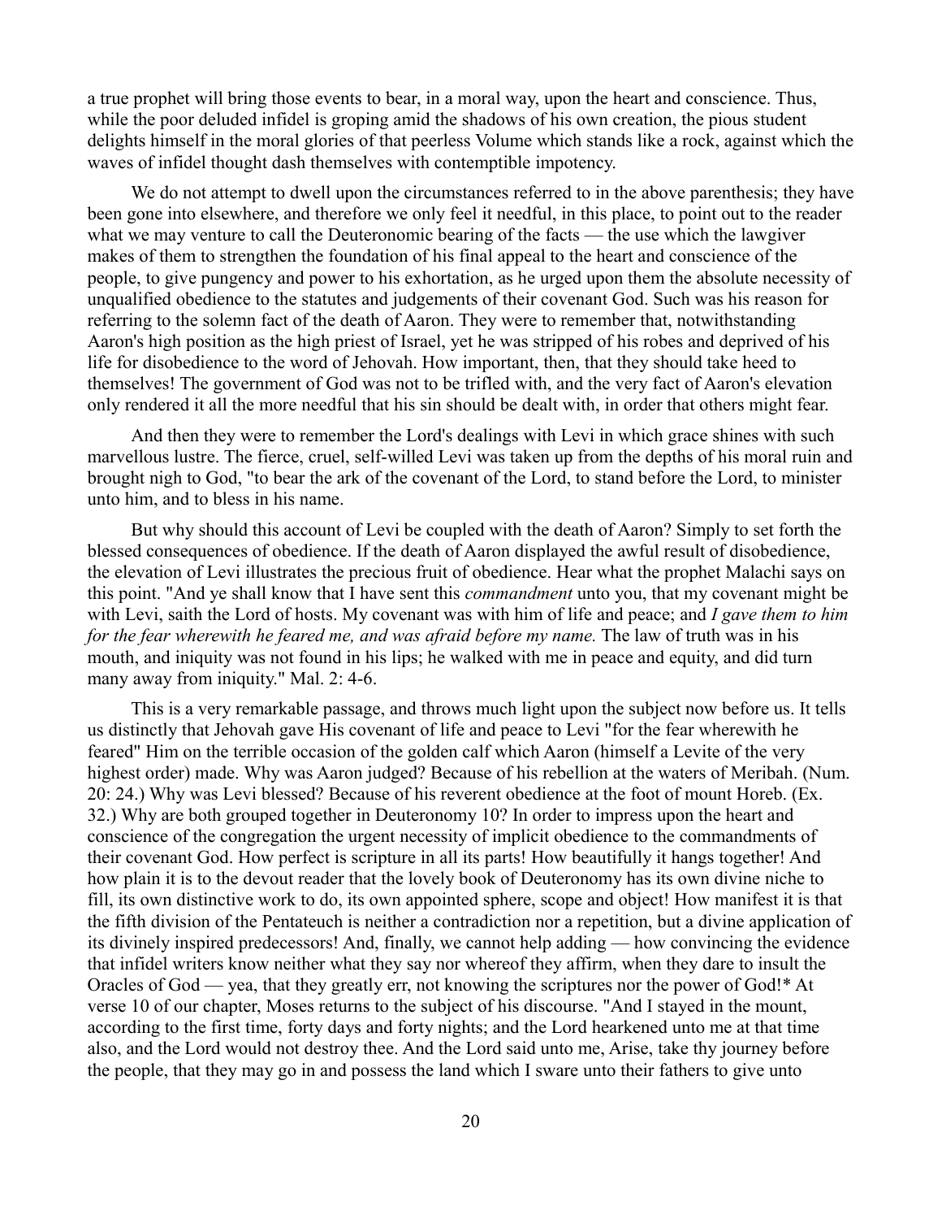a true prophet will bring those events to bear, in a moral way, upon the heart and conscience. Thus, while the poor deluded infidel is groping amid the shadows of his own creation, the pious student delights himself in the moral glories of that peerless Volume which stands like a rock, against which the waves of infidel thought dash themselves with contemptible impotency.

We do not attempt to dwell upon the circumstances referred to in the above parenthesis; they have been gone into elsewhere, and therefore we only feel it needful, in this place, to point out to the reader what we may venture to call the Deuteronomic bearing of the facts — the use which the lawgiver makes of them to strengthen the foundation of his final appeal to the heart and conscience of the people, to give pungency and power to his exhortation, as he urged upon them the absolute necessity of unqualified obedience to the statutes and judgements of their covenant God. Such was his reason for referring to the solemn fact of the death of Aaron. They were to remember that, notwithstanding Aaron's high position as the high priest of Israel, yet he was stripped of his robes and deprived of his life for disobedience to the word of Jehovah. How important, then, that they should take heed to themselves! The government of God was not to be trifled with, and the very fact of Aaron's elevation only rendered it all the more needful that his sin should be dealt with, in order that others might fear.

And then they were to remember the Lord's dealings with Levi in which grace shines with such marvellous lustre. The fierce, cruel, self-willed Levi was taken up from the depths of his moral ruin and brought nigh to God, "to bear the ark of the covenant of the Lord, to stand before the Lord, to minister unto him, and to bless in his name.

But why should this account of Levi be coupled with the death of Aaron? Simply to set forth the blessed consequences of obedience. If the death of Aaron displayed the awful result of disobedience, the elevation of Levi illustrates the precious fruit of obedience. Hear what the prophet Malachi says on this point. "And ye shall know that I have sent this *commandment* unto you, that my covenant might be with Levi, saith the Lord of hosts. My covenant was with him of life and peace; and *I gave them to him for the fear wherewith he feared me, and was afraid before my name.* The law of truth was in his mouth, and iniquity was not found in his lips; he walked with me in peace and equity, and did turn many away from iniquity." Mal. 2: 4-6.

This is a very remarkable passage, and throws much light upon the subject now before us. It tells us distinctly that Jehovah gave His covenant of life and peace to Levi "for the fear wherewith he feared" Him on the terrible occasion of the golden calf which Aaron (himself a Levite of the very highest order) made. Why was Aaron judged? Because of his rebellion at the waters of Meribah. (Num. 20: 24.) Why was Levi blessed? Because of his reverent obedience at the foot of mount Horeb. (Ex. 32.) Why are both grouped together in Deuteronomy 10? In order to impress upon the heart and conscience of the congregation the urgent necessity of implicit obedience to the commandments of their covenant God. How perfect is scripture in all its parts! How beautifully it hangs together! And how plain it is to the devout reader that the lovely book of Deuteronomy has its own divine niche to fill, its own distinctive work to do, its own appointed sphere, scope and object! How manifest it is that the fifth division of the Pentateuch is neither a contradiction nor a repetition, but a divine application of its divinely inspired predecessors! And, finally, we cannot help adding — how convincing the evidence that infidel writers know neither what they say nor whereof they affirm, when they dare to insult the Oracles of God — yea, that they greatly err, not knowing the scriptures nor the power of God!* At verse 10 of our chapter, Moses returns to the subject of his discourse. "And I stayed in the mount, according to the first time, forty days and forty nights; and the Lord hearkened unto me at that time also, and the Lord would not destroy thee. And the Lord said unto me, Arise, take thy journey before the people, that they may go in and possess the land which I sware unto their fathers to give unto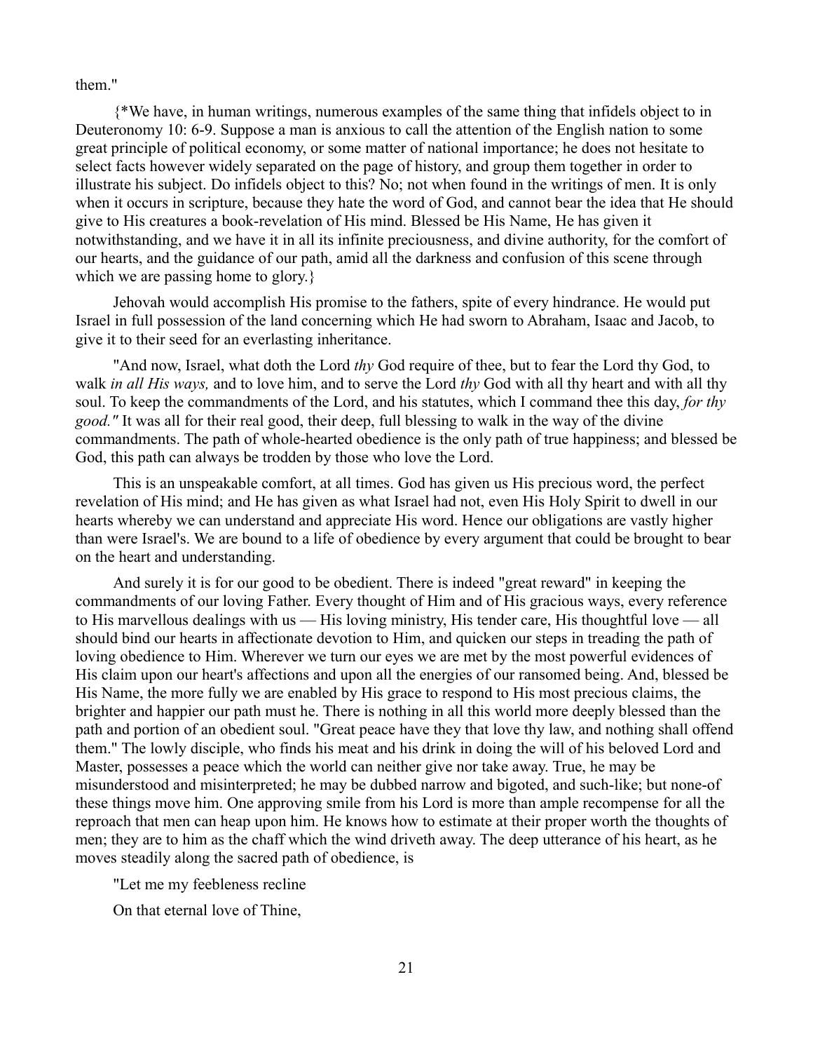them."

{*We have, in human writings, numerous examples of the same thing that infidels object to in Deuteronomy 10: 6-9. Suppose a man is anxious to call the attention of the English nation to some great principle of political economy, or some matter of national importance; he does not hesitate to select facts however widely separated on the page of history, and group them together in order to illustrate his subject. Do infidels object to this? No; not when found in the writings of men. It is only when it occurs in scripture, because they hate the word of God, and cannot bear the idea that He should give to His creatures a book-revelation of His mind. Blessed be His Name, He has given it notwithstanding, and we have it in all its infinite preciousness, and divine authority, for the comfort of our hearts, and the guidance of our path, amid all the darkness and confusion of this scene through which we are passing home to glory.}

Jehovah would accomplish His promise to the fathers, spite of every hindrance. He would put Israel in full possession of the land concerning which He had sworn to Abraham, Isaac and Jacob, to give it to their seed for an everlasting inheritance.

"And now, Israel, what doth the Lord *thy* God require of thee, but to fear the Lord thy God, to walk *in all His ways,* and to love him, and to serve the Lord *thy* God with all thy heart and with all thy soul. To keep the commandments of the Lord, and his statutes, which I command thee this day, *for thy good."* It was all for their real good, their deep, full blessing to walk in the way of the divine commandments. The path of whole-hearted obedience is the only path of true happiness; and blessed be God, this path can always be trodden by those who love the Lord.

This is an unspeakable comfort, at all times. God has given us His precious word, the perfect revelation of His mind; and He has given as what Israel had not, even His Holy Spirit to dwell in our hearts whereby we can understand and appreciate His word. Hence our obligations are vastly higher than were Israel's. We are bound to a life of obedience by every argument that could be brought to bear on the heart and understanding.

And surely it is for our good to be obedient. There is indeed "great reward" in keeping the commandments of our loving Father. Every thought of Him and of His gracious ways, every reference to His marvellous dealings with us — His loving ministry, His tender care, His thoughtful love — all should bind our hearts in affectionate devotion to Him, and quicken our steps in treading the path of loving obedience to Him. Wherever we turn our eyes we are met by the most powerful evidences of His claim upon our heart's affections and upon all the energies of our ransomed being. And, blessed be His Name, the more fully we are enabled by His grace to respond to His most precious claims, the brighter and happier our path must he. There is nothing in all this world more deeply blessed than the path and portion of an obedient soul. "Great peace have they that love thy law, and nothing shall offend them." The lowly disciple, who finds his meat and his drink in doing the will of his beloved Lord and Master, possesses a peace which the world can neither give nor take away. True, he may be misunderstood and misinterpreted; he may be dubbed narrow and bigoted, and such-like; but none-of these things move him. One approving smile from his Lord is more than ample recompense for all the reproach that men can heap upon him. He knows how to estimate at their proper worth the thoughts of men; they are to him as the chaff which the wind driveth away. The deep utterance of his heart, as he moves steadily along the sacred path of obedience, is

"Let me my feebleness recline

On that eternal love of Thine,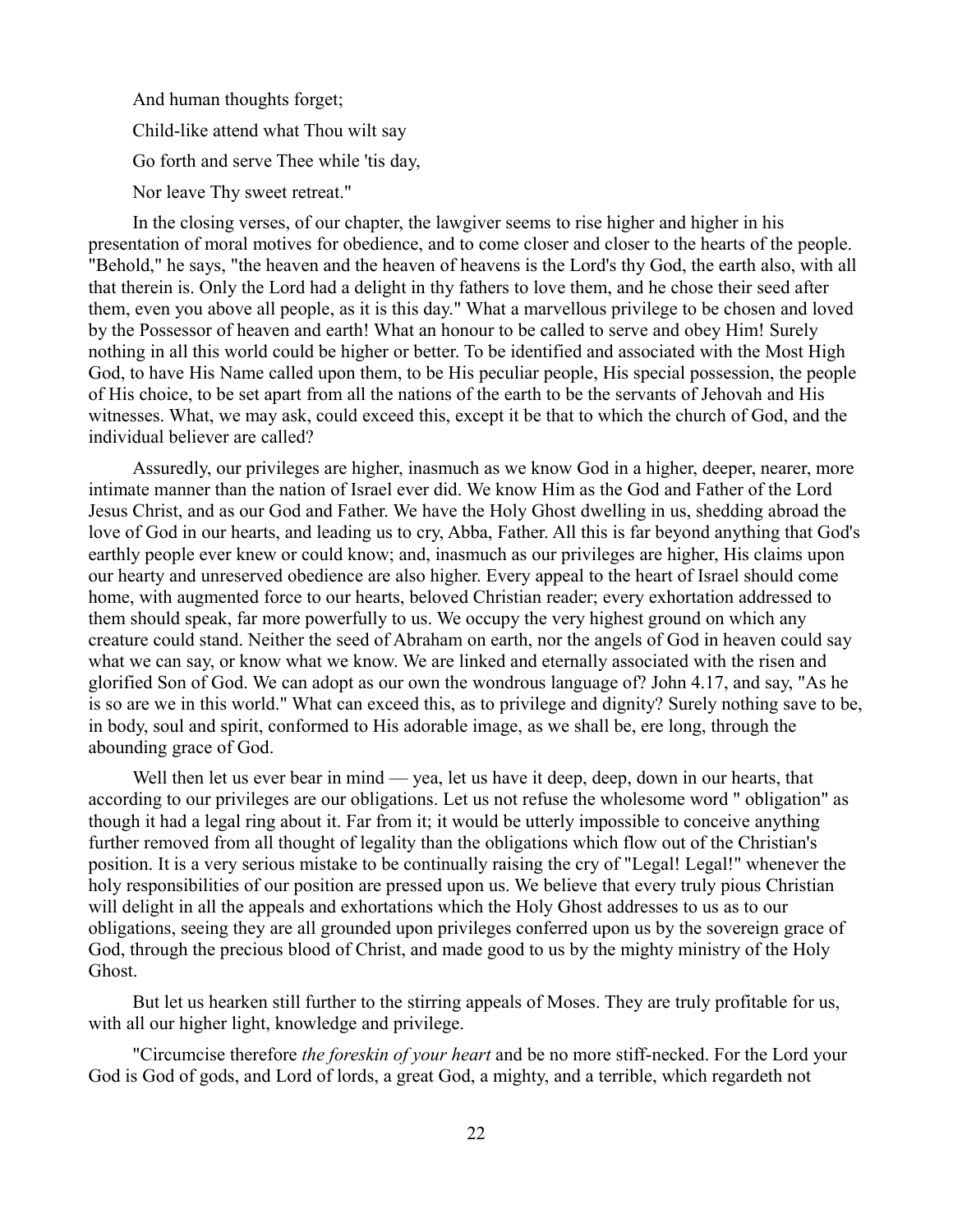And human thoughts forget;

Child-like attend what Thou wilt say

Go forth and serve Thee while 'tis day,

Nor leave Thy sweet retreat."

In the closing verses, of our chapter, the lawgiver seems to rise higher and higher in his presentation of moral motives for obedience, and to come closer and closer to the hearts of the people. "Behold," he says, "the heaven and the heaven of heavens is the Lord's thy God, the earth also, with all that therein is. Only the Lord had a delight in thy fathers to love them, and he chose their seed after them, even you above all people, as it is this day." What a marvellous privilege to be chosen and loved by the Possessor of heaven and earth! What an honour to be called to serve and obey Him! Surely nothing in all this world could be higher or better. To be identified and associated with the Most High God, to have His Name called upon them, to be His peculiar people, His special possession, the people of His choice, to be set apart from all the nations of the earth to be the servants of Jehovah and His witnesses. What, we may ask, could exceed this, except it be that to which the church of God, and the individual believer are called?

Assuredly, our privileges are higher, inasmuch as we know God in a higher, deeper, nearer, more intimate manner than the nation of Israel ever did. We know Him as the God and Father of the Lord Jesus Christ, and as our God and Father. We have the Holy Ghost dwelling in us, shedding abroad the love of God in our hearts, and leading us to cry, Abba, Father. All this is far beyond anything that God's earthly people ever knew or could know; and, inasmuch as our privileges are higher, His claims upon our hearty and unreserved obedience are also higher. Every appeal to the heart of Israel should come home, with augmented force to our hearts, beloved Christian reader; every exhortation addressed to them should speak, far more powerfully to us. We occupy the very highest ground on which any creature could stand. Neither the seed of Abraham on earth, nor the angels of God in heaven could say what we can say, or know what we know. We are linked and eternally associated with the risen and glorified Son of God. We can adopt as our own the wondrous language of? John 4.17, and say, "As he is so are we in this world." What can exceed this, as to privilege and dignity? Surely nothing save to be, in body, soul and spirit, conformed to His adorable image, as we shall be, ere long, through the abounding grace of God.

Well then let us ever bear in mind — yea, let us have it deep, deep, down in our hearts, that according to our privileges are our obligations. Let us not refuse the wholesome word " obligation" as though it had a legal ring about it. Far from it; it would be utterly impossible to conceive anything further removed from all thought of legality than the obligations which flow out of the Christian's position. It is a very serious mistake to be continually raising the cry of "Legal! Legal!" whenever the holy responsibilities of our position are pressed upon us. We believe that every truly pious Christian will delight in all the appeals and exhortations which the Holy Ghost addresses to us as to our obligations, seeing they are all grounded upon privileges conferred upon us by the sovereign grace of God, through the precious blood of Christ, and made good to us by the mighty ministry of the Holy Ghost.

But let us hearken still further to the stirring appeals of Moses. They are truly profitable for us, with all our higher light, knowledge and privilege.

"Circumcise therefore *the foreskin of your heart* and be no more stiff-necked. For the Lord your God is God of gods, and Lord of lords, a great God, a mighty, and a terrible, which regardeth not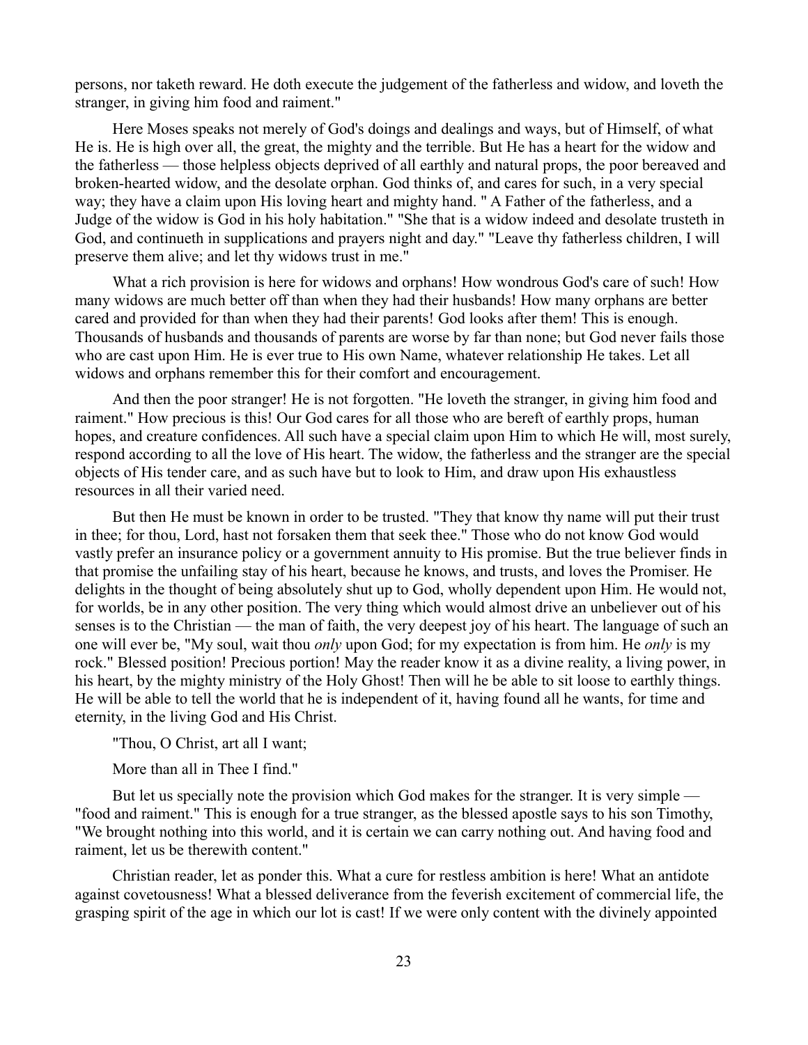persons, nor taketh reward. He doth execute the judgement of the fatherless and widow, and loveth the stranger, in giving him food and raiment."

Here Moses speaks not merely of God's doings and dealings and ways, but of Himself, of what He is. He is high over all, the great, the mighty and the terrible. But He has a heart for the widow and the fatherless — those helpless objects deprived of all earthly and natural props, the poor bereaved and broken-hearted widow, and the desolate orphan. God thinks of, and cares for such, in a very special way; they have a claim upon His loving heart and mighty hand. " A Father of the fatherless, and a Judge of the widow is God in his holy habitation." "She that is a widow indeed and desolate trusteth in God, and continueth in supplications and prayers night and day." "Leave thy fatherless children, I will preserve them alive; and let thy widows trust in me."

What a rich provision is here for widows and orphans! How wondrous God's care of such! How many widows are much better off than when they had their husbands! How many orphans are better cared and provided for than when they had their parents! God looks after them! This is enough. Thousands of husbands and thousands of parents are worse by far than none; but God never fails those who are cast upon Him. He is ever true to His own Name, whatever relationship He takes. Let all widows and orphans remember this for their comfort and encouragement.

And then the poor stranger! He is not forgotten. "He loveth the stranger, in giving him food and raiment." How precious is this! Our God cares for all those who are bereft of earthly props, human hopes, and creature confidences. All such have a special claim upon Him to which He will, most surely, respond according to all the love of His heart. The widow, the fatherless and the stranger are the special objects of His tender care, and as such have but to look to Him, and draw upon His exhaustless resources in all their varied need.

But then He must be known in order to be trusted. "They that know thy name will put their trust in thee; for thou, Lord, hast not forsaken them that seek thee." Those who do not know God would vastly prefer an insurance policy or a government annuity to His promise. But the true believer finds in that promise the unfailing stay of his heart, because he knows, and trusts, and loves the Promiser. He delights in the thought of being absolutely shut up to God, wholly dependent upon Him. He would not, for worlds, be in any other position. The very thing which would almost drive an unbeliever out of his senses is to the Christian — the man of faith, the very deepest joy of his heart. The language of such an one will ever be, "My soul, wait thou *only* upon God; for my expectation is from him. He *only* is my rock." Blessed position! Precious portion! May the reader know it as a divine reality, a living power, in his heart, by the mighty ministry of the Holy Ghost! Then will he be able to sit loose to earthly things. He will be able to tell the world that he is independent of it, having found all he wants, for time and eternity, in the living God and His Christ.

"Thou, O Christ, art all I want;

More than all in Thee I find."

But let us specially note the provision which God makes for the stranger. It is very simple — "food and raiment." This is enough for a true stranger, as the blessed apostle says to his son Timothy, "We brought nothing into this world, and it is certain we can carry nothing out. And having food and raiment, let us be therewith content."

Christian reader, let as ponder this. What a cure for restless ambition is here! What an antidote against covetousness! What a blessed deliverance from the feverish excitement of commercial life, the grasping spirit of the age in which our lot is cast! If we were only content with the divinely appointed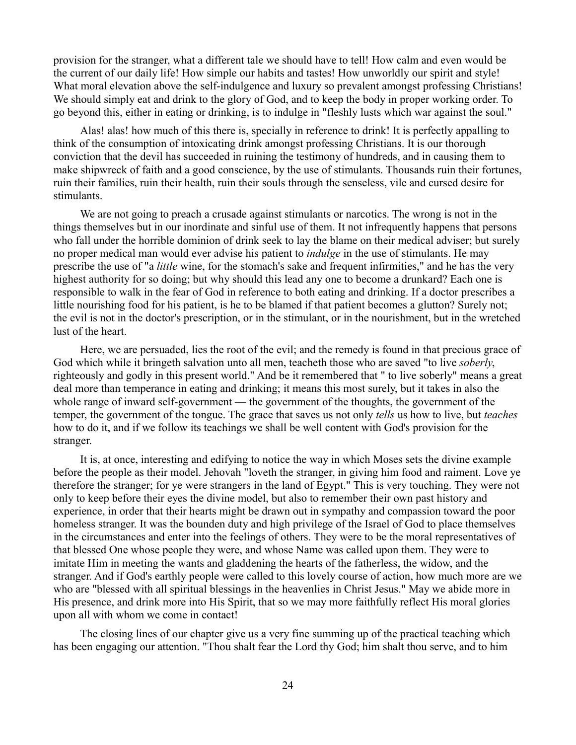provision for the stranger, what a different tale we should have to tell! How calm and even would be the current of our daily life! How simple our habits and tastes! How unworldly our spirit and style! What moral elevation above the self-indulgence and luxury so prevalent amongst professing Christians! We should simply eat and drink to the glory of God, and to keep the body in proper working order. To go beyond this, either in eating or drinking, is to indulge in "fleshly lusts which war against the soul."

Alas! alas! how much of this there is, specially in reference to drink! It is perfectly appalling to think of the consumption of intoxicating drink amongst professing Christians. It is our thorough conviction that the devil has succeeded in ruining the testimony of hundreds, and in causing them to make shipwreck of faith and a good conscience, by the use of stimulants. Thousands ruin their fortunes, ruin their families, ruin their health, ruin their souls through the senseless, vile and cursed desire for stimulants.

We are not going to preach a crusade against stimulants or narcotics. The wrong is not in the things themselves but in our inordinate and sinful use of them. It not infrequently happens that persons who fall under the horrible dominion of drink seek to lay the blame on their medical adviser; but surely no proper medical man would ever advise his patient to *indulge* in the use of stimulants. He may prescribe the use of "a *little* wine, for the stomach's sake and frequent infirmities," and he has the very highest authority for so doing; but why should this lead any one to become a drunkard? Each one is responsible to walk in the fear of God in reference to both eating and drinking. If a doctor prescribes a little nourishing food for his patient, is he to be blamed if that patient becomes a glutton? Surely not; the evil is not in the doctor's prescription, or in the stimulant, or in the nourishment, but in the wretched lust of the heart.

Here, we are persuaded, lies the root of the evil; and the remedy is found in that precious grace of God which while it bringeth salvation unto all men, teacheth those who are saved "to live *soberly*, righteously and godly in this present world." And be it remembered that " to live soberly" means a great deal more than temperance in eating and drinking; it means this most surely, but it takes in also the whole range of inward self-government — the government of the thoughts, the government of the temper, the government of the tongue. The grace that saves us not only *tells* us how to live, but *teaches* how to do it, and if we follow its teachings we shall be well content with God's provision for the stranger.

It is, at once, interesting and edifying to notice the way in which Moses sets the divine example before the people as their model. Jehovah "loveth the stranger, in giving him food and raiment. Love ye therefore the stranger; for ye were strangers in the land of Egypt." This is very touching. They were not only to keep before their eyes the divine model, but also to remember their own past history and experience, in order that their hearts might be drawn out in sympathy and compassion toward the poor homeless stranger. It was the bounden duty and high privilege of the Israel of God to place themselves in the circumstances and enter into the feelings of others. They were to be the moral representatives of that blessed One whose people they were, and whose Name was called upon them. They were to imitate Him in meeting the wants and gladdening the hearts of the fatherless, the widow, and the stranger. And if God's earthly people were called to this lovely course of action, how much more are we who are "blessed with all spiritual blessings in the heavenlies in Christ Jesus." May we abide more in His presence, and drink more into His Spirit, that so we may more faithfully reflect His moral glories upon all with whom we come in contact!

The closing lines of our chapter give us a very fine summing up of the practical teaching which has been engaging our attention. "Thou shalt fear the Lord thy God; him shalt thou serve, and to him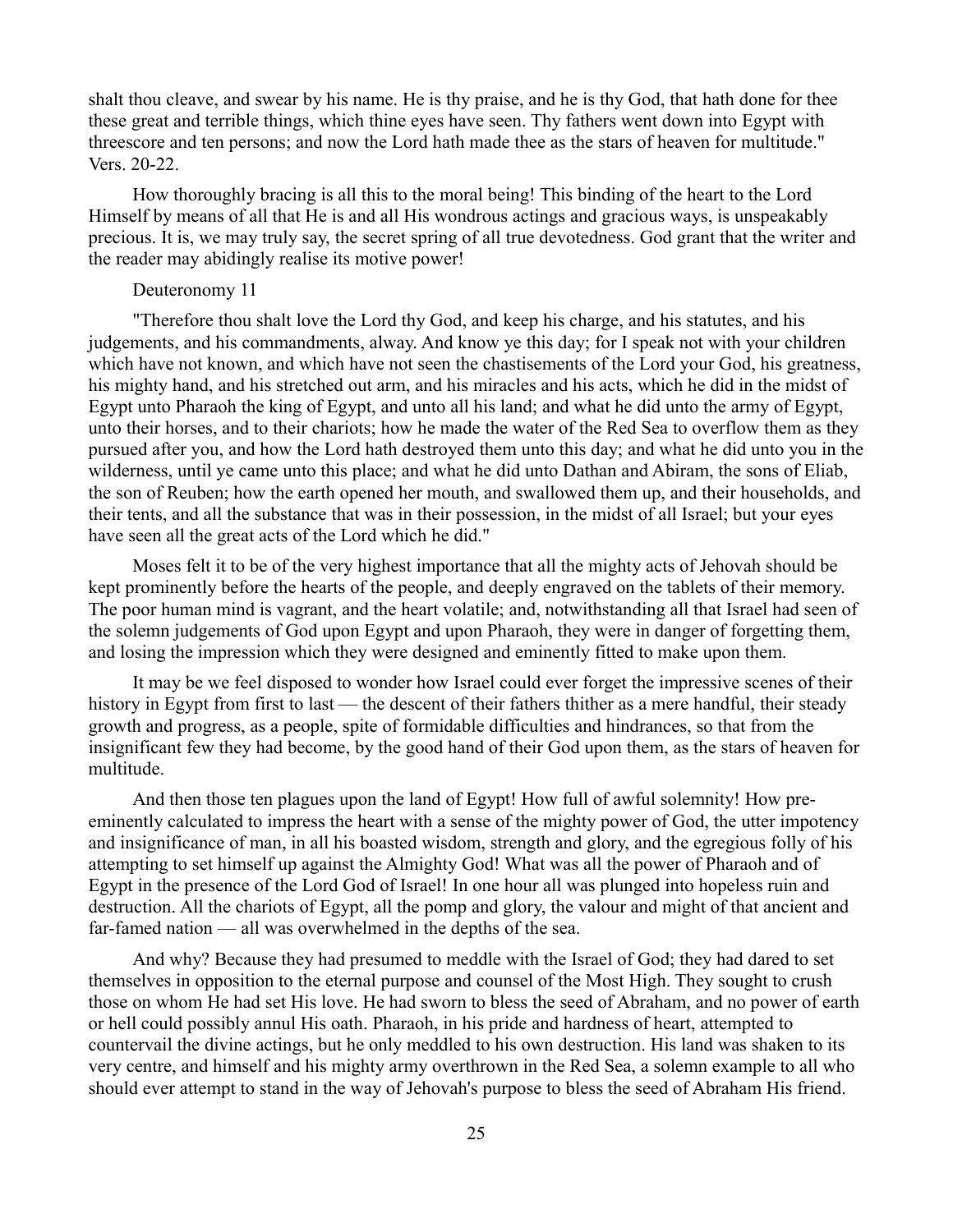shalt thou cleave, and swear by his name. He is thy praise, and he is thy God, that hath done for thee these great and terrible things, which thine eyes have seen. Thy fathers went down into Egypt with threescore and ten persons; and now the Lord hath made thee as the stars of heaven for multitude." Vers. 20-22.

How thoroughly bracing is all this to the moral being! This binding of the heart to the Lord Himself by means of all that He is and all His wondrous actings and gracious ways, is unspeakably precious. It is, we may truly say, the secret spring of all true devotedness. God grant that the writer and the reader may abidingly realise its motive power!

## Deuteronomy 11

"Therefore thou shalt love the Lord thy God, and keep his charge, and his statutes, and his judgements, and his commandments, alway. And know ye this day; for I speak not with your children which have not known, and which have not seen the chastisements of the Lord your God, his greatness, his mighty hand, and his stretched out arm, and his miracles and his acts, which he did in the midst of Egypt unto Pharaoh the king of Egypt, and unto all his land; and what he did unto the army of Egypt, unto their horses, and to their chariots; how he made the water of the Red Sea to overflow them as they pursued after you, and how the Lord hath destroyed them unto this day; and what he did unto you in the wilderness, until ye came unto this place; and what he did unto Dathan and Abiram, the sons of Eliab, the son of Reuben; how the earth opened her mouth, and swallowed them up, and their households, and their tents, and all the substance that was in their possession, in the midst of all Israel; but your eyes have seen all the great acts of the Lord which he did."

Moses felt it to be of the very highest importance that all the mighty acts of Jehovah should be kept prominently before the hearts of the people, and deeply engraved on the tablets of their memory. The poor human mind is vagrant, and the heart volatile; and, notwithstanding all that Israel had seen of the solemn judgements of God upon Egypt and upon Pharaoh, they were in danger of forgetting them, and losing the impression which they were designed and eminently fitted to make upon them.

It may be we feel disposed to wonder how Israel could ever forget the impressive scenes of their history in Egypt from first to last — the descent of their fathers thither as a mere handful, their steady growth and progress, as a people, spite of formidable difficulties and hindrances, so that from the insignificant few they had become, by the good hand of their God upon them, as the stars of heaven for multitude.

And then those ten plagues upon the land of Egypt! How full of awful solemnity! How pre-eminently calculated to impress the heart with a sense of the mighty power of God, the utter impotency and insignificance of man, in all his boasted wisdom, strength and glory, and the egregious folly of his attempting to set himself up against the Almighty God! What was all the power of Pharaoh and of Egypt in the presence of the Lord God of Israel! In one hour all was plunged into hopeless ruin and destruction. All the chariots of Egypt, all the pomp and glory, the valour and might of that ancient and far-famed nation — all was overwhelmed in the depths of the sea.

And why? Because they had presumed to meddle with the Israel of God; they had dared to set themselves in opposition to the eternal purpose and counsel of the Most High. They sought to crush those on whom He had set His love. He had sworn to bless the seed of Abraham, and no power of earth or hell could possibly annul His oath. Pharaoh, in his pride and hardness of heart, attempted to countervail the divine actings, but he only meddled to his own destruction. His land was shaken to its very centre, and himself and his mighty army overthrown in the Red Sea, a solemn example to all who should ever attempt to stand in the way of Jehovah's purpose to bless the seed of Abraham His friend.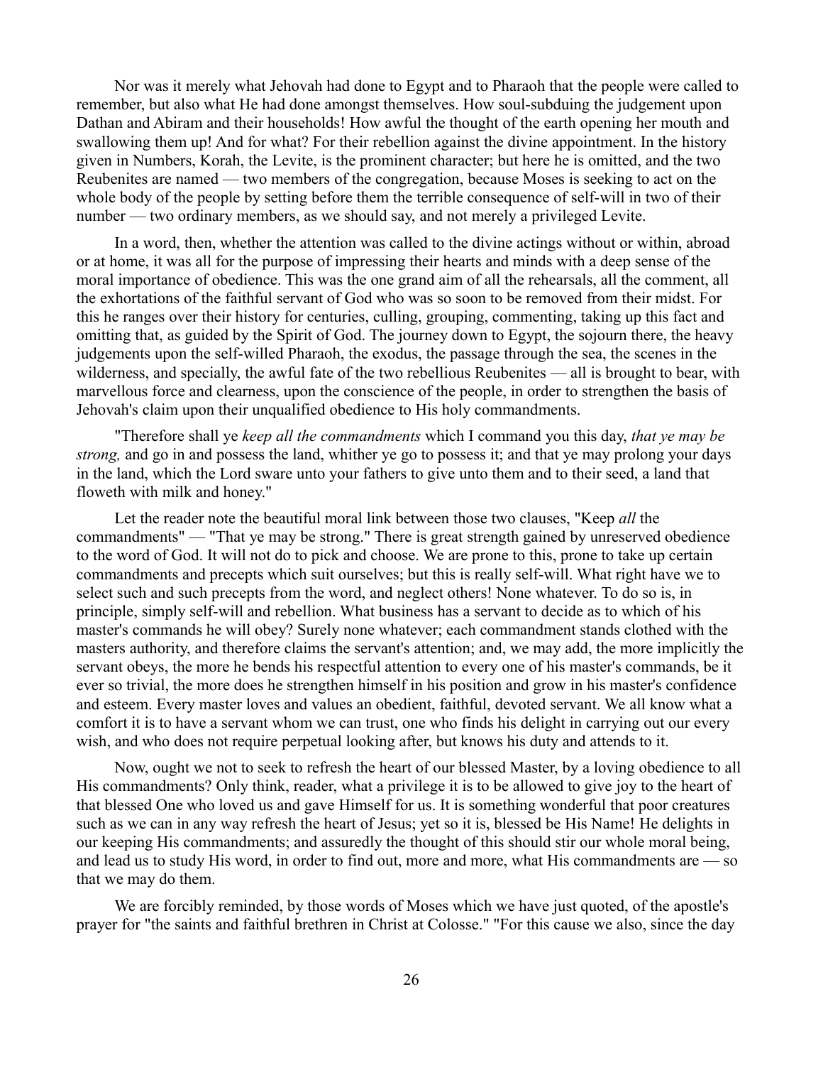Nor was it merely what Jehovah had done to Egypt and to Pharaoh that the people were called to remember, but also what He had done amongst themselves. How soul-subduing the judgement upon Dathan and Abiram and their households! How awful the thought of the earth opening her mouth and swallowing them up! And for what? For their rebellion against the divine appointment. In the history given in Numbers, Korah, the Levite, is the prominent character; but here he is omitted, and the two Reubenites are named — two members of the congregation, because Moses is seeking to act on the whole body of the people by setting before them the terrible consequence of self-will in two of their number — two ordinary members, as we should say, and not merely a privileged Levite.

In a word, then, whether the attention was called to the divine actings without or within, abroad or at home, it was all for the purpose of impressing their hearts and minds with a deep sense of the moral importance of obedience. This was the one grand aim of all the rehearsals, all the comment, all the exhortations of the faithful servant of God who was so soon to be removed from their midst. For this he ranges over their history for centuries, culling, grouping, commenting, taking up this fact and omitting that, as guided by the Spirit of God. The journey down to Egypt, the sojourn there, the heavy judgements upon the self-willed Pharaoh, the exodus, the passage through the sea, the scenes in the wilderness, and specially, the awful fate of the two rebellious Reubenites — all is brought to bear, with marvellous force and clearness, upon the conscience of the people, in order to strengthen the basis of Jehovah's claim upon their unqualified obedience to His holy commandments.

"Therefore shall ye *keep all the commandments* which I command you this day, *that ye may be strong,* and go in and possess the land, whither ye go to possess it; and that ye may prolong your days in the land, which the Lord sware unto your fathers to give unto them and to their seed, a land that floweth with milk and honey."

Let the reader note the beautiful moral link between those two clauses, "Keep *all* the commandments" — "That ye may be strong." There is great strength gained by unreserved obedience to the word of God. It will not do to pick and choose. We are prone to this, prone to take up certain commandments and precepts which suit ourselves; but this is really self-will. What right have we to select such and such precepts from the word, and neglect others! None whatever. To do so is, in principle, simply self-will and rebellion. What business has a servant to decide as to which of his master's commands he will obey? Surely none whatever; each commandment stands clothed with the masters authority, and therefore claims the servant's attention; and, we may add, the more implicitly the servant obeys, the more he bends his respectful attention to every one of his master's commands, be it ever so trivial, the more does he strengthen himself in his position and grow in his master's confidence and esteem. Every master loves and values an obedient, faithful, devoted servant. We all know what a comfort it is to have a servant whom we can trust, one who finds his delight in carrying out our every wish, and who does not require perpetual looking after, but knows his duty and attends to it.

Now, ought we not to seek to refresh the heart of our blessed Master, by a loving obedience to all His commandments? Only think, reader, what a privilege it is to be allowed to give joy to the heart of that blessed One who loved us and gave Himself for us. It is something wonderful that poor creatures such as we can in any way refresh the heart of Jesus; yet so it is, blessed be His Name! He delights in our keeping His commandments; and assuredly the thought of this should stir our whole moral being, and lead us to study His word, in order to find out, more and more, what His commandments are — so that we may do them.

We are forcibly reminded, by those words of Moses which we have just quoted, of the apostle's prayer for "the saints and faithful brethren in Christ at Colosse." "For this cause we also, since the day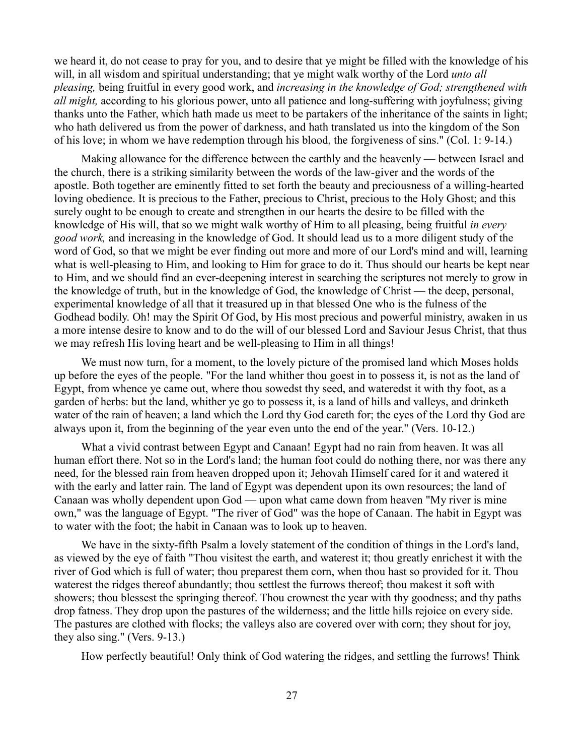we heard it, do not cease to pray for you, and to desire that ye might be filled with the knowledge of his will, in all wisdom and spiritual understanding; that ye might walk worthy of the Lord *unto all pleasing,* being fruitful in every good work, and *increasing in the knowledge of God; strengthened with all might,* according to his glorious power, unto all patience and long-suffering with joyfulness; giving thanks unto the Father, which hath made us meet to be partakers of the inheritance of the saints in light; who hath delivered us from the power of darkness, and hath translated us into the kingdom of the Son of his love; in whom we have redemption through his blood, the forgiveness of sins." (Col. 1: 9-14.)

Making allowance for the difference between the earthly and the heavenly — between Israel and the church, there is a striking similarity between the words of the law-giver and the words of the apostle. Both together are eminently fitted to set forth the beauty and preciousness of a willing-hearted loving obedience. It is precious to the Father, precious to Christ, precious to the Holy Ghost; and this surely ought to be enough to create and strengthen in our hearts the desire to be filled with the knowledge of His will, that so we might walk worthy of Him to all pleasing, being fruitful *in every good work,* and increasing in the knowledge of God. It should lead us to a more diligent study of the word of God, so that we might be ever finding out more and more of our Lord's mind and will, learning what is well-pleasing to Him, and looking to Him for grace to do it. Thus should our hearts be kept near to Him, and we should find an ever-deepening interest in searching the scriptures not merely to grow in the knowledge of truth, but in the knowledge of God, the knowledge of Christ — the deep, personal, experimental knowledge of all that it treasured up in that blessed One who is the fulness of the Godhead bodily. Oh! may the Spirit Of God, by His most precious and powerful ministry, awaken in us a more intense desire to know and to do the will of our blessed Lord and Saviour Jesus Christ, that thus we may refresh His loving heart and be well-pleasing to Him in all things!

We must now turn, for a moment, to the lovely picture of the promised land which Moses holds up before the eyes of the people. "For the land whither thou goest in to possess it, is not as the land of Egypt, from whence ye came out, where thou sowedst thy seed, and wateredst it with thy foot, as a garden of herbs: but the land, whither ye go to possess it, is a land of hills and valleys, and drinketh water of the rain of heaven; a land which the Lord thy God careth for; the eyes of the Lord thy God are always upon it, from the beginning of the year even unto the end of the year." (Vers. 10-12.)

What a vivid contrast between Egypt and Canaan! Egypt had no rain from heaven. It was all human effort there. Not so in the Lord's land; the human foot could do nothing there, nor was there any need, for the blessed rain from heaven dropped upon it; Jehovah Himself cared for it and watered it with the early and latter rain. The land of Egypt was dependent upon its own resources; the land of Canaan was wholly dependent upon God — upon what came down from heaven "My river is mine own," was the language of Egypt. "The river of God" was the hope of Canaan. The habit in Egypt was to water with the foot; the habit in Canaan was to look up to heaven.

We have in the sixty-fifth Psalm a lovely statement of the condition of things in the Lord's land, as viewed by the eye of faith "Thou visitest the earth, and waterest it; thou greatly enrichest it with the river of God which is full of water; thou preparest them corn, when thou hast so provided for it. Thou waterest the ridges thereof abundantly; thou settlest the furrows thereof; thou makest it soft with showers; thou blessest the springing thereof. Thou crownest the year with thy goodness; and thy paths drop fatness. They drop upon the pastures of the wilderness; and the little hills rejoice on every side. The pastures are clothed with flocks; the valleys also are covered over with corn; they shout for joy, they also sing." (Vers. 9-13.)

How perfectly beautiful! Only think of God watering the ridges, and settling the furrows! Think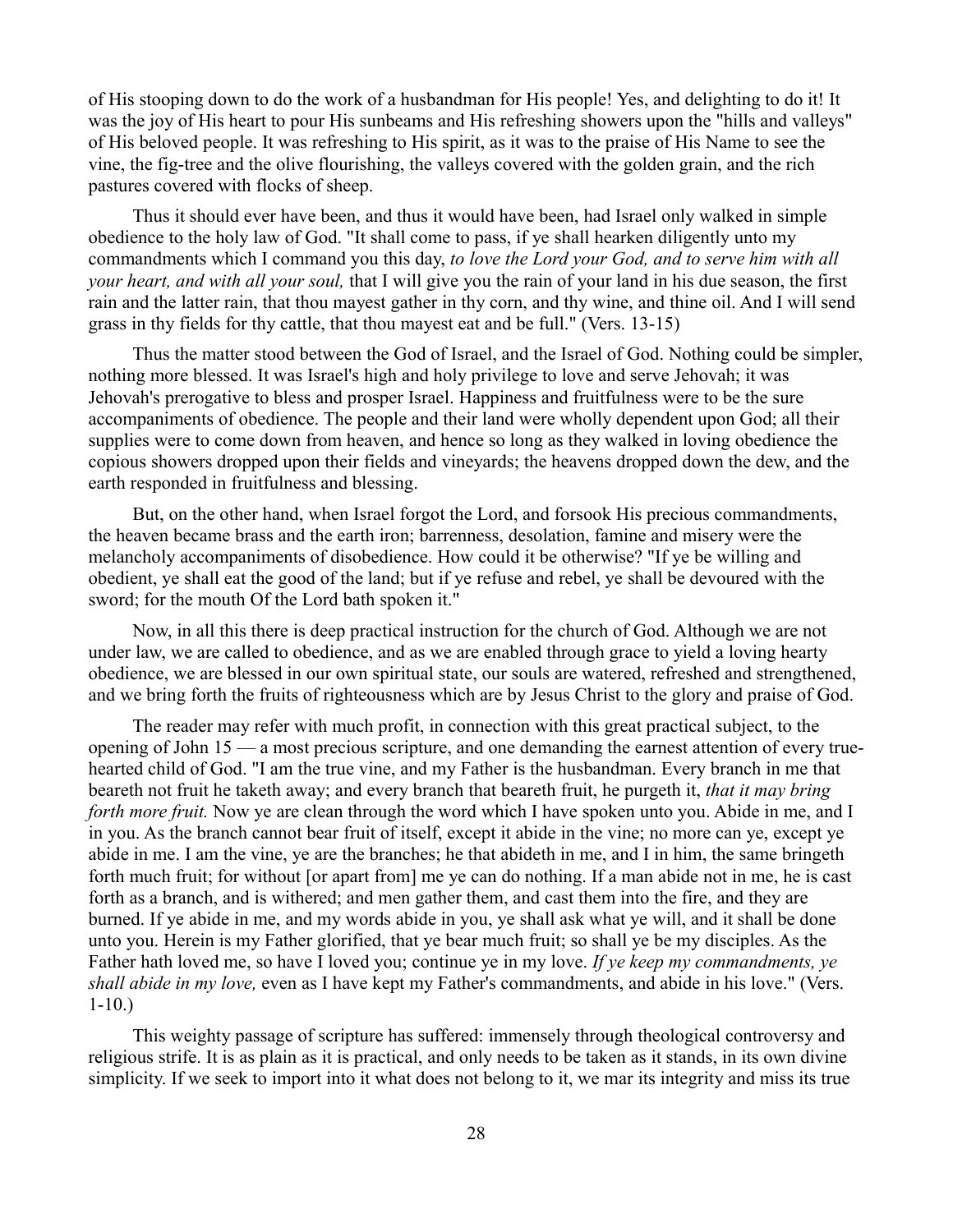of His stooping down to do the work of a husbandman for His people! Yes, and delighting to do it! It was the joy of His heart to pour His sunbeams and His refreshing showers upon the "hills and valleys" of His beloved people. It was refreshing to His spirit, as it was to the praise of His Name to see the vine, the fig-tree and the olive flourishing, the valleys covered with the golden grain, and the rich pastures covered with flocks of sheep.

Thus it should ever have been, and thus it would have been, had Israel only walked in simple obedience to the holy law of God. "It shall come to pass, if ye shall hearken diligently unto my commandments which I command you this day, *to love the Lord your God, and to serve him with all your heart, and with all your soul,* that I will give you the rain of your land in his due season, the first rain and the latter rain, that thou mayest gather in thy corn, and thy wine, and thine oil. And I will send grass in thy fields for thy cattle, that thou mayest eat and be full." (Vers. 13-15)

Thus the matter stood between the God of Israel, and the Israel of God. Nothing could be simpler, nothing more blessed. It was Israel's high and holy privilege to love and serve Jehovah; it was Jehovah's prerogative to bless and prosper Israel. Happiness and fruitfulness were to be the sure accompaniments of obedience. The people and their land were wholly dependent upon God; all their supplies were to come down from heaven, and hence so long as they walked in loving obedience the copious showers dropped upon their fields and vineyards; the heavens dropped down the dew, and the earth responded in fruitfulness and blessing.

But, on the other hand, when Israel forgot the Lord, and forsook His precious commandments, the heaven became brass and the earth iron; barrenness, desolation, famine and misery were the melancholy accompaniments of disobedience. How could it be otherwise? "If ye be willing and obedient, ye shall eat the good of the land; but if ye refuse and rebel, ye shall be devoured with the sword; for the mouth Of the Lord bath spoken it."

Now, in all this there is deep practical instruction for the church of God. Although we are not under law, we are called to obedience, and as we are enabled through grace to yield a loving hearty obedience, we are blessed in our own spiritual state, our souls are watered, refreshed and strengthened, and we bring forth the fruits of righteousness which are by Jesus Christ to the glory and praise of God.

The reader may refer with much profit, in connection with this great practical subject, to the opening of John 15 — a most precious scripture, and one demanding the earnest attention of every true-hearted child of God. "I am the true vine, and my Father is the husbandman. Every branch in me that beareth not fruit he taketh away; and every branch that beareth fruit, he purgeth it, *that it may bring forth more fruit.* Now ye are clean through the word which I have spoken unto you. Abide in me, and I in you. As the branch cannot bear fruit of itself, except it abide in the vine; no more can ye, except ye abide in me. I am the vine, ye are the branches; he that abideth in me, and I in him, the same bringeth forth much fruit; for without [or apart from] me ye can do nothing. If a man abide not in me, he is cast forth as a branch, and is withered; and men gather them, and cast them into the fire, and they are burned. If ye abide in me, and my words abide in you, ye shall ask what ye will, and it shall be done unto you. Herein is my Father glorified, that ye bear much fruit; so shall ye be my disciples. As the Father hath loved me, so have I loved you; continue ye in my love. *If ye keep my commandments, ye shall abide in my love,* even as I have kept my Father's commandments, and abide in his love." (Vers. 1-10.)

This weighty passage of scripture has suffered: immensely through theological controversy and religious strife. It is as plain as it is practical, and only needs to be taken as it stands, in its own divine simplicity. If we seek to import into it what does not belong to it, we mar its integrity and miss its true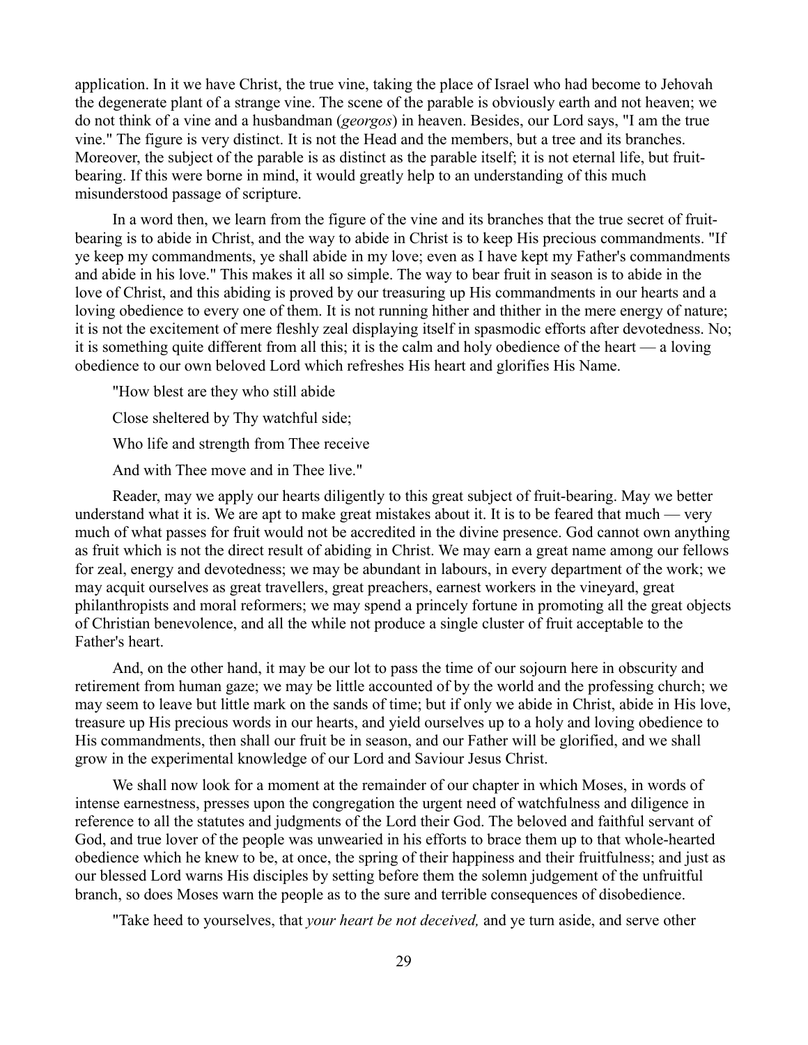application. In it we have Christ, the true vine, taking the place of Israel who had become to Jehovah the degenerate plant of a strange vine. The scene of the parable is obviously earth and not heaven; we do not think of a vine and a husbandman (*georgos*) in heaven. Besides, our Lord says, "I am the true vine." The figure is very distinct. It is not the Head and the members, but a tree and its branches. Moreover, the subject of the parable is as distinct as the parable itself; it is not eternal life, but fruit-bearing. If this were borne in mind, it would greatly help to an understanding of this much misunderstood passage of scripture.

In a word then, we learn from the figure of the vine and its branches that the true secret of fruit-bearing is to abide in Christ, and the way to abide in Christ is to keep His precious commandments. "If ye keep my commandments, ye shall abide in my love; even as I have kept my Father's commandments and abide in his love." This makes it all so simple. The way to bear fruit in season is to abide in the love of Christ, and this abiding is proved by our treasuring up His commandments in our hearts and a loving obedience to every one of them. It is not running hither and thither in the mere energy of nature; it is not the excitement of mere fleshly zeal displaying itself in spasmodic efforts after devotedness. No; it is something quite different from all this; it is the calm and holy obedience of the heart — a loving obedience to our own beloved Lord which refreshes His heart and glorifies His Name.

"How blest are they who still abide

Close sheltered by Thy watchful side;

Who life and strength from Thee receive

And with Thee move and in Thee live."

Reader, may we apply our hearts diligently to this great subject of fruit-bearing. May we better understand what it is. We are apt to make great mistakes about it. It is to be feared that much — very much of what passes for fruit would not be accredited in the divine presence. God cannot own anything as fruit which is not the direct result of abiding in Christ. We may earn a great name among our fellows for zeal, energy and devotedness; we may be abundant in labours, in every department of the work; we may acquit ourselves as great travellers, great preachers, earnest workers in the vineyard, great philanthropists and moral reformers; we may spend a princely fortune in promoting all the great objects of Christian benevolence, and all the while not produce a single cluster of fruit acceptable to the Father's heart.

And, on the other hand, it may be our lot to pass the time of our sojourn here in obscurity and retirement from human gaze; we may be little accounted of by the world and the professing church; we may seem to leave but little mark on the sands of time; but if only we abide in Christ, abide in His love, treasure up His precious words in our hearts, and yield ourselves up to a holy and loving obedience to His commandments, then shall our fruit be in season, and our Father will be glorified, and we shall grow in the experimental knowledge of our Lord and Saviour Jesus Christ.

We shall now look for a moment at the remainder of our chapter in which Moses, in words of intense earnestness, presses upon the congregation the urgent need of watchfulness and diligence in reference to all the statutes and judgments of the Lord their God. The beloved and faithful servant of God, and true lover of the people was unwearied in his efforts to brace them up to that whole-hearted obedience which he knew to be, at once, the spring of their happiness and their fruitfulness; and just as our blessed Lord warns His disciples by setting before them the solemn judgement of the unfruitful branch, so does Moses warn the people as to the sure and terrible consequences of disobedience.

"Take heed to yourselves, that *your heart be not deceived,* and ye turn aside, and serve other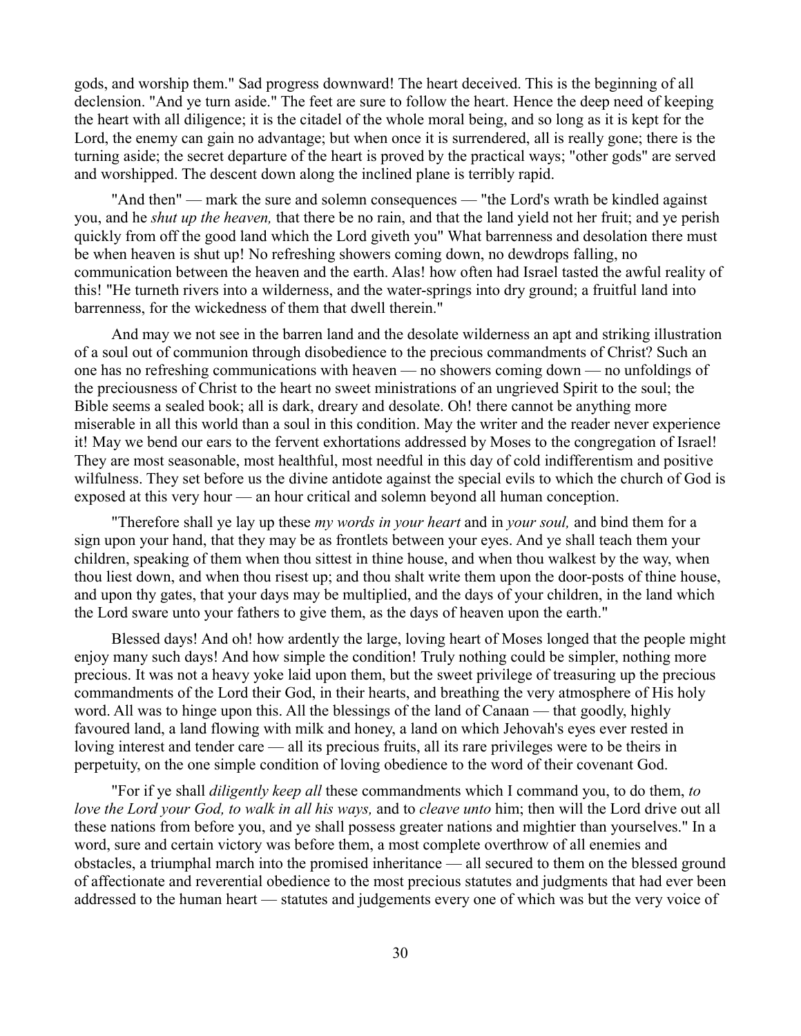gods, and worship them." Sad progress downward! The heart deceived. This is the beginning of all declension. "And ye turn aside." The feet are sure to follow the heart. Hence the deep need of keeping the heart with all diligence; it is the citadel of the whole moral being, and so long as it is kept for the Lord, the enemy can gain no advantage; but when once it is surrendered, all is really gone; there is the turning aside; the secret departure of the heart is proved by the practical ways; "other gods" are served and worshipped. The descent down along the inclined plane is terribly rapid.

"And then" — mark the sure and solemn consequences — "the Lord's wrath be kindled against you, and he *shut up the heaven,* that there be no rain, and that the land yield not her fruit; and ye perish quickly from off the good land which the Lord giveth you" What barrenness and desolation there must be when heaven is shut up! No refreshing showers coming down, no dewdrops falling, no communication between the heaven and the earth. Alas! how often had Israel tasted the awful reality of this! "He turneth rivers into a wilderness, and the water-springs into dry ground; a fruitful land into barrenness, for the wickedness of them that dwell therein."

And may we not see in the barren land and the desolate wilderness an apt and striking illustration of a soul out of communion through disobedience to the precious commandments of Christ? Such an one has no refreshing communications with heaven — no showers coming down — no unfoldings of the preciousness of Christ to the heart no sweet ministrations of an ungrieved Spirit to the soul; the Bible seems a sealed book; all is dark, dreary and desolate. Oh! there cannot be anything more miserable in all this world than a soul in this condition. May the writer and the reader never experience it! May we bend our ears to the fervent exhortations addressed by Moses to the congregation of Israel! They are most seasonable, most healthful, most needful in this day of cold indifferentism and positive wilfulness. They set before us the divine antidote against the special evils to which the church of God is exposed at this very hour — an hour critical and solemn beyond all human conception.

"Therefore shall ye lay up these *my words in your heart* and in *your soul,* and bind them for a sign upon your hand, that they may be as frontlets between your eyes. And ye shall teach them your children, speaking of them when thou sittest in thine house, and when thou walkest by the way, when thou liest down, and when thou risest up; and thou shalt write them upon the door-posts of thine house, and upon thy gates, that your days may be multiplied, and the days of your children, in the land which the Lord sware unto your fathers to give them, as the days of heaven upon the earth."

Blessed days! And oh! how ardently the large, loving heart of Moses longed that the people might enjoy many such days! And how simple the condition! Truly nothing could be simpler, nothing more precious. It was not a heavy yoke laid upon them, but the sweet privilege of treasuring up the precious commandments of the Lord their God, in their hearts, and breathing the very atmosphere of His holy word. All was to hinge upon this. All the blessings of the land of Canaan — that goodly, highly favoured land, a land flowing with milk and honey, a land on which Jehovah's eyes ever rested in loving interest and tender care — all its precious fruits, all its rare privileges were to be theirs in perpetuity, on the one simple condition of loving obedience to the word of their covenant God.

"For if ye shall *diligently keep all* these commandments which I command you, to do them, *to love the Lord your God, to walk in all his ways,* and to *cleave unto* him; then will the Lord drive out all these nations from before you, and ye shall possess greater nations and mightier than yourselves." In a word, sure and certain victory was before them, a most complete overthrow of all enemies and obstacles, a triumphal march into the promised inheritance — all secured to them on the blessed ground of affectionate and reverential obedience to the most precious statutes and judgments that had ever been addressed to the human heart — statutes and judgements every one of which was but the very voice of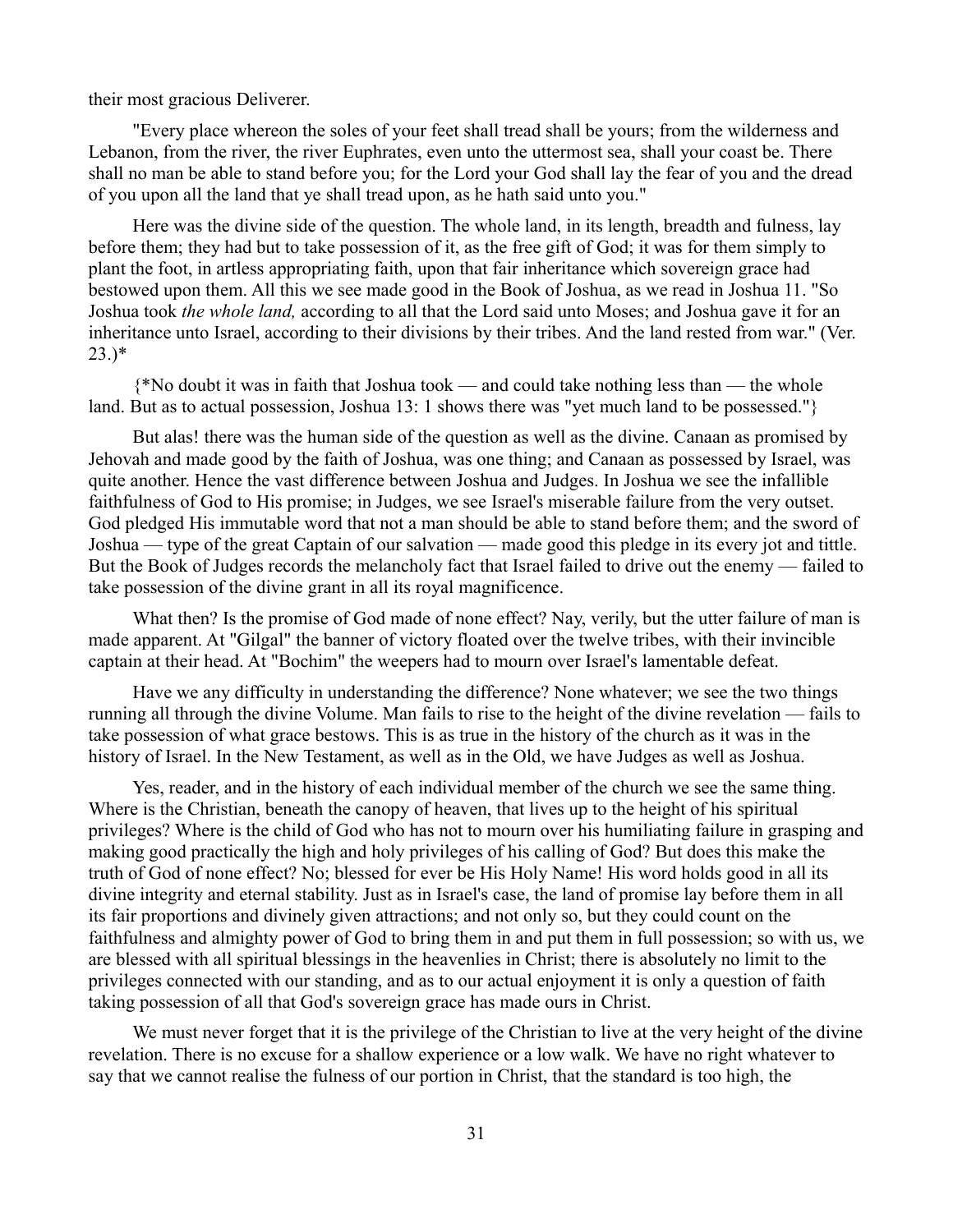their most gracious Deliverer.

"Every place whereon the soles of your feet shall tread shall be yours; from the wilderness and Lebanon, from the river, the river Euphrates, even unto the uttermost sea, shall your coast be. There shall no man be able to stand before you; for the Lord your God shall lay the fear of you and the dread of you upon all the land that ye shall tread upon, as he hath said unto you."

Here was the divine side of the question. The whole land, in its length, breadth and fulness, lay before them; they had but to take possession of it, as the free gift of God; it was for them simply to plant the foot, in artless appropriating faith, upon that fair inheritance which sovereign grace had bestowed upon them. All this we see made good in the Book of Joshua, as we read in Joshua 11. "So Joshua took *the whole land,* according to all that the Lord said unto Moses; and Joshua gave it for an inheritance unto Israel, according to their divisions by their tribes. And the land rested from war." (Ver. 23.)*

{*No doubt it was in faith that Joshua took — and could take nothing less than — the whole land. But as to actual possession, Joshua 13: 1 shows there was "yet much land to be possessed."}

But alas! there was the human side of the question as well as the divine. Canaan as promised by Jehovah and made good by the faith of Joshua, was one thing; and Canaan as possessed by Israel, was quite another. Hence the vast difference between Joshua and Judges. In Joshua we see the infallible faithfulness of God to His promise; in Judges, we see Israel's miserable failure from the very outset. God pledged His immutable word that not a man should be able to stand before them; and the sword of Joshua — type of the great Captain of our salvation — made good this pledge in its every jot and tittle. But the Book of Judges records the melancholy fact that Israel failed to drive out the enemy — failed to take possession of the divine grant in all its royal magnificence.

What then? Is the promise of God made of none effect? Nay, verily, but the utter failure of man is made apparent. At "Gilgal" the banner of victory floated over the twelve tribes, with their invincible captain at their head. At "Bochim" the weepers had to mourn over Israel's lamentable defeat.

Have we any difficulty in understanding the difference? None whatever; we see the two things running all through the divine Volume. Man fails to rise to the height of the divine revelation — fails to take possession of what grace bestows. This is as true in the history of the church as it was in the history of Israel. In the New Testament, as well as in the Old, we have Judges as well as Joshua.

Yes, reader, and in the history of each individual member of the church we see the same thing. Where is the Christian, beneath the canopy of heaven, that lives up to the height of his spiritual privileges? Where is the child of God who has not to mourn over his humiliating failure in grasping and making good practically the high and holy privileges of his calling of God? But does this make the truth of God of none effect? No; blessed for ever be His Holy Name! His word holds good in all its divine integrity and eternal stability. Just as in Israel's case, the land of promise lay before them in all its fair proportions and divinely given attractions; and not only so, but they could count on the faithfulness and almighty power of God to bring them in and put them in full possession; so with us, we are blessed with all spiritual blessings in the heavenlies in Christ; there is absolutely no limit to the privileges connected with our standing, and as to our actual enjoyment it is only a question of faith taking possession of all that God's sovereign grace has made ours in Christ.

We must never forget that it is the privilege of the Christian to live at the very height of the divine revelation. There is no excuse for a shallow experience or a low walk. We have no right whatever to say that we cannot realise the fulness of our portion in Christ, that the standard is too high, the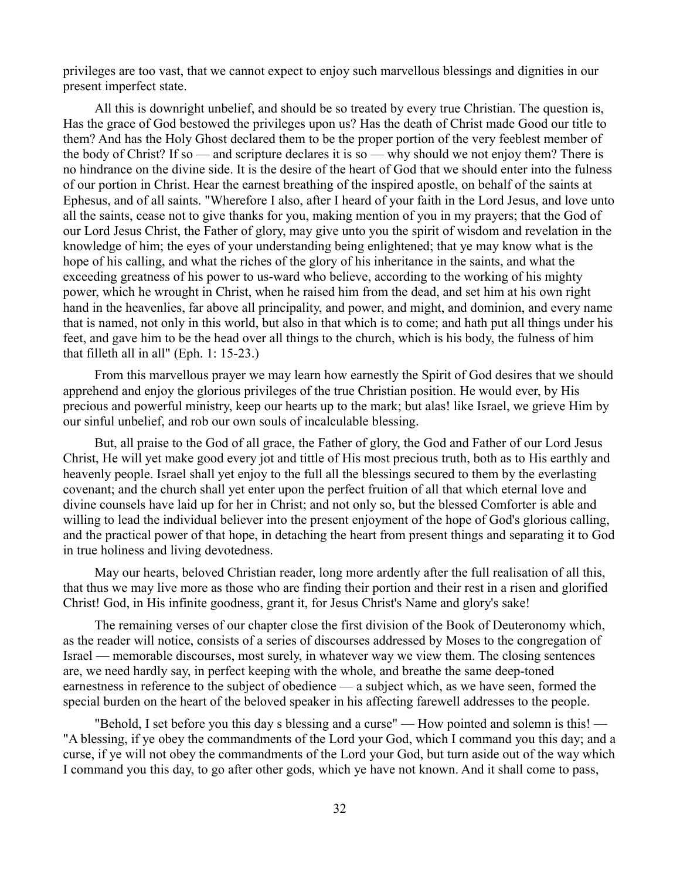privileges are too vast, that we cannot expect to enjoy such marvellous blessings and dignities in our present imperfect state.

All this is downright unbelief, and should be so treated by every true Christian. The question is, Has the grace of God bestowed the privileges upon us? Has the death of Christ made Good our title to them? And has the Holy Ghost declared them to be the proper portion of the very feeblest member of the body of Christ? If so — and scripture declares it is so — why should we not enjoy them? There is no hindrance on the divine side. It is the desire of the heart of God that we should enter into the fulness of our portion in Christ. Hear the earnest breathing of the inspired apostle, on behalf of the saints at Ephesus, and of all saints. "Wherefore I also, after I heard of your faith in the Lord Jesus, and love unto all the saints, cease not to give thanks for you, making mention of you in my prayers; that the God of our Lord Jesus Christ, the Father of glory, may give unto you the spirit of wisdom and revelation in the knowledge of him; the eyes of your understanding being enlightened; that ye may know what is the hope of his calling, and what the riches of the glory of his inheritance in the saints, and what the exceeding greatness of his power to us-ward who believe, according to the working of his mighty power, which he wrought in Christ, when he raised him from the dead, and set him at his own right hand in the heavenlies, far above all principality, and power, and might, and dominion, and every name that is named, not only in this world, but also in that which is to come; and hath put all things under his feet, and gave him to be the head over all things to the church, which is his body, the fulness of him that filleth all in all" (Eph. 1: 15-23.)

From this marvellous prayer we may learn how earnestly the Spirit of God desires that we should apprehend and enjoy the glorious privileges of the true Christian position. He would ever, by His precious and powerful ministry, keep our hearts up to the mark; but alas! like Israel, we grieve Him by our sinful unbelief, and rob our own souls of incalculable blessing.

But, all praise to the God of all grace, the Father of glory, the God and Father of our Lord Jesus Christ, He will yet make good every jot and tittle of His most precious truth, both as to His earthly and heavenly people. Israel shall yet enjoy to the full all the blessings secured to them by the everlasting covenant; and the church shall yet enter upon the perfect fruition of all that which eternal love and divine counsels have laid up for her in Christ; and not only so, but the blessed Comforter is able and willing to lead the individual believer into the present enjoyment of the hope of God's glorious calling, and the practical power of that hope, in detaching the heart from present things and separating it to God in true holiness and living devotedness.

May our hearts, beloved Christian reader, long more ardently after the full realisation of all this, that thus we may live more as those who are finding their portion and their rest in a risen and glorified Christ! God, in His infinite goodness, grant it, for Jesus Christ's Name and glory's sake!

The remaining verses of our chapter close the first division of the Book of Deuteronomy which, as the reader will notice, consists of a series of discourses addressed by Moses to the congregation of Israel — memorable discourses, most surely, in whatever way we view them. The closing sentences are, we need hardly say, in perfect keeping with the whole, and breathe the same deep-toned earnestness in reference to the subject of obedience — a subject which, as we have seen, formed the special burden on the heart of the beloved speaker in his affecting farewell addresses to the people.

"Behold, I set before you this day s blessing and a curse" — How pointed and solemn is this! — "A blessing, if ye obey the commandments of the Lord your God, which I command you this day; and a curse, if ye will not obey the commandments of the Lord your God, but turn aside out of the way which I command you this day, to go after other gods, which ye have not known. And it shall come to pass,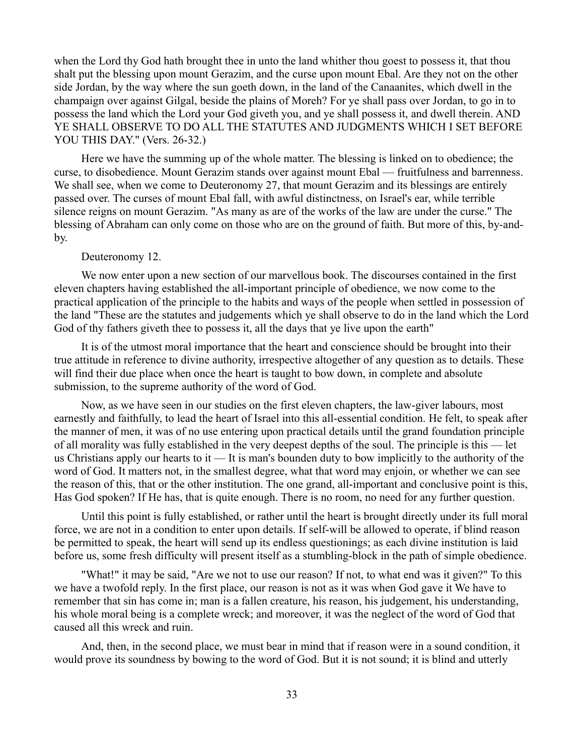when the Lord thy God hath brought thee in unto the land whither thou goest to possess it, that thou shalt put the blessing upon mount Gerazim, and the curse upon mount Ebal. Are they not on the other side Jordan, by the way where the sun goeth down, in the land of the Canaanites, which dwell in the champaign over against Gilgal, beside the plains of Moreh? For ye shall pass over Jordan, to go in to possess the land which the Lord your God giveth you, and ye shall possess it, and dwell therein. AND YE SHALL OBSERVE TO DO ALL THE STATUTES AND JUDGMENTS WHICH I SET BEFORE YOU THIS DAY." (Vers. 26-32.)

Here we have the summing up of the whole matter. The blessing is linked on to obedience; the curse, to disobedience. Mount Gerazim stands over against mount Ebal — fruitfulness and barrenness. We shall see, when we come to Deuteronomy 27, that mount Gerazim and its blessings are entirely passed over. The curses of mount Ebal fall, with awful distinctness, on Israel's ear, while terrible silence reigns on mount Gerazim. "As many as are of the works of the law are under the curse." The blessing of Abraham can only come on those who are on the ground of faith. But more of this, by-and-by.

Deuteronomy 12.

We now enter upon a new section of our marvellous book. The discourses contained in the first eleven chapters having established the all-important principle of obedience, we now come to the practical application of the principle to the habits and ways of the people when settled in possession of the land "These are the statutes and judgements which ye shall observe to do in the land which the Lord God of thy fathers giveth thee to possess it, all the days that ye live upon the earth"

It is of the utmost moral importance that the heart and conscience should be brought into their true attitude in reference to divine authority, irrespective altogether of any question as to details. These will find their due place when once the heart is taught to bow down, in complete and absolute submission, to the supreme authority of the word of God.

Now, as we have seen in our studies on the first eleven chapters, the law-giver labours, most earnestly and faithfully, to lead the heart of Israel into this all-essential condition. He felt, to speak after the manner of men, it was of no use entering upon practical details until the grand foundation principle of all morality was fully established in the very deepest depths of the soul. The principle is this — let us Christians apply our hearts to it — It is man's bounden duty to bow implicitly to the authority of the word of God. It matters not, in the smallest degree, what that word may enjoin, or whether we can see the reason of this, that or the other institution. The one grand, all-important and conclusive point is this, Has God spoken? If He has, that is quite enough. There is no room, no need for any further question.

Until this point is fully established, or rather until the heart is brought directly under its full moral force, we are not in a condition to enter upon details. If self-will be allowed to operate, if blind reason be permitted to speak, the heart will send up its endless questionings; as each divine institution is laid before us, some fresh difficulty will present itself as a stumbling-block in the path of simple obedience.

"What!" it may be said, "Are we not to use our reason? If not, to what end was it given?" To this we have a twofold reply. In the first place, our reason is not as it was when God gave it We have to remember that sin has come in; man is a fallen creature, his reason, his judgement, his understanding, his whole moral being is a complete wreck; and moreover, it was the neglect of the word of God that caused all this wreck and ruin.

And, then, in the second place, we must bear in mind that if reason were in a sound condition, it would prove its soundness by bowing to the word of God. But it is not sound; it is blind and utterly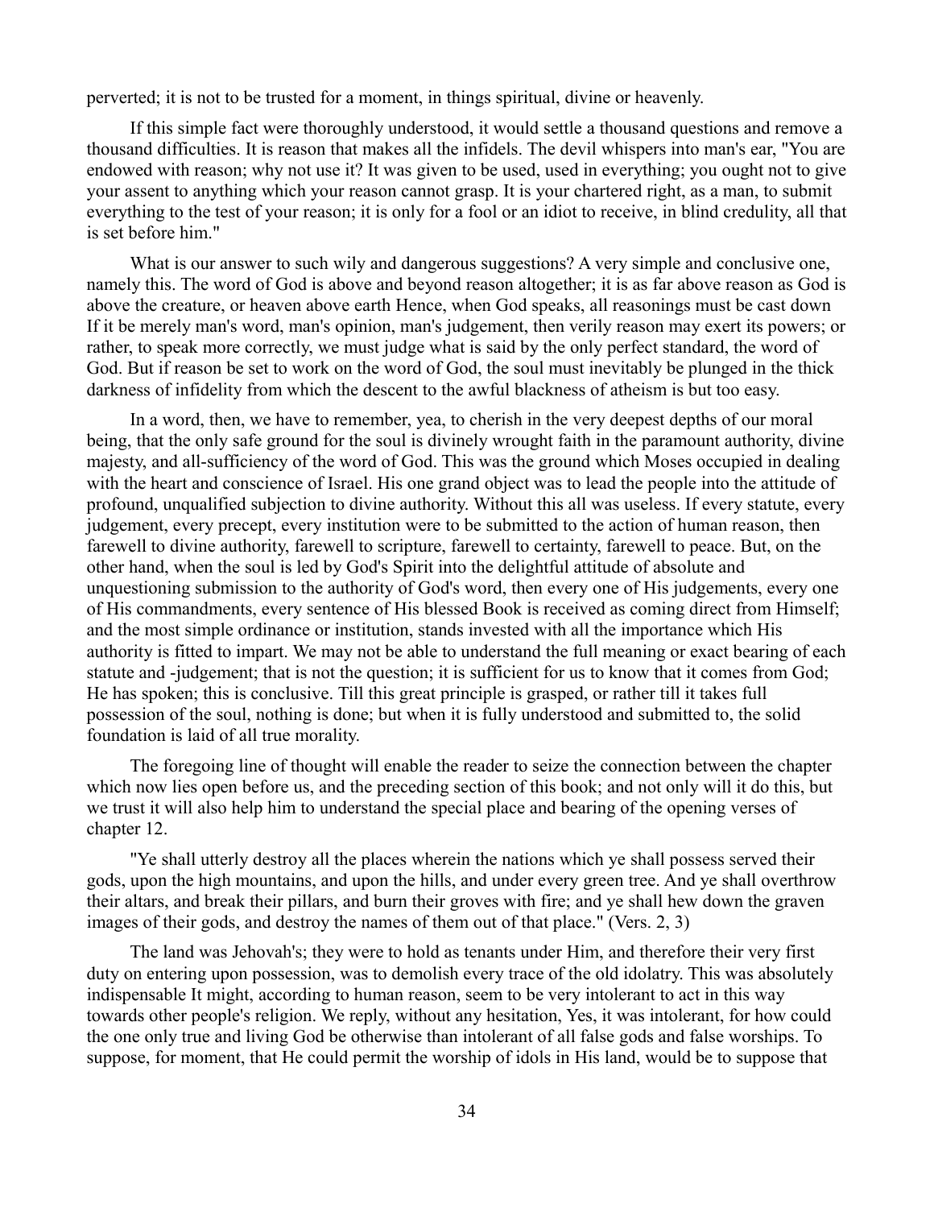perverted; it is not to be trusted for a moment, in things spiritual, divine or heavenly.

If this simple fact were thoroughly understood, it would settle a thousand questions and remove a thousand difficulties. It is reason that makes all the infidels. The devil whispers into man's ear, "You are endowed with reason; why not use it? It was given to be used, used in everything; you ought not to give your assent to anything which your reason cannot grasp. It is your chartered right, as a man, to submit everything to the test of your reason; it is only for a fool or an idiot to receive, in blind credulity, all that is set before him."

What is our answer to such wily and dangerous suggestions? A very simple and conclusive one, namely this. The word of God is above and beyond reason altogether; it is as far above reason as God is above the creature, or heaven above earth Hence, when God speaks, all reasonings must be cast down If it be merely man's word, man's opinion, man's judgement, then verily reason may exert its powers; or rather, to speak more correctly, we must judge what is said by the only perfect standard, the word of God. But if reason be set to work on the word of God, the soul must inevitably be plunged in the thick darkness of infidelity from which the descent to the awful blackness of atheism is but too easy.

In a word, then, we have to remember, yea, to cherish in the very deepest depths of our moral being, that the only safe ground for the soul is divinely wrought faith in the paramount authority, divine majesty, and all-sufficiency of the word of God. This was the ground which Moses occupied in dealing with the heart and conscience of Israel. His one grand object was to lead the people into the attitude of profound, unqualified subjection to divine authority. Without this all was useless. If every statute, every judgement, every precept, every institution were to be submitted to the action of human reason, then farewell to divine authority, farewell to scripture, farewell to certainty, farewell to peace. But, on the other hand, when the soul is led by God's Spirit into the delightful attitude of absolute and unquestioning submission to the authority of God's word, then every one of His judgements, every one of His commandments, every sentence of His blessed Book is received as coming direct from Himself; and the most simple ordinance or institution, stands invested with all the importance which His authority is fitted to impart. We may not be able to understand the full meaning or exact bearing of each statute and -judgement; that is not the question; it is sufficient for us to know that it comes from God; He has spoken; this is conclusive. Till this great principle is grasped, or rather till it takes full possession of the soul, nothing is done; but when it is fully understood and submitted to, the solid foundation is laid of all true morality.

The foregoing line of thought will enable the reader to seize the connection between the chapter which now lies open before us, and the preceding section of this book; and not only will it do this, but we trust it will also help him to understand the special place and bearing of the opening verses of chapter 12.

"Ye shall utterly destroy all the places wherein the nations which ye shall possess served their gods, upon the high mountains, and upon the hills, and under every green tree. And ye shall overthrow their altars, and break their pillars, and burn their groves with fire; and ye shall hew down the graven images of their gods, and destroy the names of them out of that place." (Vers. 2, 3)

The land was Jehovah's; they were to hold as tenants under Him, and therefore their very first duty on entering upon possession, was to demolish every trace of the old idolatry. This was absolutely indispensable It might, according to human reason, seem to be very intolerant to act in this way towards other people's religion. We reply, without any hesitation, Yes, it was intolerant, for how could the one only true and living God be otherwise than intolerant of all false gods and false worships. To suppose, for moment, that He could permit the worship of idols in His land, would be to suppose that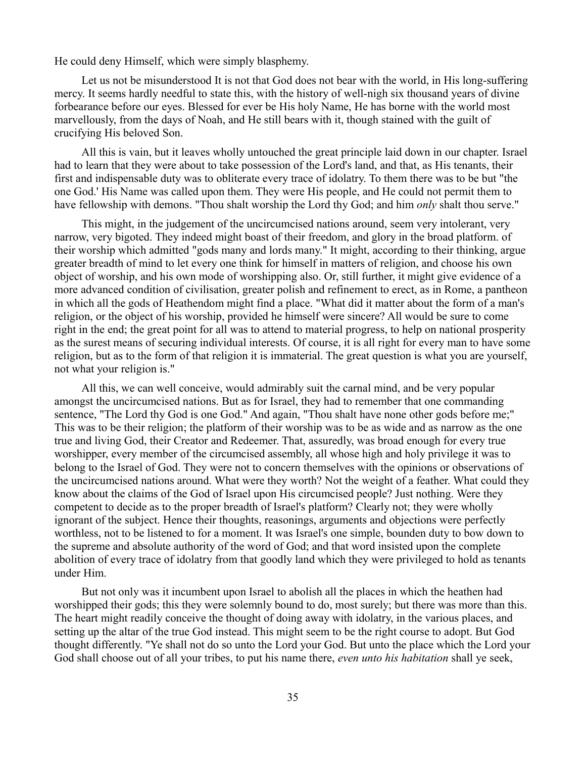He could deny Himself, which were simply blasphemy.

Let us not be misunderstood It is not that God does not bear with the world, in His long-suffering mercy. It seems hardly needful to state this, with the history of well-nigh six thousand years of divine forbearance before our eyes. Blessed for ever be His holy Name, He has borne with the world most marvellously, from the days of Noah, and He still bears with it, though stained with the guilt of crucifying His beloved Son.

All this is vain, but it leaves wholly untouched the great principle laid down in our chapter. Israel had to learn that they were about to take possession of the Lord's land, and that, as His tenants, their first and indispensable duty was to obliterate every trace of idolatry. To them there was to be but "the one God.' His Name was called upon them. They were His people, and He could not permit them to have fellowship with demons. "Thou shalt worship the Lord thy God; and him *only* shalt thou serve."

This might, in the judgement of the uncircumcised nations around, seem very intolerant, very narrow, very bigoted. They indeed might boast of their freedom, and glory in the broad platform. of their worship which admitted "gods many and lords many." It might, according to their thinking, argue greater breadth of mind to let every one think for himself in matters of religion, and choose his own object of worship, and his own mode of worshipping also. Or, still further, it might give evidence of a more advanced condition of civilisation, greater polish and refinement to erect, as in Rome, a pantheon in which all the gods of Heathendom might find a place. "What did it matter about the form of a man's religion, or the object of his worship, provided he himself were sincere? All would be sure to come right in the end; the great point for all was to attend to material progress, to help on national prosperity as the surest means of securing individual interests. Of course, it is all right for every man to have some religion, but as to the form of that religion it is immaterial. The great question is what you are yourself, not what your religion is."

All this, we can well conceive, would admirably suit the carnal mind, and be very popular amongst the uncircumcised nations. But as for Israel, they had to remember that one commanding sentence, "The Lord thy God is one God." And again, "Thou shalt have none other gods before me;" This was to be their religion; the platform of their worship was to be as wide and as narrow as the one true and living God, their Creator and Redeemer. That, assuredly, was broad enough for every true worshipper, every member of the circumcised assembly, all whose high and holy privilege it was to belong to the Israel of God. They were not to concern themselves with the opinions or observations of the uncircumcised nations around. What were they worth? Not the weight of a feather. What could they know about the claims of the God of Israel upon His circumcised people? Just nothing. Were they competent to decide as to the proper breadth of Israel's platform? Clearly not; they were wholly ignorant of the subject. Hence their thoughts, reasonings, arguments and objections were perfectly worthless, not to be listened to for a moment. It was Israel's one simple, bounden duty to bow down to the supreme and absolute authority of the word of God; and that word insisted upon the complete abolition of every trace of idolatry from that goodly land which they were privileged to hold as tenants under Him.

But not only was it incumbent upon Israel to abolish all the places in which the heathen had worshipped their gods; this they were solemnly bound to do, most surely; but there was more than this. The heart might readily conceive the thought of doing away with idolatry, in the various places, and setting up the altar of the true God instead. This might seem to be the right course to adopt. But God thought differently. "Ye shall not do so unto the Lord your God. But unto the place which the Lord your God shall choose out of all your tribes, to put his name there, *even unto his habitation* shall ye seek,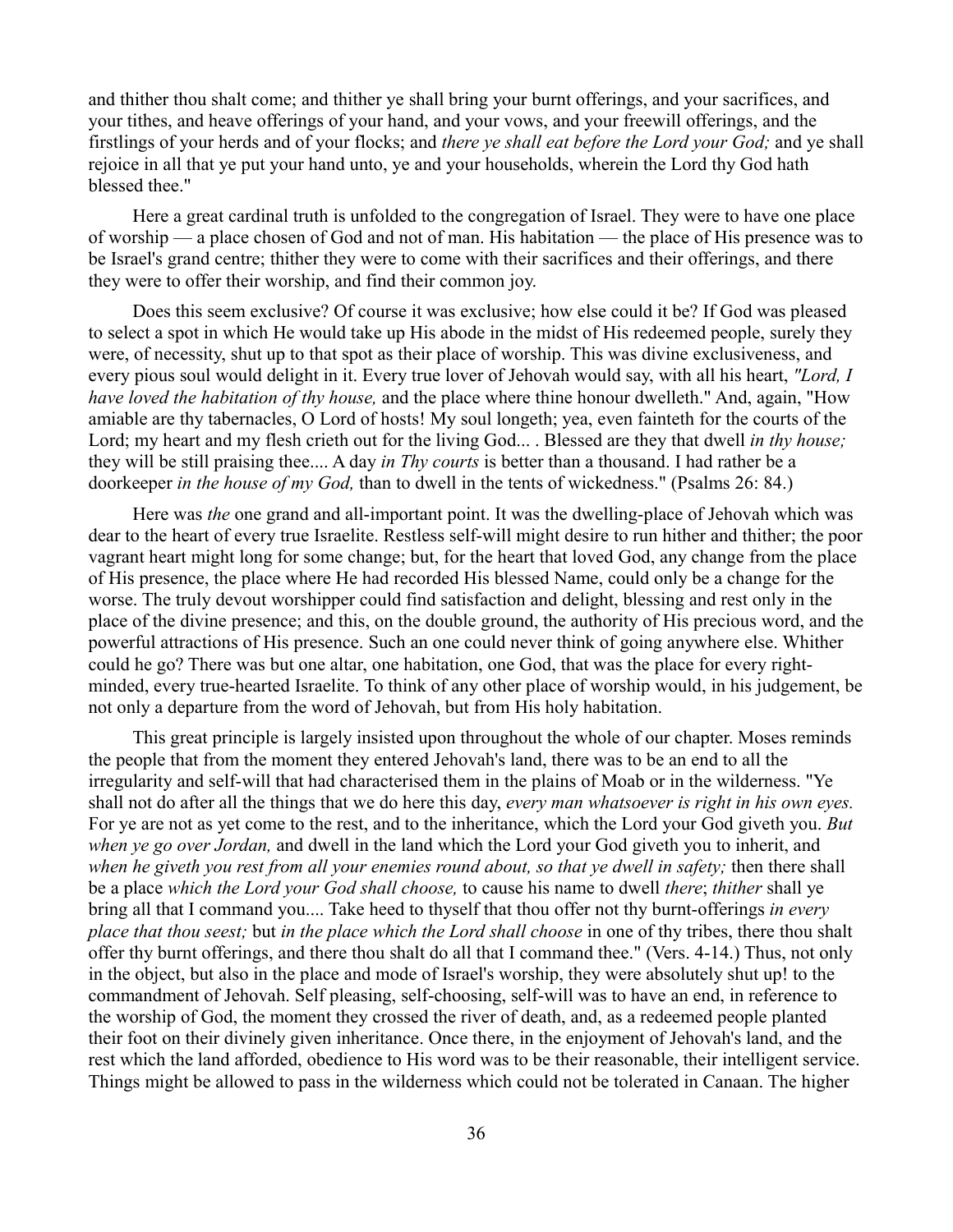and thither thou shalt come; and thither ye shall bring your burnt offerings, and your sacrifices, and your tithes, and heave offerings of your hand, and your vows, and your freewill offerings, and the firstlings of your herds and of your flocks; and *there ye shall eat before the Lord your God;* and ye shall rejoice in all that ye put your hand unto, ye and your households, wherein the Lord thy God hath blessed thee."

Here a great cardinal truth is unfolded to the congregation of Israel. They were to have one place of worship — a place chosen of God and not of man. His habitation — the place of His presence was to be Israel's grand centre; thither they were to come with their sacrifices and their offerings, and there they were to offer their worship, and find their common joy.

Does this seem exclusive? Of course it was exclusive; how else could it be? If God was pleased to select a spot in which He would take up His abode in the midst of His redeemed people, surely they were, of necessity, shut up to that spot as their place of worship. This was divine exclusiveness, and every pious soul would delight in it. Every true lover of Jehovah would say, with all his heart, *"Lord, I have loved the habitation of thy house,* and the place where thine honour dwelleth." And, again, "How amiable are thy tabernacles, O Lord of hosts! My soul longeth; yea, even fainteth for the courts of the Lord; my heart and my flesh crieth out for the living God... . Blessed are they that dwell *in thy house;* they will be still praising thee.... A day *in Thy courts* is better than a thousand. I had rather be a doorkeeper *in the house of my God,* than to dwell in the tents of wickedness." (Psalms 26: 84.)

Here was *the* one grand and all-important point. It was the dwelling-place of Jehovah which was dear to the heart of every true Israelite. Restless self-will might desire to run hither and thither; the poor vagrant heart might long for some change; but, for the heart that loved God, any change from the place of His presence, the place where He had recorded His blessed Name, could only be a change for the worse. The truly devout worshipper could find satisfaction and delight, blessing and rest only in the place of the divine presence; and this, on the double ground, the authority of His precious word, and the powerful attractions of His presence. Such an one could never think of going anywhere else. Whither could he go? There was but one altar, one habitation, one God, that was the place for every right-minded, every true-hearted Israelite. To think of any other place of worship would, in his judgement, be not only a departure from the word of Jehovah, but from His holy habitation.

This great principle is largely insisted upon throughout the whole of our chapter. Moses reminds the people that from the moment they entered Jehovah's land, there was to be an end to all the irregularity and self-will that had characterised them in the plains of Moab or in the wilderness. "Ye shall not do after all the things that we do here this day, *every man whatsoever is right in his own eyes.* For ye are not as yet come to the rest, and to the inheritance, which the Lord your God giveth you. *But when ye go over Jordan,* and dwell in the land which the Lord your God giveth you to inherit, and *when he giveth you rest from all your enemies round about, so that ye dwell in safety;* then there shall be a place *which the Lord your God shall choose,* to cause his name to dwell *there*; *thither* shall ye bring all that I command you.... Take heed to thyself that thou offer not thy burnt-offerings *in every place that thou seest;* but *in the place which the Lord shall choose* in one of thy tribes, there thou shalt offer thy burnt offerings, and there thou shalt do all that I command thee." (Vers. 4-14.) Thus, not only in the object, but also in the place and mode of Israel's worship, they were absolutely shut up! to the commandment of Jehovah. Self pleasing, self-choosing, self-will was to have an end, in reference to the worship of God, the moment they crossed the river of death, and, as a redeemed people planted their foot on their divinely given inheritance. Once there, in the enjoyment of Jehovah's land, and the rest which the land afforded, obedience to His word was to be their reasonable, their intelligent service. Things might be allowed to pass in the wilderness which could not be tolerated in Canaan. The higher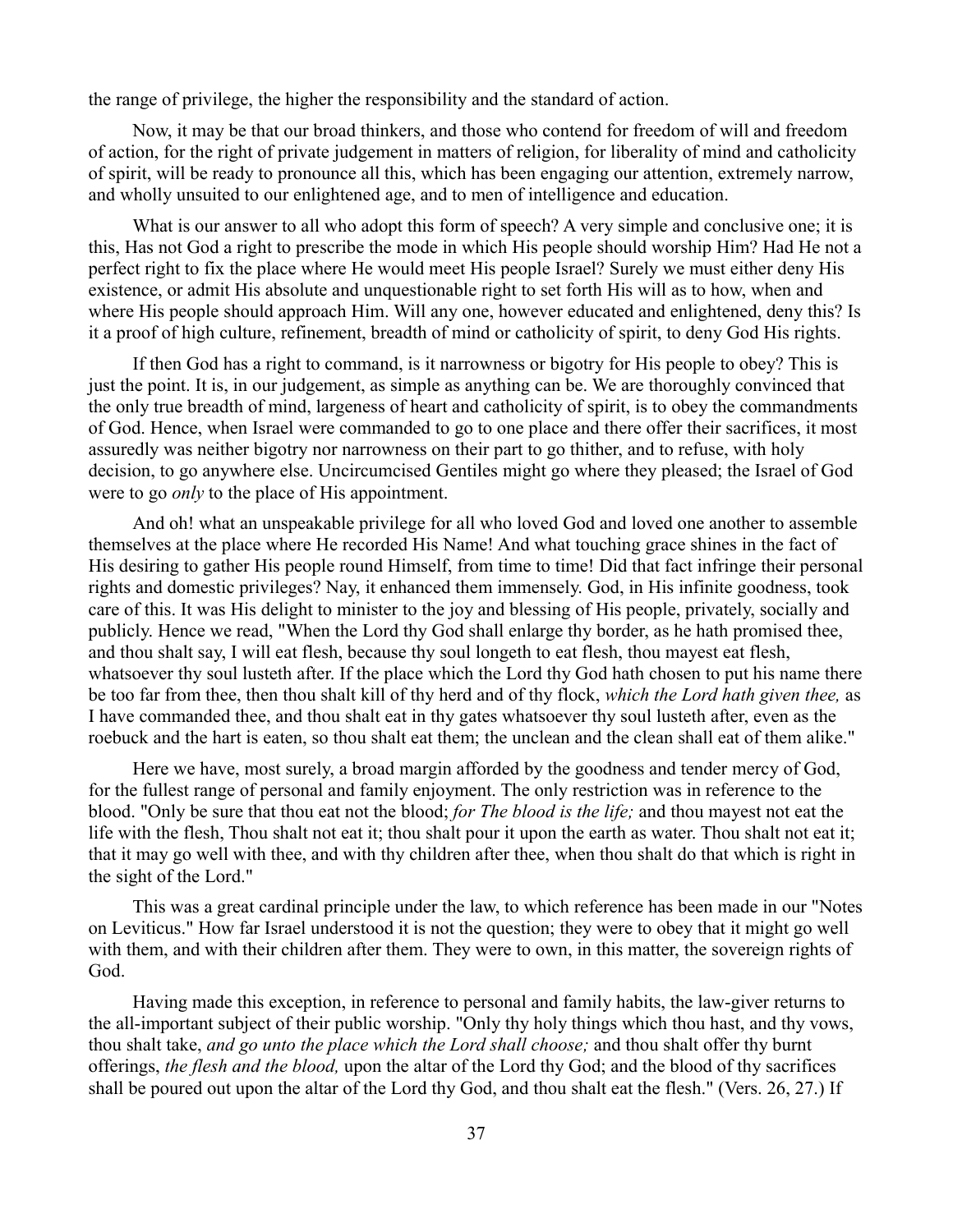the range of privilege, the higher the responsibility and the standard of action.

Now, it may be that our broad thinkers, and those who contend for freedom of will and freedom of action, for the right of private judgement in matters of religion, for liberality of mind and catholicity of spirit, will be ready to pronounce all this, which has been engaging our attention, extremely narrow, and wholly unsuited to our enlightened age, and to men of intelligence and education.

What is our answer to all who adopt this form of speech? A very simple and conclusive one; it is this, Has not God a right to prescribe the mode in which His people should worship Him? Had He not a perfect right to fix the place where He would meet His people Israel? Surely we must either deny His existence, or admit His absolute and unquestionable right to set forth His will as to how, when and where His people should approach Him. Will any one, however educated and enlightened, deny this? Is it a proof of high culture, refinement, breadth of mind or catholicity of spirit, to deny God His rights.

If then God has a right to command, is it narrowness or bigotry for His people to obey? This is just the point. It is, in our judgement, as simple as anything can be. We are thoroughly convinced that the only true breadth of mind, largeness of heart and catholicity of spirit, is to obey the commandments of God. Hence, when Israel were commanded to go to one place and there offer their sacrifices, it most assuredly was neither bigotry nor narrowness on their part to go thither, and to refuse, with holy decision, to go anywhere else. Uncircumcised Gentiles might go where they pleased; the Israel of God were to go *only* to the place of His appointment.

And oh! what an unspeakable privilege for all who loved God and loved one another to assemble themselves at the place where He recorded His Name! And what touching grace shines in the fact of His desiring to gather His people round Himself, from time to time! Did that fact infringe their personal rights and domestic privileges? Nay, it enhanced them immensely. God, in His infinite goodness, took care of this. It was His delight to minister to the joy and blessing of His people, privately, socially and publicly. Hence we read, "When the Lord thy God shall enlarge thy border, as he hath promised thee, and thou shalt say, I will eat flesh, because thy soul longeth to eat flesh, thou mayest eat flesh, whatsoever thy soul lusteth after. If the place which the Lord thy God hath chosen to put his name there be too far from thee, then thou shalt kill of thy herd and of thy flock, *which the Lord hath given thee,* as I have commanded thee, and thou shalt eat in thy gates whatsoever thy soul lusteth after, even as the roebuck and the hart is eaten, so thou shalt eat them; the unclean and the clean shall eat of them alike."

Here we have, most surely, a broad margin afforded by the goodness and tender mercy of God, for the fullest range of personal and family enjoyment. The only restriction was in reference to the blood. "Only be sure that thou eat not the blood; *for The blood is the life;* and thou mayest not eat the life with the flesh, Thou shalt not eat it; thou shalt pour it upon the earth as water. Thou shalt not eat it; that it may go well with thee, and with thy children after thee, when thou shalt do that which is right in the sight of the Lord."

This was a great cardinal principle under the law, to which reference has been made in our "Notes on Leviticus." How far Israel understood it is not the question; they were to obey that it might go well with them, and with their children after them. They were to own, in this matter, the sovereign rights of God.

Having made this exception, in reference to personal and family habits, the law-giver returns to the all-important subject of their public worship. "Only thy holy things which thou hast, and thy vows, thou shalt take, *and go unto the place which the Lord shall choose;* and thou shalt offer thy burnt offerings, *the flesh and the blood,* upon the altar of the Lord thy God; and the blood of thy sacrifices shall be poured out upon the altar of the Lord thy God, and thou shalt eat the flesh." (Vers. 26, 27.) If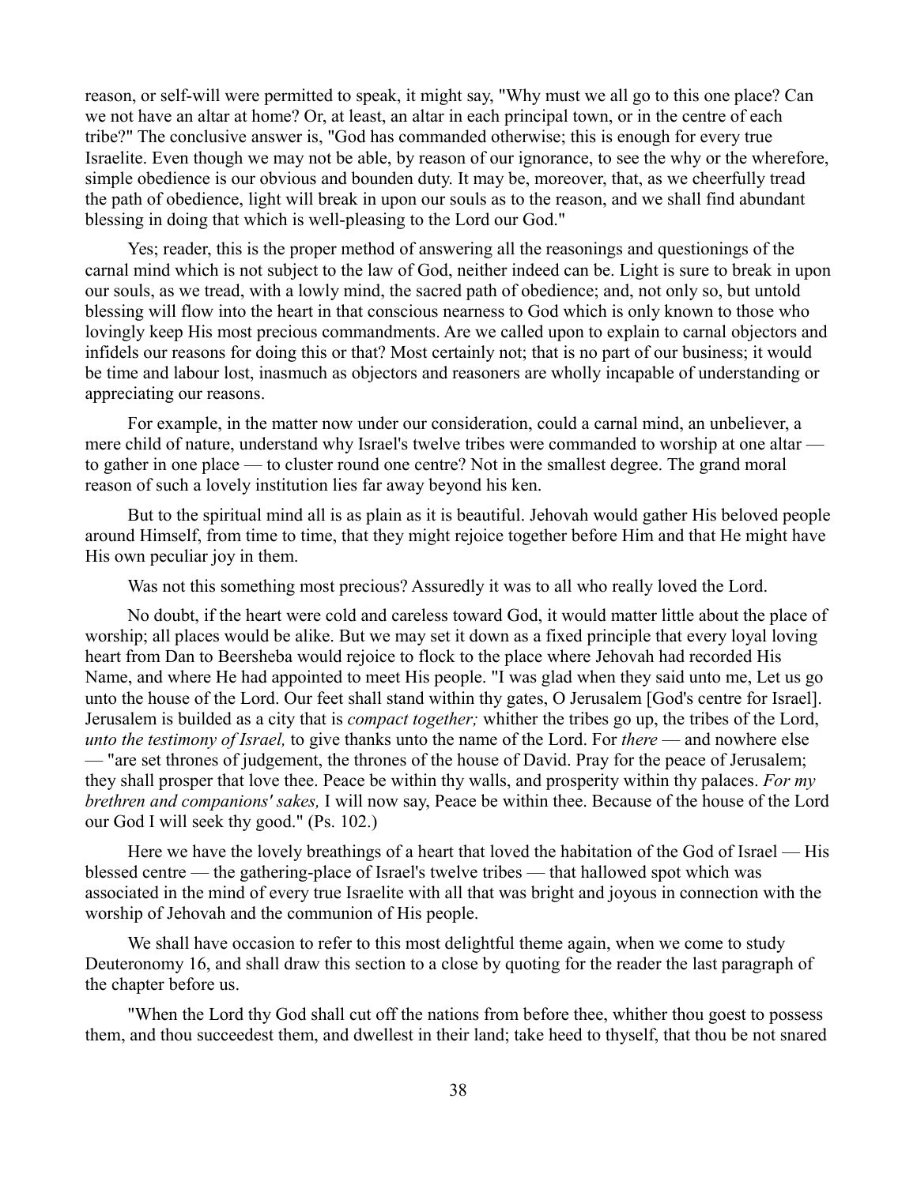reason, or self-will were permitted to speak, it might say, "Why must we all go to this one place? Can we not have an altar at home? Or, at least, an altar in each principal town, or in the centre of each tribe?" The conclusive answer is, "God has commanded otherwise; this is enough for every true Israelite. Even though we may not be able, by reason of our ignorance, to see the why or the wherefore, simple obedience is our obvious and bounden duty. It may be, moreover, that, as we cheerfully tread the path of obedience, light will break in upon our souls as to the reason, and we shall find abundant blessing in doing that which is well-pleasing to the Lord our God."

Yes; reader, this is the proper method of answering all the reasonings and questionings of the carnal mind which is not subject to the law of God, neither indeed can be. Light is sure to break in upon our souls, as we tread, with a lowly mind, the sacred path of obedience; and, not only so, but untold blessing will flow into the heart in that conscious nearness to God which is only known to those who lovingly keep His most precious commandments. Are we called upon to explain to carnal objectors and infidels our reasons for doing this or that? Most certainly not; that is no part of our business; it would be time and labour lost, inasmuch as objectors and reasoners are wholly incapable of understanding or appreciating our reasons.

For example, in the matter now under our consideration, could a carnal mind, an unbeliever, a mere child of nature, understand why Israel's twelve tribes were commanded to worship at one altar — to gather in one place — to cluster round one centre? Not in the smallest degree. The grand moral reason of such a lovely institution lies far away beyond his ken.

But to the spiritual mind all is as plain as it is beautiful. Jehovah would gather His beloved people around Himself, from time to time, that they might rejoice together before Him and that He might have His own peculiar joy in them.

Was not this something most precious? Assuredly it was to all who really loved the Lord.

No doubt, if the heart were cold and careless toward God, it would matter little about the place of worship; all places would be alike. But we may set it down as a fixed principle that every loyal loving heart from Dan to Beersheba would rejoice to flock to the place where Jehovah had recorded His Name, and where He had appointed to meet His people. "I was glad when they said unto me, Let us go unto the house of the Lord. Our feet shall stand within thy gates, O Jerusalem [God's centre for Israel]. Jerusalem is builded as a city that is *compact together;* whither the tribes go up, the tribes of the Lord, *unto the testimony of Israel,* to give thanks unto the name of the Lord. For *there* — and nowhere else — "are set thrones of judgement, the thrones of the house of David. Pray for the peace of Jerusalem; they shall prosper that love thee. Peace be within thy walls, and prosperity within thy palaces. *For my brethren and companions' sakes,* I will now say, Peace be within thee. Because of the house of the Lord our God I will seek thy good." (Ps. 102.)

Here we have the lovely breathings of a heart that loved the habitation of the God of Israel — His blessed centre — the gathering-place of Israel's twelve tribes — that hallowed spot which was associated in the mind of every true Israelite with all that was bright and joyous in connection with the worship of Jehovah and the communion of His people.

We shall have occasion to refer to this most delightful theme again, when we come to study Deuteronomy 16, and shall draw this section to a close by quoting for the reader the last paragraph of the chapter before us.

"When the Lord thy God shall cut off the nations from before thee, whither thou goest to possess them, and thou succeedest them, and dwellest in their land; take heed to thyself, that thou be not snared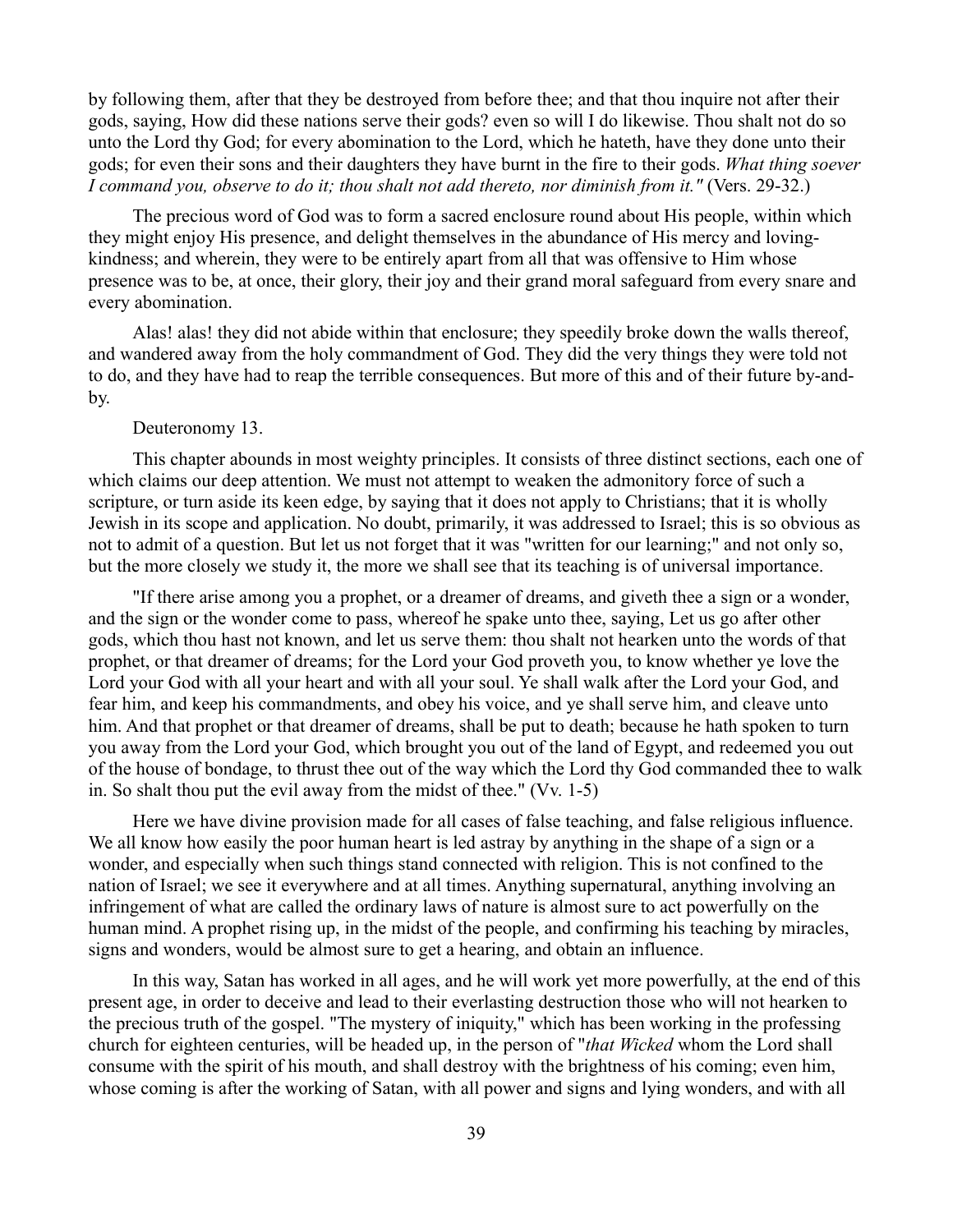by following them, after that they be destroyed from before thee; and that thou inquire not after their gods, saying, How did these nations serve their gods? even so will I do likewise. Thou shalt not do so unto the Lord thy God; for every abomination to the Lord, which he hateth, have they done unto their gods; for even their sons and their daughters they have burnt in the fire to their gods. *What thing soever I command you, observe to do it; thou shalt not add thereto, nor diminish from it."* (Vers. 29-32.)

The precious word of God was to form a sacred enclosure round about His people, within which they might enjoy His presence, and delight themselves in the abundance of His mercy and loving-kindness; and wherein, they were to be entirely apart from all that was offensive to Him whose presence was to be, at once, their glory, their joy and their grand moral safeguard from every snare and every abomination.

Alas! alas! they did not abide within that enclosure; they speedily broke down the walls thereof, and wandered away from the holy commandment of God. They did the very things they were told not to do, and they have had to reap the terrible consequences. But more of this and of their future by-and-by.

## Deuteronomy 13.

This chapter abounds in most weighty principles. It consists of three distinct sections, each one of which claims our deep attention. We must not attempt to weaken the admonitory force of such a scripture, or turn aside its keen edge, by saying that it does not apply to Christians; that it is wholly Jewish in its scope and application. No doubt, primarily, it was addressed to Israel; this is so obvious as not to admit of a question. But let us not forget that it was "written for our learning;" and not only so, but the more closely we study it, the more we shall see that its teaching is of universal importance.

"If there arise among you a prophet, or a dreamer of dreams, and giveth thee a sign or a wonder, and the sign or the wonder come to pass, whereof he spake unto thee, saying, Let us go after other gods, which thou hast not known, and let us serve them: thou shalt not hearken unto the words of that prophet, or that dreamer of dreams; for the Lord your God proveth you, to know whether ye love the Lord your God with all your heart and with all your soul. Ye shall walk after the Lord your God, and fear him, and keep his commandments, and obey his voice, and ye shall serve him, and cleave unto him. And that prophet or that dreamer of dreams, shall be put to death; because he hath spoken to turn you away from the Lord your God, which brought you out of the land of Egypt, and redeemed you out of the house of bondage, to thrust thee out of the way which the Lord thy God commanded thee to walk in. So shalt thou put the evil away from the midst of thee." (Vv. 1-5)

Here we have divine provision made for all cases of false teaching, and false religious influence. We all know how easily the poor human heart is led astray by anything in the shape of a sign or a wonder, and especially when such things stand connected with religion. This is not confined to the nation of Israel; we see it everywhere and at all times. Anything supernatural, anything involving an infringement of what are called the ordinary laws of nature is almost sure to act powerfully on the human mind. A prophet rising up, in the midst of the people, and confirming his teaching by miracles, signs and wonders, would be almost sure to get a hearing, and obtain an influence.

In this way, Satan has worked in all ages, and he will work yet more powerfully, at the end of this present age, in order to deceive and lead to their everlasting destruction those who will not hearken to the precious truth of the gospel. "The mystery of iniquity," which has been working in the professing church for eighteen centuries, will be headed up, in the person of "*that Wicked* whom the Lord shall consume with the spirit of his mouth, and shall destroy with the brightness of his coming; even him, whose coming is after the working of Satan, with all power and signs and lying wonders, and with all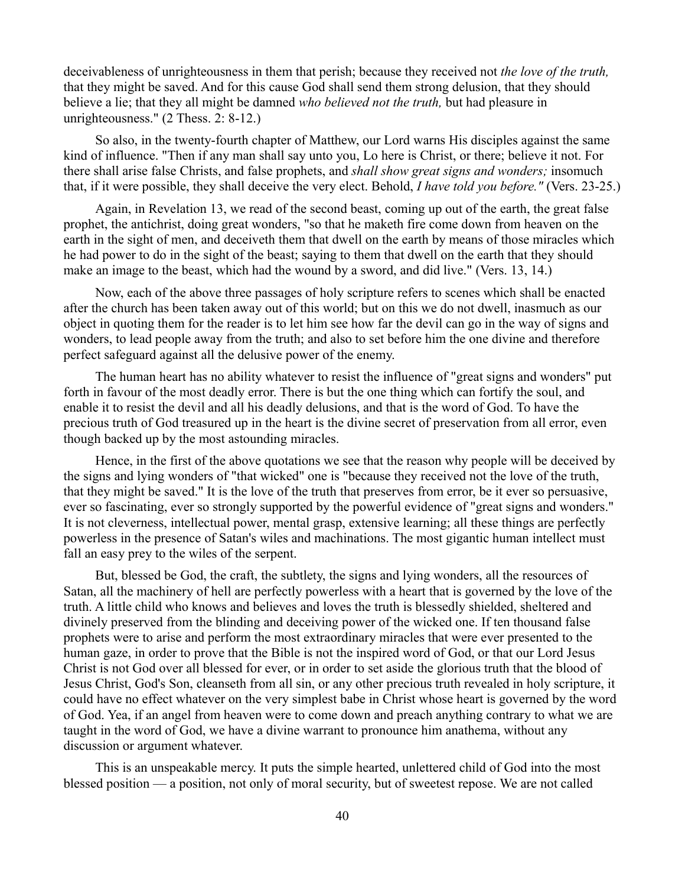deceivableness of unrighteousness in them that perish; because they received not *the love of the truth,* that they might be saved. And for this cause God shall send them strong delusion, that they should believe a lie; that they all might be damned *who believed not the truth,* but had pleasure in unrighteousness." (2 Thess. 2: 8-12.)

So also, in the twenty-fourth chapter of Matthew, our Lord warns His disciples against the same kind of influence. "Then if any man shall say unto you, Lo here is Christ, or there; believe it not. For there shall arise false Christs, and false prophets, and *shall show great signs and wonders;* insomuch that, if it were possible, they shall deceive the very elect. Behold, *I have told you before."* (Vers. 23-25.)

Again, in Revelation 13, we read of the second beast, coming up out of the earth, the great false prophet, the antichrist, doing great wonders, "so that he maketh fire come down from heaven on the earth in the sight of men, and deceiveth them that dwell on the earth by means of those miracles which he had power to do in the sight of the beast; saying to them that dwell on the earth that they should make an image to the beast, which had the wound by a sword, and did live." (Vers. 13, 14.)

Now, each of the above three passages of holy scripture refers to scenes which shall be enacted after the church has been taken away out of this world; but on this we do not dwell, inasmuch as our object in quoting them for the reader is to let him see how far the devil can go in the way of signs and wonders, to lead people away from the truth; and also to set before him the one divine and therefore perfect safeguard against all the delusive power of the enemy.

The human heart has no ability whatever to resist the influence of "great signs and wonders" put forth in favour of the most deadly error. There is but the one thing which can fortify the soul, and enable it to resist the devil and all his deadly delusions, and that is the word of God. To have the precious truth of God treasured up in the heart is the divine secret of preservation from all error, even though backed up by the most astounding miracles.

Hence, in the first of the above quotations we see that the reason why people will be deceived by the signs and lying wonders of "that wicked" one is "because they received not the love of the truth, that they might be saved." It is the love of the truth that preserves from error, be it ever so persuasive, ever so fascinating, ever so strongly supported by the powerful evidence of "great signs and wonders." It is not cleverness, intellectual power, mental grasp, extensive learning; all these things are perfectly powerless in the presence of Satan's wiles and machinations. The most gigantic human intellect must fall an easy prey to the wiles of the serpent.

But, blessed be God, the craft, the subtlety, the signs and lying wonders, all the resources of Satan, all the machinery of hell are perfectly powerless with a heart that is governed by the love of the truth. A little child who knows and believes and loves the truth is blessedly shielded, sheltered and divinely preserved from the blinding and deceiving power of the wicked one. If ten thousand false prophets were to arise and perform the most extraordinary miracles that were ever presented to the human gaze, in order to prove that the Bible is not the inspired word of God, or that our Lord Jesus Christ is not God over all blessed for ever, or in order to set aside the glorious truth that the blood of Jesus Christ, God's Son, cleanseth from all sin, or any other precious truth revealed in holy scripture, it could have no effect whatever on the very simplest babe in Christ whose heart is governed by the word of God. Yea, if an angel from heaven were to come down and preach anything contrary to what we are taught in the word of God, we have a divine warrant to pronounce him anathema, without any discussion or argument whatever.

This is an unspeakable mercy. It puts the simple hearted, unlettered child of God into the most blessed position — a position, not only of moral security, but of sweetest repose. We are not called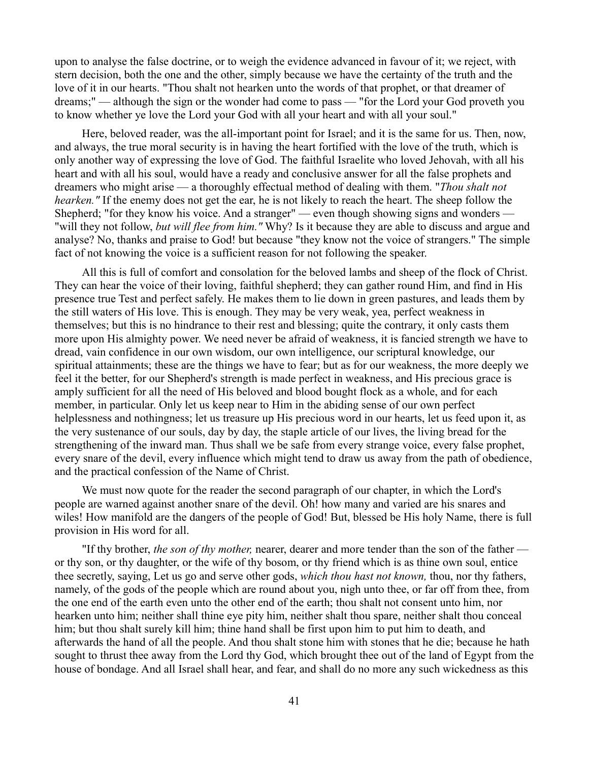upon to analyse the false doctrine, or to weigh the evidence advanced in favour of it; we reject, with stern decision, both the one and the other, simply because we have the certainty of the truth and the love of it in our hearts. "Thou shalt not hearken unto the words of that prophet, or that dreamer of dreams;" — although the sign or the wonder had come to pass — "for the Lord your God proveth you to know whether ye love the Lord your God with all your heart and with all your soul."

Here, beloved reader, was the all-important point for Israel; and it is the same for us. Then, now, and always, the true moral security is in having the heart fortified with the love of the truth, which is only another way of expressing the love of God. The faithful Israelite who loved Jehovah, with all his heart and with all his soul, would have a ready and conclusive answer for all the false prophets and dreamers who might arise — a thoroughly effectual method of dealing with them. "*Thou shalt not hearken."* If the enemy does not get the ear, he is not likely to reach the heart. The sheep follow the Shepherd; "for they know his voice. And a stranger" — even though showing signs and wonders — "will they not follow, *but will flee from him."* Why? Is it because they are able to discuss and argue and analyse? No, thanks and praise to God! but because "they know not the voice of strangers." The simple fact of not knowing the voice is a sufficient reason for not following the speaker.

All this is full of comfort and consolation for the beloved lambs and sheep of the flock of Christ. They can hear the voice of their loving, faithful shepherd; they can gather round Him, and find in His presence true Test and perfect safely. He makes them to lie down in green pastures, and leads them by the still waters of His love. This is enough. They may be very weak, yea, perfect weakness in themselves; but this is no hindrance to their rest and blessing; quite the contrary, it only casts them more upon His almighty power. We need never be afraid of weakness, it is fancied strength we have to dread, vain confidence in our own wisdom, our own intelligence, our scriptural knowledge, our spiritual attainments; these are the things we have to fear; but as for our weakness, the more deeply we feel it the better, for our Shepherd's strength is made perfect in weakness, and His precious grace is amply sufficient for all the need of His beloved and blood bought flock as a whole, and for each member, in particular. Only let us keep near to Him in the abiding sense of our own perfect helplessness and nothingness; let us treasure up His precious word in our hearts, let us feed upon it, as the very sustenance of our souls, day by day, the staple article of our lives, the living bread for the strengthening of the inward man. Thus shall we be safe from every strange voice, every false prophet, every snare of the devil, every influence which might tend to draw us away from the path of obedience, and the practical confession of the Name of Christ.

We must now quote for the reader the second paragraph of our chapter, in which the Lord's people are warned against another snare of the devil. Oh! how many and varied are his snares and wiles! How manifold are the dangers of the people of God! But, blessed be His holy Name, there is full provision in His word for all.

"If thy brother, *the son of thy mother,* nearer, dearer and more tender than the son of the father — or thy son, or thy daughter, or the wife of thy bosom, or thy friend which is as thine own soul, entice thee secretly, saying, Let us go and serve other gods, *which thou hast not known,* thou, nor thy fathers, namely, of the gods of the people which are round about you, nigh unto thee, or far off from thee, from the one end of the earth even unto the other end of the earth; thou shalt not consent unto him, nor hearken unto him; neither shall thine eye pity him, neither shalt thou spare, neither shalt thou conceal him; but thou shalt surely kill him; thine hand shall be first upon him to put him to death, and afterwards the hand of all the people. And thou shalt stone him with stones that he die; because he hath sought to thrust thee away from the Lord thy God, which brought thee out of the land of Egypt from the house of bondage. And all Israel shall hear, and fear, and shall do no more any such wickedness as this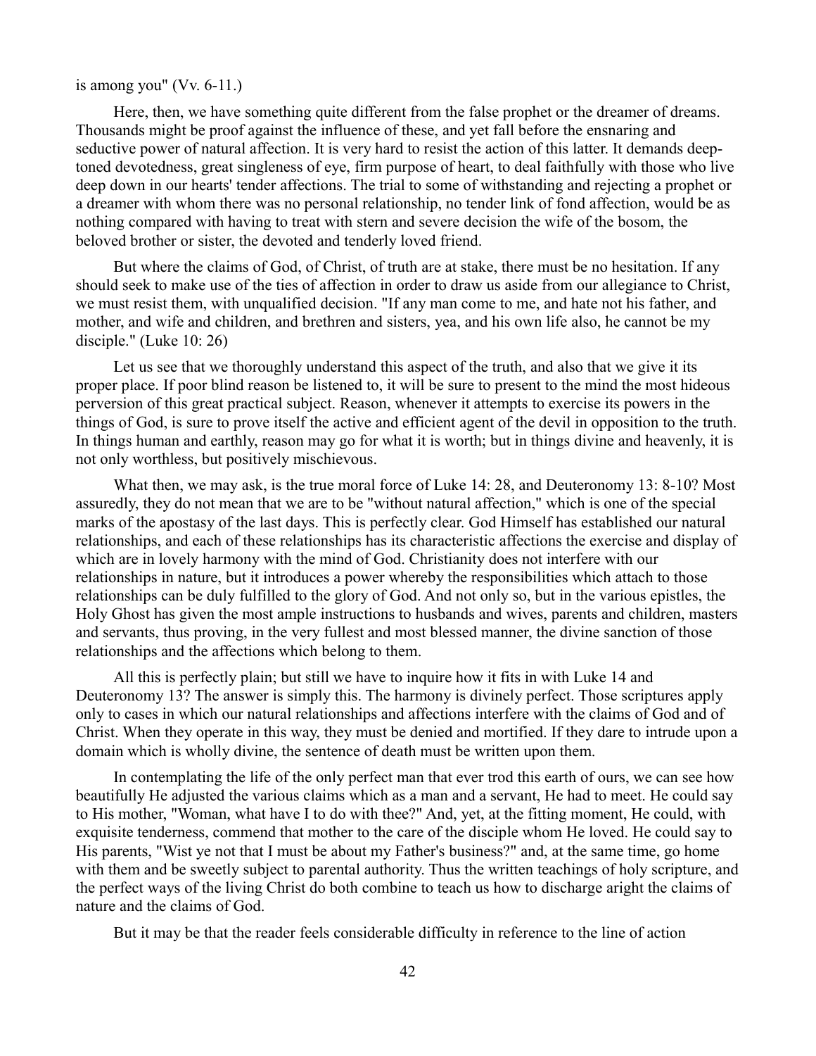is among you" (Vv. 6-11.)

Here, then, we have something quite different from the false prophet or the dreamer of dreams. Thousands might be proof against the influence of these, and yet fall before the ensnaring and seductive power of natural affection. It is very hard to resist the action of this latter. It demands deep-toned devotedness, great singleness of eye, firm purpose of heart, to deal faithfully with those who live deep down in our hearts' tender affections. The trial to some of withstanding and rejecting a prophet or a dreamer with whom there was no personal relationship, no tender link of fond affection, would be as nothing compared with having to treat with stern and severe decision the wife of the bosom, the beloved brother or sister, the devoted and tenderly loved friend.

But where the claims of God, of Christ, of truth are at stake, there must be no hesitation. If any should seek to make use of the ties of affection in order to draw us aside from our allegiance to Christ, we must resist them, with unqualified decision. "If any man come to me, and hate not his father, and mother, and wife and children, and brethren and sisters, yea, and his own life also, he cannot be my disciple." (Luke 10: 26)

Let us see that we thoroughly understand this aspect of the truth, and also that we give it its proper place. If poor blind reason be listened to, it will be sure to present to the mind the most hideous perversion of this great practical subject. Reason, whenever it attempts to exercise its powers in the things of God, is sure to prove itself the active and efficient agent of the devil in opposition to the truth. In things human and earthly, reason may go for what it is worth; but in things divine and heavenly, it is not only worthless, but positively mischievous.

What then, we may ask, is the true moral force of Luke 14: 28, and Deuteronomy 13: 8-10? Most assuredly, they do not mean that we are to be "without natural affection," which is one of the special marks of the apostasy of the last days. This is perfectly clear. God Himself has established our natural relationships, and each of these relationships has its characteristic affections the exercise and display of which are in lovely harmony with the mind of God. Christianity does not interfere with our relationships in nature, but it introduces a power whereby the responsibilities which attach to those relationships can be duly fulfilled to the glory of God. And not only so, but in the various epistles, the Holy Ghost has given the most ample instructions to husbands and wives, parents and children, masters and servants, thus proving, in the very fullest and most blessed manner, the divine sanction of those relationships and the affections which belong to them.

All this is perfectly plain; but still we have to inquire how it fits in with Luke 14 and Deuteronomy 13? The answer is simply this. The harmony is divinely perfect. Those scriptures apply only to cases in which our natural relationships and affections interfere with the claims of God and of Christ. When they operate in this way, they must be denied and mortified. If they dare to intrude upon a domain which is wholly divine, the sentence of death must be written upon them.

In contemplating the life of the only perfect man that ever trod this earth of ours, we can see how beautifully He adjusted the various claims which as a man and a servant, He had to meet. He could say to His mother, "Woman, what have I to do with thee?" And, yet, at the fitting moment, He could, with exquisite tenderness, commend that mother to the care of the disciple whom He loved. He could say to His parents, "Wist ye not that I must be about my Father's business?" and, at the same time, go home with them and be sweetly subject to parental authority. Thus the written teachings of holy scripture, and the perfect ways of the living Christ do both combine to teach us how to discharge aright the claims of nature and the claims of God.

But it may be that the reader feels considerable difficulty in reference to the line of action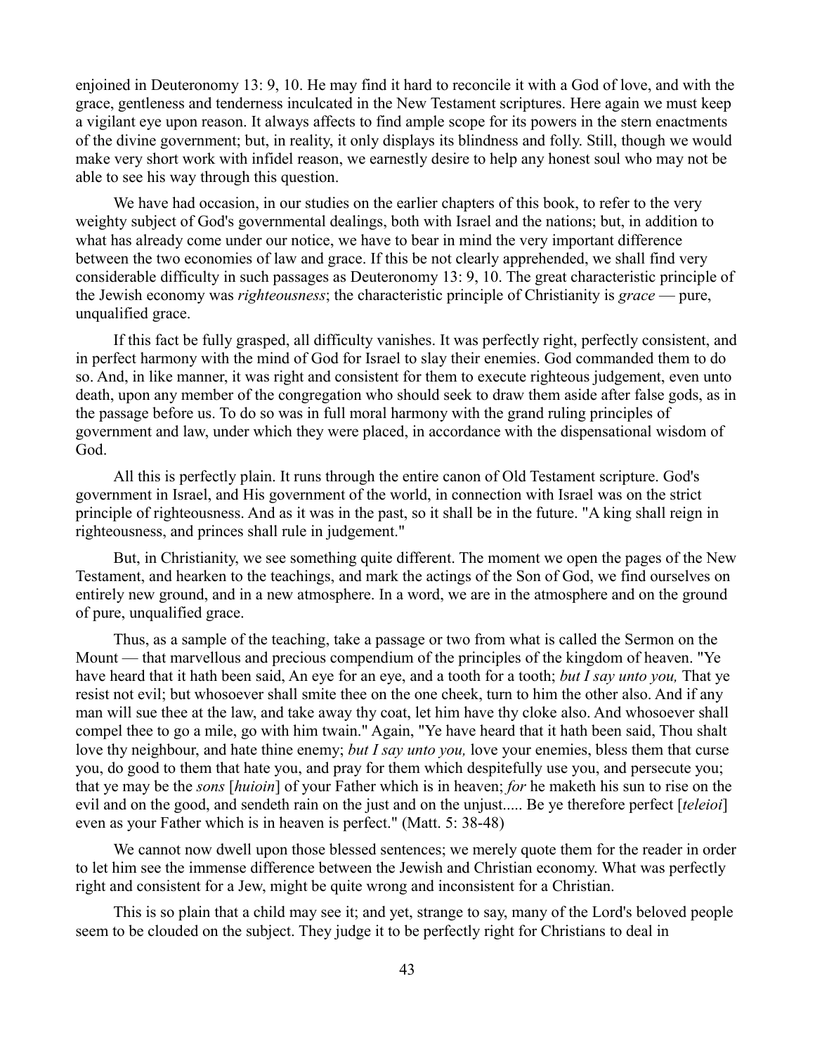enjoined in Deuteronomy 13: 9, 10. He may find it hard to reconcile it with a God of love, and with the grace, gentleness and tenderness inculcated in the New Testament scriptures. Here again we must keep a vigilant eye upon reason. It always affects to find ample scope for its powers in the stern enactments of the divine government; but, in reality, it only displays its blindness and folly. Still, though we would make very short work with infidel reason, we earnestly desire to help any honest soul who may not be able to see his way through this question.

We have had occasion, in our studies on the earlier chapters of this book, to refer to the very weighty subject of God's governmental dealings, both with Israel and the nations; but, in addition to what has already come under our notice, we have to bear in mind the very important difference between the two economies of law and grace. If this be not clearly apprehended, we shall find very considerable difficulty in such passages as Deuteronomy 13: 9, 10. The great characteristic principle of the Jewish economy was *righteousness*; the characteristic principle of Christianity is *grace* — pure, unqualified grace.

If this fact be fully grasped, all difficulty vanishes. It was perfectly right, perfectly consistent, and in perfect harmony with the mind of God for Israel to slay their enemies. God commanded them to do so. And, in like manner, it was right and consistent for them to execute righteous judgement, even unto death, upon any member of the congregation who should seek to draw them aside after false gods, as in the passage before us. To do so was in full moral harmony with the grand ruling principles of government and law, under which they were placed, in accordance with the dispensational wisdom of God.

All this is perfectly plain. It runs through the entire canon of Old Testament scripture. God's government in Israel, and His government of the world, in connection with Israel was on the strict principle of righteousness. And as it was in the past, so it shall be in the future. "A king shall reign in righteousness, and princes shall rule in judgement."

But, in Christianity, we see something quite different. The moment we open the pages of the New Testament, and hearken to the teachings, and mark the actings of the Son of God, we find ourselves on entirely new ground, and in a new atmosphere. In a word, we are in the atmosphere and on the ground of pure, unqualified grace.

Thus, as a sample of the teaching, take a passage or two from what is called the Sermon on the Mount — that marvellous and precious compendium of the principles of the kingdom of heaven. "Ye have heard that it hath been said, An eye for an eye, and a tooth for a tooth; *but I say unto you,* That ye resist not evil; but whosoever shall smite thee on the one cheek, turn to him the other also. And if any man will sue thee at the law, and take away thy coat, let him have thy cloke also. And whosoever shall compel thee to go a mile, go with him twain." Again, "Ye have heard that it hath been said, Thou shalt love thy neighbour, and hate thine enemy; *but I say unto you,* love your enemies, bless them that curse you, do good to them that hate you, and pray for them which despitefully use you, and persecute you; that ye may be the *sons* [*huioin*] of your Father which is in heaven; *for* he maketh his sun to rise on the evil and on the good, and sendeth rain on the just and on the unjust..... Be ye therefore perfect [*teleioi*] even as your Father which is in heaven is perfect." (Matt. 5: 38-48)

We cannot now dwell upon those blessed sentences; we merely quote them for the reader in order to let him see the immense difference between the Jewish and Christian economy. What was perfectly right and consistent for a Jew, might be quite wrong and inconsistent for a Christian.

This is so plain that a child may see it; and yet, strange to say, many of the Lord's beloved people seem to be clouded on the subject. They judge it to be perfectly right for Christians to deal in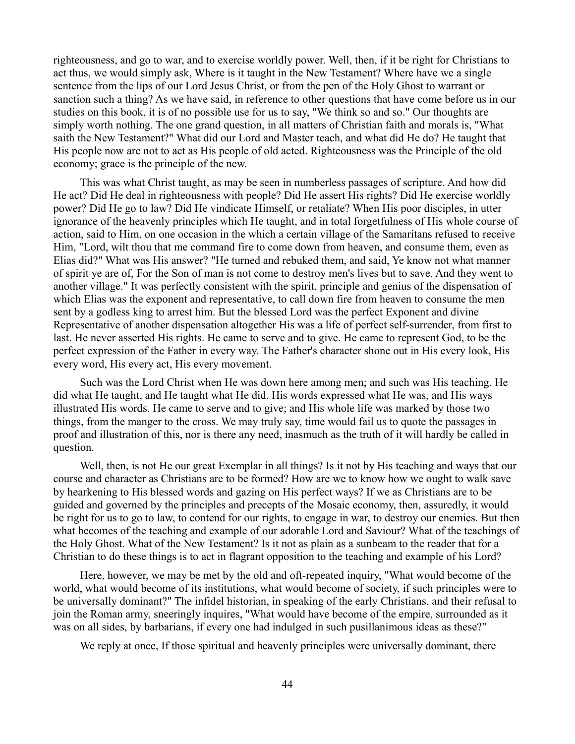righteousness, and go to war, and to exercise worldly power. Well, then, if it be right for Christians to act thus, we would simply ask, Where is it taught in the New Testament? Where have we a single sentence from the lips of our Lord Jesus Christ, or from the pen of the Holy Ghost to warrant or sanction such a thing? As we have said, in reference to other questions that have come before us in our studies on this book, it is of no possible use for us to say, "We think so and so." Our thoughts are simply worth nothing. The one grand question, in all matters of Christian faith and morals is, "What saith the New Testament?" What did our Lord and Master teach, and what did He do? He taught that His people now are not to act as His people of old acted. Righteousness was the Principle of the old economy; grace is the principle of the new.

This was what Christ taught, as may be seen in numberless passages of scripture. And how did He act? Did He deal in righteousness with people? Did He assert His rights? Did He exercise worldly power? Did He go to law? Did He vindicate Himself, or retaliate? When His poor disciples, in utter ignorance of the heavenly principles which He taught, and in total forgetfulness of His whole course of action, said to Him, on one occasion in the which a certain village of the Samaritans refused to receive Him, "Lord, wilt thou that me command fire to come down from heaven, and consume them, even as Elias did?" What was His answer? "He turned and rebuked them, and said, Ye know not what manner of spirit ye are of, For the Son of man is not come to destroy men's lives but to save. And they went to another village." It was perfectly consistent with the spirit, principle and genius of the dispensation of which Elias was the exponent and representative, to call down fire from heaven to consume the men sent by a godless king to arrest him. But the blessed Lord was the perfect Exponent and divine Representative of another dispensation altogether His was a life of perfect self-surrender, from first to last. He never asserted His rights. He came to serve and to give. He came to represent God, to be the perfect expression of the Father in every way. The Father's character shone out in His every look, His every word, His every act, His every movement.

Such was the Lord Christ when He was down here among men; and such was His teaching. He did what He taught, and He taught what He did. His words expressed what He was, and His ways illustrated His words. He came to serve and to give; and His whole life was marked by those two things, from the manger to the cross. We may truly say, time would fail us to quote the passages in proof and illustration of this, nor is there any need, inasmuch as the truth of it will hardly be called in question.

Well, then, is not He our great Exemplar in all things? Is it not by His teaching and ways that our course and character as Christians are to be formed? How are we to know how we ought to walk save by hearkening to His blessed words and gazing on His perfect ways? If we as Christians are to be guided and governed by the principles and precepts of the Mosaic economy, then, assuredly, it would be right for us to go to law, to contend for our rights, to engage in war, to destroy our enemies. But then what becomes of the teaching and example of our adorable Lord and Saviour? What of the teachings of the Holy Ghost. What of the New Testament? Is it not as plain as a sunbeam to the reader that for a Christian to do these things is to act in flagrant opposition to the teaching and example of his Lord?

Here, however, we may be met by the old and oft-repeated inquiry, "What would become of the world, what would become of its institutions, what would become of society, if such principles were to be universally dominant?" The infidel historian, in speaking of the early Christians, and their refusal to join the Roman army, sneeringly inquires, "What would have become of the empire, surrounded as it was on all sides, by barbarians, if every one had indulged in such pusillanimous ideas as these?"

We reply at once, If those spiritual and heavenly principles were universally dominant, there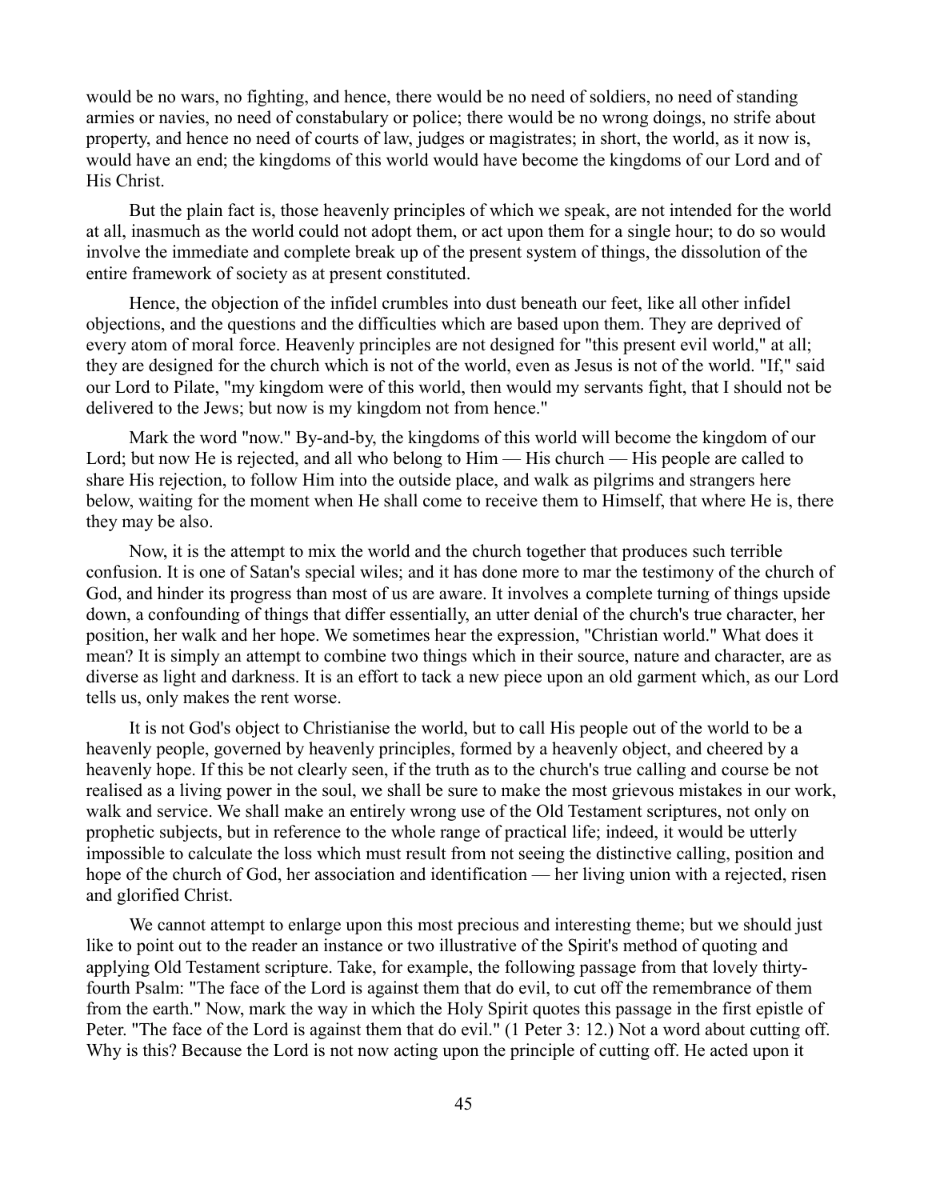would be no wars, no fighting, and hence, there would be no need of soldiers, no need of standing armies or navies, no need of constabulary or police; there would be no wrong doings, no strife about property, and hence no need of courts of law, judges or magistrates; in short, the world, as it now is, would have an end; the kingdoms of this world would have become the kingdoms of our Lord and of His Christ.

But the plain fact is, those heavenly principles of which we speak, are not intended for the world at all, inasmuch as the world could not adopt them, or act upon them for a single hour; to do so would involve the immediate and complete break up of the present system of things, the dissolution of the entire framework of society as at present constituted.

Hence, the objection of the infidel crumbles into dust beneath our feet, like all other infidel objections, and the questions and the difficulties which are based upon them. They are deprived of every atom of moral force. Heavenly principles are not designed for "this present evil world," at all; they are designed for the church which is not of the world, even as Jesus is not of the world. "If," said our Lord to Pilate, "my kingdom were of this world, then would my servants fight, that I should not be delivered to the Jews; but now is my kingdom not from hence."

Mark the word "now." By-and-by, the kingdoms of this world will become the kingdom of our Lord; but now He is rejected, and all who belong to Him — His church — His people are called to share His rejection, to follow Him into the outside place, and walk as pilgrims and strangers here below, waiting for the moment when He shall come to receive them to Himself, that where He is, there they may be also.

Now, it is the attempt to mix the world and the church together that produces such terrible confusion. It is one of Satan's special wiles; and it has done more to mar the testimony of the church of God, and hinder its progress than most of us are aware. It involves a complete turning of things upside down, a confounding of things that differ essentially, an utter denial of the church's true character, her position, her walk and her hope. We sometimes hear the expression, "Christian world." What does it mean? It is simply an attempt to combine two things which in their source, nature and character, are as diverse as light and darkness. It is an effort to tack a new piece upon an old garment which, as our Lord tells us, only makes the rent worse.

It is not God's object to Christianise the world, but to call His people out of the world to be a heavenly people, governed by heavenly principles, formed by a heavenly object, and cheered by a heavenly hope. If this be not clearly seen, if the truth as to the church's true calling and course be not realised as a living power in the soul, we shall be sure to make the most grievous mistakes in our work, walk and service. We shall make an entirely wrong use of the Old Testament scriptures, not only on prophetic subjects, but in reference to the whole range of practical life; indeed, it would be utterly impossible to calculate the loss which must result from not seeing the distinctive calling, position and hope of the church of God, her association and identification — her living union with a rejected, risen and glorified Christ.

We cannot attempt to enlarge upon this most precious and interesting theme; but we should just like to point out to the reader an instance or two illustrative of the Spirit's method of quoting and applying Old Testament scripture. Take, for example, the following passage from that lovely thirty-fourth Psalm: "The face of the Lord is against them that do evil, to cut off the remembrance of them from the earth." Now, mark the way in which the Holy Spirit quotes this passage in the first epistle of Peter. "The face of the Lord is against them that do evil." (1 Peter 3: 12.) Not a word about cutting off. Why is this? Because the Lord is not now acting upon the principle of cutting off. He acted upon it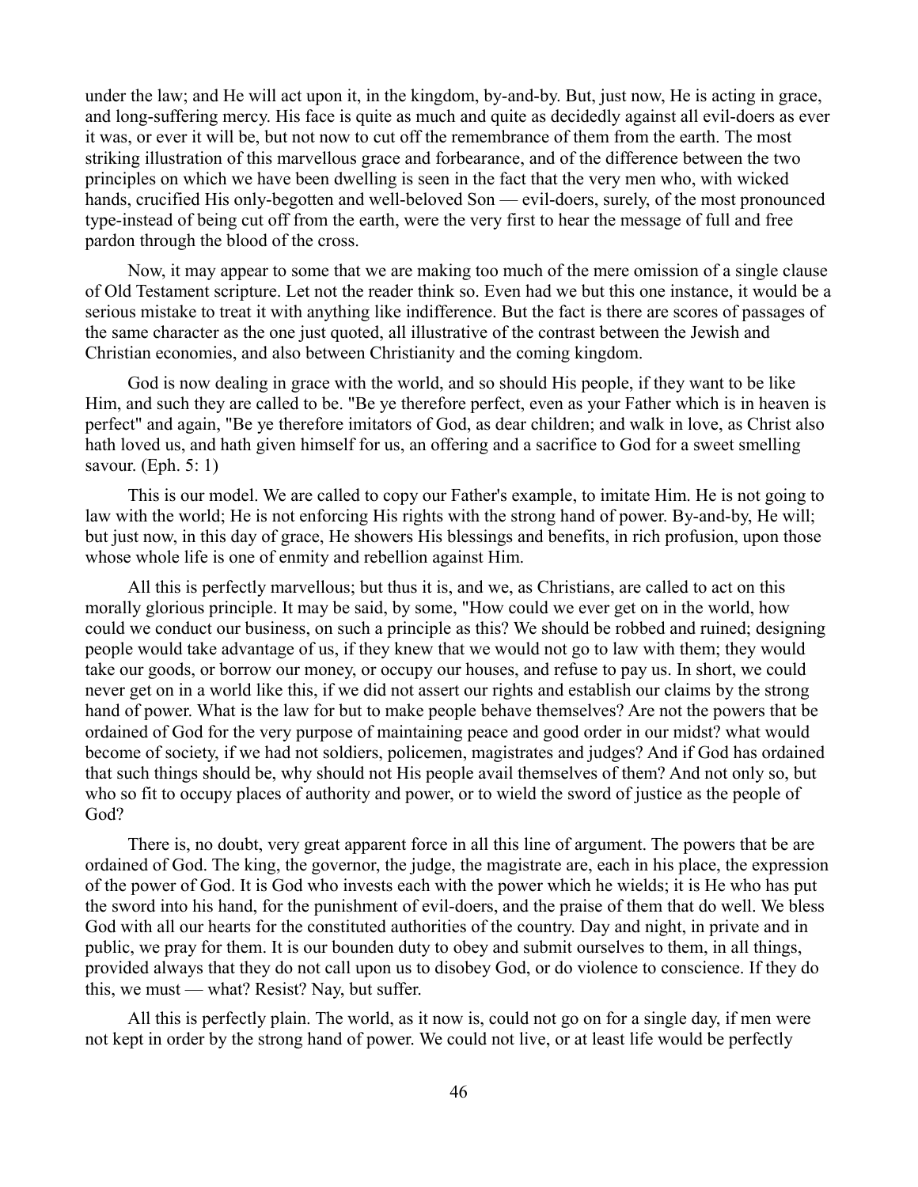under the law; and He will act upon it, in the kingdom, by-and-by. But, just now, He is acting in grace, and long-suffering mercy. His face is quite as much and quite as decidedly against all evil-doers as ever it was, or ever it will be, but not now to cut off the remembrance of them from the earth. The most striking illustration of this marvellous grace and forbearance, and of the difference between the two principles on which we have been dwelling is seen in the fact that the very men who, with wicked hands, crucified His only-begotten and well-beloved Son — evil-doers, surely, of the most pronounced type-instead of being cut off from the earth, were the very first to hear the message of full and free pardon through the blood of the cross.

Now, it may appear to some that we are making too much of the mere omission of a single clause of Old Testament scripture. Let not the reader think so. Even had we but this one instance, it would be a serious mistake to treat it with anything like indifference. But the fact is there are scores of passages of the same character as the one just quoted, all illustrative of the contrast between the Jewish and Christian economies, and also between Christianity and the coming kingdom.

God is now dealing in grace with the world, and so should His people, if they want to be like Him, and such they are called to be. "Be ye therefore perfect, even as your Father which is in heaven is perfect" and again, "Be ye therefore imitators of God, as dear children; and walk in love, as Christ also hath loved us, and hath given himself for us, an offering and a sacrifice to God for a sweet smelling savour. (Eph. 5: 1)

This is our model. We are called to copy our Father's example, to imitate Him. He is not going to law with the world; He is not enforcing His rights with the strong hand of power. By-and-by, He will; but just now, in this day of grace, He showers His blessings and benefits, in rich profusion, upon those whose whole life is one of enmity and rebellion against Him.

All this is perfectly marvellous; but thus it is, and we, as Christians, are called to act on this morally glorious principle. It may be said, by some, "How could we ever get on in the world, how could we conduct our business, on such a principle as this? We should be robbed and ruined; designing people would take advantage of us, if they knew that we would not go to law with them; they would take our goods, or borrow our money, or occupy our houses, and refuse to pay us. In short, we could never get on in a world like this, if we did not assert our rights and establish our claims by the strong hand of power. What is the law for but to make people behave themselves? Are not the powers that be ordained of God for the very purpose of maintaining peace and good order in our midst? what would become of society, if we had not soldiers, policemen, magistrates and judges? And if God has ordained that such things should be, why should not His people avail themselves of them? And not only so, but who so fit to occupy places of authority and power, or to wield the sword of justice as the people of God?

There is, no doubt, very great apparent force in all this line of argument. The powers that be are ordained of God. The king, the governor, the judge, the magistrate are, each in his place, the expression of the power of God. It is God who invests each with the power which he wields; it is He who has put the sword into his hand, for the punishment of evil-doers, and the praise of them that do well. We bless God with all our hearts for the constituted authorities of the country. Day and night, in private and in public, we pray for them. It is our bounden duty to obey and submit ourselves to them, in all things, provided always that they do not call upon us to disobey God, or do violence to conscience. If they do this, we must — what? Resist? Nay, but suffer.

All this is perfectly plain. The world, as it now is, could not go on for a single day, if men were not kept in order by the strong hand of power. We could not live, or at least life would be perfectly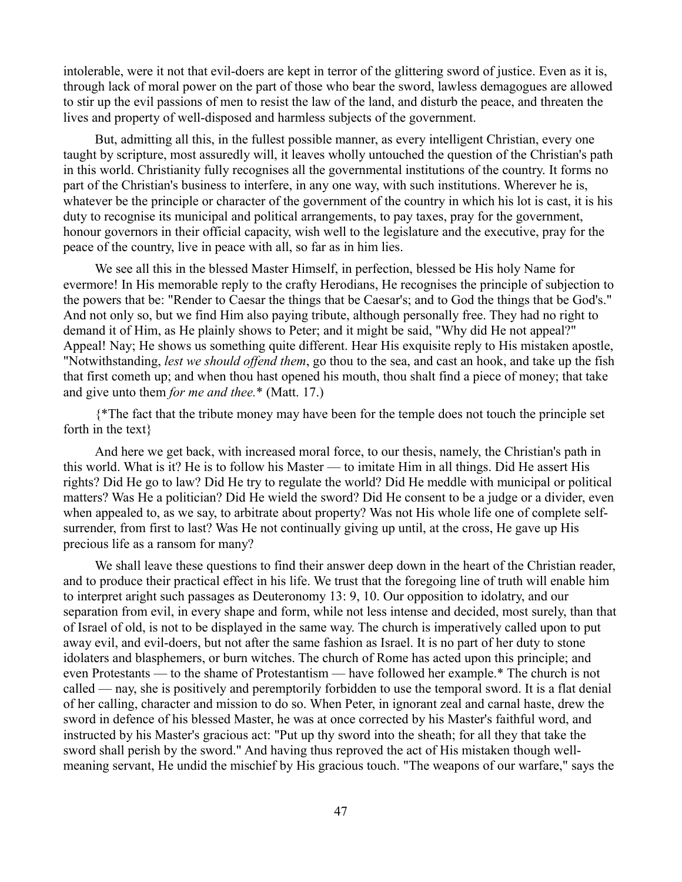intolerable, were it not that evil-doers are kept in terror of the glittering sword of justice. Even as it is, through lack of moral power on the part of those who bear the sword, lawless demagogues are allowed to stir up the evil passions of men to resist the law of the land, and disturb the peace, and threaten the lives and property of well-disposed and harmless subjects of the government.

But, admitting all this, in the fullest possible manner, as every intelligent Christian, every one taught by scripture, most assuredly will, it leaves wholly untouched the question of the Christian's path in this world. Christianity fully recognises all the governmental institutions of the country. It forms no part of the Christian's business to interfere, in any one way, with such institutions. Wherever he is, whatever be the principle or character of the government of the country in which his lot is cast, it is his duty to recognise its municipal and political arrangements, to pay taxes, pray for the government, honour governors in their official capacity, wish well to the legislature and the executive, pray for the peace of the country, live in peace with all, so far as in him lies.

We see all this in the blessed Master Himself, in perfection, blessed be His holy Name for evermore! In His memorable reply to the crafty Herodians, He recognises the principle of subjection to the powers that be: "Render to Caesar the things that be Caesar's; and to God the things that be God's." And not only so, but we find Him also paying tribute, although personally free. They had no right to demand it of Him, as He plainly shows to Peter; and it might be said, "Why did He not appeal?" Appeal! Nay; He shows us something quite different. Hear His exquisite reply to His mistaken apostle, "Notwithstanding, *lest we should offend them*, go thou to the sea, and cast an hook, and take up the fish that first cometh up; and when thou hast opened his mouth, thou shalt find a piece of money; that take and give unto them *for me and thee.*\* (Matt. 17.)

{\*The fact that the tribute money may have been for the temple does not touch the principle set forth in the text}

And here we get back, with increased moral force, to our thesis, namely, the Christian's path in this world. What is it? He is to follow his Master — to imitate Him in all things. Did He assert His rights? Did He go to law? Did He try to regulate the world? Did He meddle with municipal or political matters? Was He a politician? Did He wield the sword? Did He consent to be a judge or a divider, even when appealed to, as we say, to arbitrate about property? Was not His whole life one of complete self-surrender, from first to last? Was He not continually giving up until, at the cross, He gave up His precious life as a ransom for many?

We shall leave these questions to find their answer deep down in the heart of the Christian reader, and to produce their practical effect in his life. We trust that the foregoing line of truth will enable him to interpret aright such passages as Deuteronomy 13: 9, 10. Our opposition to idolatry, and our separation from evil, in every shape and form, while not less intense and decided, most surely, than that of Israel of old, is not to be displayed in the same way. The church is imperatively called upon to put away evil, and evil-doers, but not after the same fashion as Israel. It is no part of her duty to stone idolaters and blasphemers, or burn witches. The church of Rome has acted upon this principle; and even Protestants — to the shame of Protestantism — have followed her example.\* The church is not called — nay, she is positively and peremptorily forbidden to use the temporal sword. It is a flat denial of her calling, character and mission to do so. When Peter, in ignorant zeal and carnal haste, drew the sword in defence of his blessed Master, he was at once corrected by his Master's faithful word, and instructed by his Master's gracious act: "Put up thy sword into the sheath; for all they that take the sword shall perish by the sword." And having thus reproved the act of His mistaken though well-meaning servant, He undid the mischief by His gracious touch. "The weapons of our warfare," says the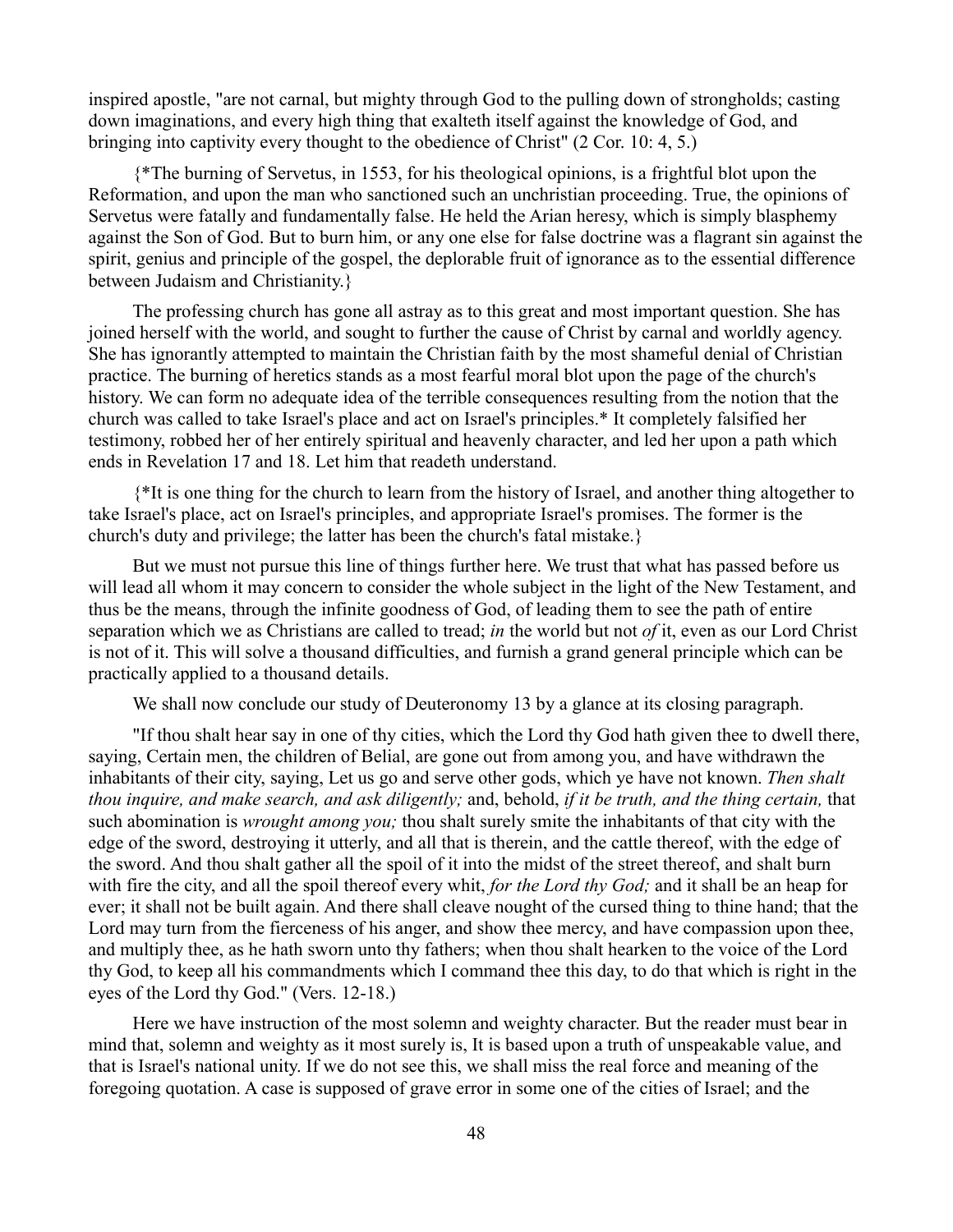inspired apostle, "are not carnal, but mighty through God to the pulling down of strongholds; casting down imaginations, and every high thing that exalteth itself against the knowledge of God, and bringing into captivity every thought to the obedience of Christ" (2 Cor. 10: 4, 5.)

{*The burning of Servetus, in 1553, for his theological opinions, is a frightful blot upon the Reformation, and upon the man who sanctioned such an unchristian proceeding. True, the opinions of Servetus were fatally and fundamentally false. He held the Arian heresy, which is simply blasphemy against the Son of God. But to burn him, or any one else for false doctrine was a flagrant sin against the spirit, genius and principle of the gospel, the deplorable fruit of ignorance as to the essential difference between Judaism and Christianity.}

The professing church has gone all astray as to this great and most important question. She has joined herself with the world, and sought to further the cause of Christ by carnal and worldly agency. She has ignorantly attempted to maintain the Christian faith by the most shameful denial of Christian practice. The burning of heretics stands as a most fearful moral blot upon the page of the church's history. We can form no adequate idea of the terrible consequences resulting from the notion that the church was called to take Israel's place and act on Israel's principles.* It completely falsified her testimony, robbed her of her entirely spiritual and heavenly character, and led her upon a path which ends in Revelation 17 and 18. Let him that readeth understand.

{*It is one thing for the church to learn from the history of Israel, and another thing altogether to take Israel's place, act on Israel's principles, and appropriate Israel's promises. The former is the church's duty and privilege; the latter has been the church's fatal mistake.}

But we must not pursue this line of things further here. We trust that what has passed before us will lead all whom it may concern to consider the whole subject in the light of the New Testament, and thus be the means, through the infinite goodness of God, of leading them to see the path of entire separation which we as Christians are called to tread; *in* the world but not *of* it, even as our Lord Christ is not of it. This will solve a thousand difficulties, and furnish a grand general principle which can be practically applied to a thousand details.

We shall now conclude our study of Deuteronomy 13 by a glance at its closing paragraph.

"If thou shalt hear say in one of thy cities, which the Lord thy God hath given thee to dwell there, saying, Certain men, the children of Belial, are gone out from among you, and have withdrawn the inhabitants of their city, saying, Let us go and serve other gods, which ye have not known. *Then shalt thou inquire, and make search, and ask diligently;* and, behold, *if it be truth, and the thing certain,* that such abomination is *wrought among you;* thou shalt surely smite the inhabitants of that city with the edge of the sword, destroying it utterly, and all that is therein, and the cattle thereof, with the edge of the sword. And thou shalt gather all the spoil of it into the midst of the street thereof, and shalt burn with fire the city, and all the spoil thereof every whit, *for the Lord thy God;* and it shall be an heap for ever; it shall not be built again. And there shall cleave nought of the cursed thing to thine hand; that the Lord may turn from the fierceness of his anger, and show thee mercy, and have compassion upon thee, and multiply thee, as he hath sworn unto thy fathers; when thou shalt hearken to the voice of the Lord thy God, to keep all his commandments which I command thee this day, to do that which is right in the eyes of the Lord thy God." (Vers. 12-18.)

Here we have instruction of the most solemn and weighty character. But the reader must bear in mind that, solemn and weighty as it most surely is, It is based upon a truth of unspeakable value, and that is Israel's national unity. If we do not see this, we shall miss the real force and meaning of the foregoing quotation. A case is supposed of grave error in some one of the cities of Israel; and the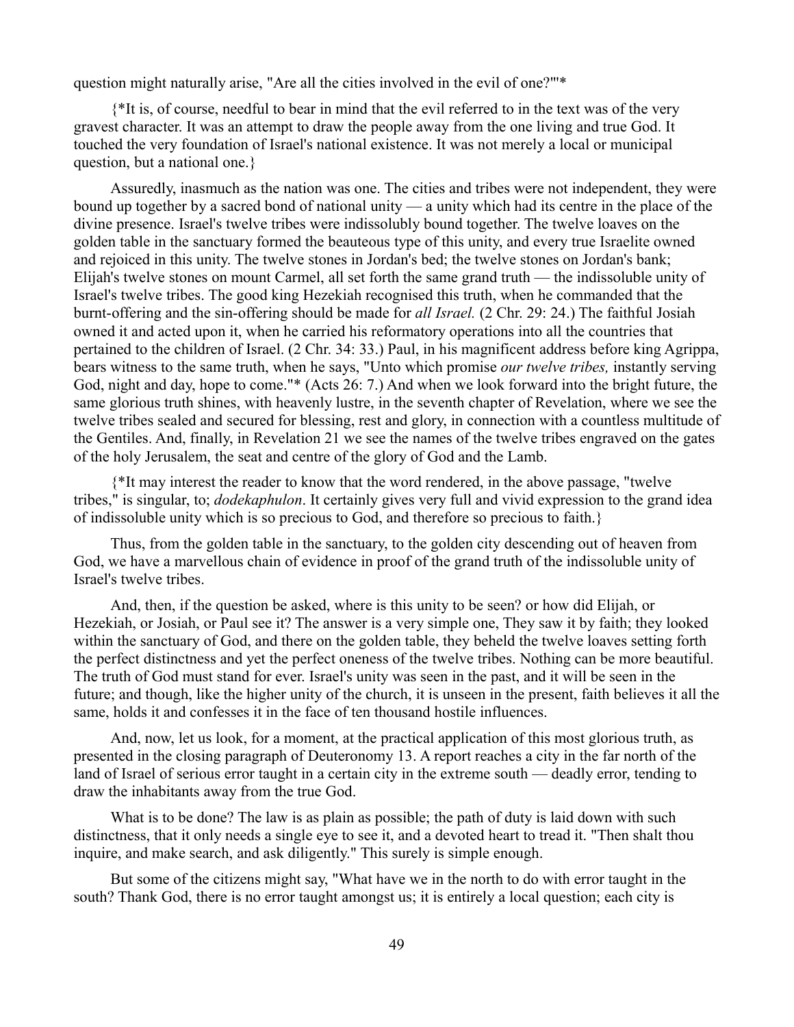question might naturally arise, "Are all the cities involved in the evil of one?"'*

{*It is, of course, needful to bear in mind that the evil referred to in the text was of the very gravest character. It was an attempt to draw the people away from the one living and true God. It touched the very foundation of Israel's national existence. It was not merely a local or municipal question, but a national one.}

Assuredly, inasmuch as the nation was one. The cities and tribes were not independent, they were bound up together by a sacred bond of national unity — a unity which had its centre in the place of the divine presence. Israel's twelve tribes were indissolubly bound together. The twelve loaves on the golden table in the sanctuary formed the beauteous type of this unity, and every true Israelite owned and rejoiced in this unity. The twelve stones in Jordan's bed; the twelve stones on Jordan's bank; Elijah's twelve stones on mount Carmel, all set forth the same grand truth — the indissoluble unity of Israel's twelve tribes. The good king Hezekiah recognised this truth, when he commanded that the burnt-offering and the sin-offering should be made for *all Israel.* (2 Chr. 29: 24.) The faithful Josiah owned it and acted upon it, when he carried his reformatory operations into all the countries that pertained to the children of Israel. (2 Chr. 34: 33.) Paul, in his magnificent address before king Agrippa, bears witness to the same truth, when he says, "Unto which promise *our twelve tribes,* instantly serving God, night and day, hope to come."* (Acts 26: 7.) And when we look forward into the bright future, the same glorious truth shines, with heavenly lustre, in the seventh chapter of Revelation, where we see the twelve tribes sealed and secured for blessing, rest and glory, in connection with a countless multitude of the Gentiles. And, finally, in Revelation 21 we see the names of the twelve tribes engraved on the gates of the holy Jerusalem, the seat and centre of the glory of God and the Lamb.

{*It may interest the reader to know that the word rendered, in the above passage, "twelve tribes," is singular, to; *dodekaphulon*. It certainly gives very full and vivid expression to the grand idea of indissoluble unity which is so precious to God, and therefore so precious to faith.}

Thus, from the golden table in the sanctuary, to the golden city descending out of heaven from God, we have a marvellous chain of evidence in proof of the grand truth of the indissoluble unity of Israel's twelve tribes.

And, then, if the question be asked, where is this unity to be seen? or how did Elijah, or Hezekiah, or Josiah, or Paul see it? The answer is a very simple one, They saw it by faith; they looked within the sanctuary of God, and there on the golden table, they beheld the twelve loaves setting forth the perfect distinctness and yet the perfect oneness of the twelve tribes. Nothing can be more beautiful. The truth of God must stand for ever. Israel's unity was seen in the past, and it will be seen in the future; and though, like the higher unity of the church, it is unseen in the present, faith believes it all the same, holds it and confesses it in the face of ten thousand hostile influences.

And, now, let us look, for a moment, at the practical application of this most glorious truth, as presented in the closing paragraph of Deuteronomy 13. A report reaches a city in the far north of the land of Israel of serious error taught in a certain city in the extreme south — deadly error, tending to draw the inhabitants away from the true God.

What is to be done? The law is as plain as possible; the path of duty is laid down with such distinctness, that it only needs a single eye to see it, and a devoted heart to tread it. "Then shalt thou inquire, and make search, and ask diligently." This surely is simple enough.

But some of the citizens might say, "What have we in the north to do with error taught in the south? Thank God, there is no error taught amongst us; it is entirely a local question; each city is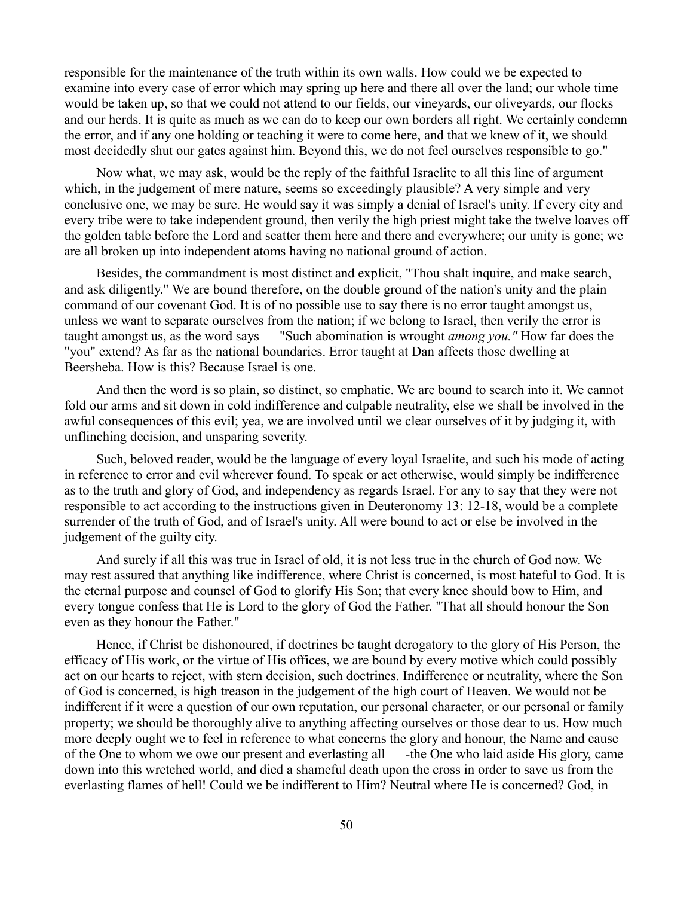responsible for the maintenance of the truth within its own walls. How could we be expected to examine into every case of error which may spring up here and there all over the land; our whole time would be taken up, so that we could not attend to our fields, our vineyards, our oliveyards, our flocks and our herds. It is quite as much as we can do to keep our own borders all right. We certainly condemn the error, and if any one holding or teaching it were to come here, and that we knew of it, we should most decidedly shut our gates against him. Beyond this, we do not feel ourselves responsible to go."

Now what, we may ask, would be the reply of the faithful Israelite to all this line of argument which, in the judgement of mere nature, seems so exceedingly plausible? A very simple and very conclusive one, we may be sure. He would say it was simply a denial of Israel's unity. If every city and every tribe were to take independent ground, then verily the high priest might take the twelve loaves off the golden table before the Lord and scatter them here and there and everywhere; our unity is gone; we are all broken up into independent atoms having no national ground of action.

Besides, the commandment is most distinct and explicit, "Thou shalt inquire, and make search, and ask diligently." We are bound therefore, on the double ground of the nation's unity and the plain command of our covenant God. It is of no possible use to say there is no error taught amongst us, unless we want to separate ourselves from the nation; if we belong to Israel, then verily the error is taught amongst us, as the word says — "Such abomination is wrought *among you."* How far does the "you" extend? As far as the national boundaries. Error taught at Dan affects those dwelling at Beersheba. How is this? Because Israel is one.

And then the word is so plain, so distinct, so emphatic. We are bound to search into it. We cannot fold our arms and sit down in cold indifference and culpable neutrality, else we shall be involved in the awful consequences of this evil; yea, we are involved until we clear ourselves of it by judging it, with unflinching decision, and unsparing severity.

Such, beloved reader, would be the language of every loyal Israelite, and such his mode of acting in reference to error and evil wherever found. To speak or act otherwise, would simply be indifference as to the truth and glory of God, and independency as regards Israel. For any to say that they were not responsible to act according to the instructions given in Deuteronomy 13: 12-18, would be a complete surrender of the truth of God, and of Israel's unity. All were bound to act or else be involved in the judgement of the guilty city.

And surely if all this was true in Israel of old, it is not less true in the church of God now. We may rest assured that anything like indifference, where Christ is concerned, is most hateful to God. It is the eternal purpose and counsel of God to glorify His Son; that every knee should bow to Him, and every tongue confess that He is Lord to the glory of God the Father. "That all should honour the Son even as they honour the Father."

Hence, if Christ be dishonoured, if doctrines be taught derogatory to the glory of His Person, the efficacy of His work, or the virtue of His offices, we are bound by every motive which could possibly act on our hearts to reject, with stern decision, such doctrines. Indifference or neutrality, where the Son of God is concerned, is high treason in the judgement of the high court of Heaven. We would not be indifferent if it were a question of our own reputation, our personal character, or our personal or family property; we should be thoroughly alive to anything affecting ourselves or those dear to us. How much more deeply ought we to feel in reference to what concerns the glory and honour, the Name and cause of the One to whom we owe our present and everlasting all — -the One who laid aside His glory, came down into this wretched world, and died a shameful death upon the cross in order to save us from the everlasting flames of hell! Could we be indifferent to Him? Neutral where He is concerned? God, in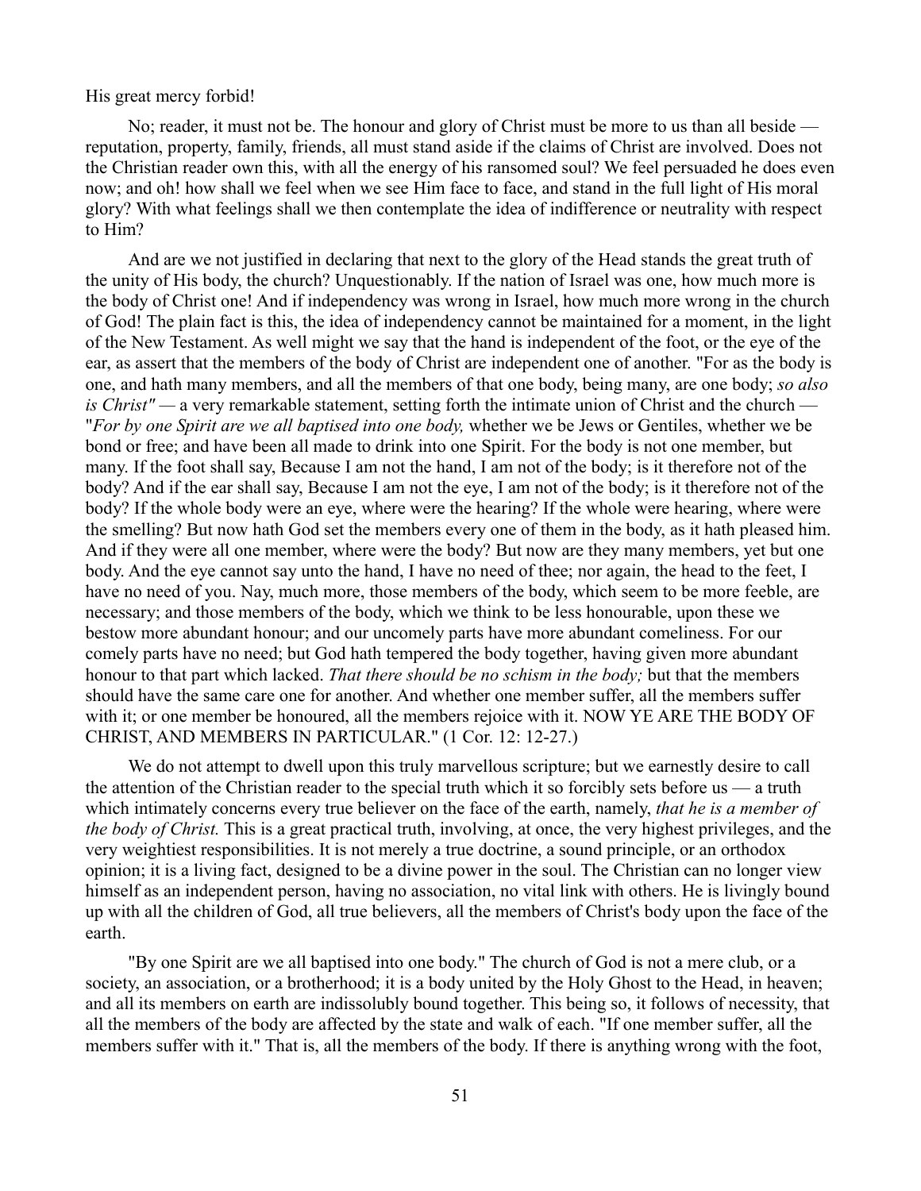His great mercy forbid!

No; reader, it must not be. The honour and glory of Christ must be more to us than all beside — reputation, property, family, friends, all must stand aside if the claims of Christ are involved. Does not the Christian reader own this, with all the energy of his ransomed soul? We feel persuaded he does even now; and oh! how shall we feel when we see Him face to face, and stand in the full light of His moral glory? With what feelings shall we then contemplate the idea of indifference or neutrality with respect to Him?

And are we not justified in declaring that next to the glory of the Head stands the great truth of the unity of His body, the church? Unquestionably. If the nation of Israel was one, how much more is the body of Christ one! And if independency was wrong in Israel, how much more wrong in the church of God! The plain fact is this, the idea of independency cannot be maintained for a moment, in the light of the New Testament. As well might we say that the hand is independent of the foot, or the eye of the ear, as assert that the members of the body of Christ are independent one of another. "For as the body is one, and hath many members, and all the members of that one body, being many, are one body; *so also is Christ"* — a very remarkable statement, setting forth the intimate union of Christ and the church — "*For by one Spirit are we all baptised into one body,* whether we be Jews or Gentiles, whether we be bond or free; and have been all made to drink into one Spirit. For the body is not one member, but many. If the foot shall say, Because I am not the hand, I am not of the body; is it therefore not of the body? And if the ear shall say, Because I am not the eye, I am not of the body; is it therefore not of the body? If the whole body were an eye, where were the hearing? If the whole were hearing, where were the smelling? But now hath God set the members every one of them in the body, as it hath pleased him. And if they were all one member, where were the body? But now are they many members, yet but one body. And the eye cannot say unto the hand, I have no need of thee; nor again, the head to the feet, I have no need of you. Nay, much more, those members of the body, which seem to be more feeble, are necessary; and those members of the body, which we think to be less honourable, upon these we bestow more abundant honour; and our uncomely parts have more abundant comeliness. For our comely parts have no need; but God hath tempered the body together, having given more abundant honour to that part which lacked. *That there should be no schism in the body;* but that the members should have the same care one for another. And whether one member suffer, all the members suffer with it; or one member be honoured, all the members rejoice with it. NOW YE ARE THE BODY OF CHRIST, AND MEMBERS IN PARTICULAR." (1 Cor. 12: 12-27.)

We do not attempt to dwell upon this truly marvellous scripture; but we earnestly desire to call the attention of the Christian reader to the special truth which it so forcibly sets before us — a truth which intimately concerns every true believer on the face of the earth, namely, *that he is a member of the body of Christ.* This is a great practical truth, involving, at once, the very highest privileges, and the very weightiest responsibilities. It is not merely a true doctrine, a sound principle, or an orthodox opinion; it is a living fact, designed to be a divine power in the soul. The Christian can no longer view himself as an independent person, having no association, no vital link with others. He is livingly bound up with all the children of God, all true believers, all the members of Christ's body upon the face of the earth.

"By one Spirit are we all baptised into one body." The church of God is not a mere club, or a society, an association, or a brotherhood; it is a body united by the Holy Ghost to the Head, in heaven; and all its members on earth are indissolubly bound together. This being so, it follows of necessity, that all the members of the body are affected by the state and walk of each. "If one member suffer, all the members suffer with it." That is, all the members of the body. If there is anything wrong with the foot,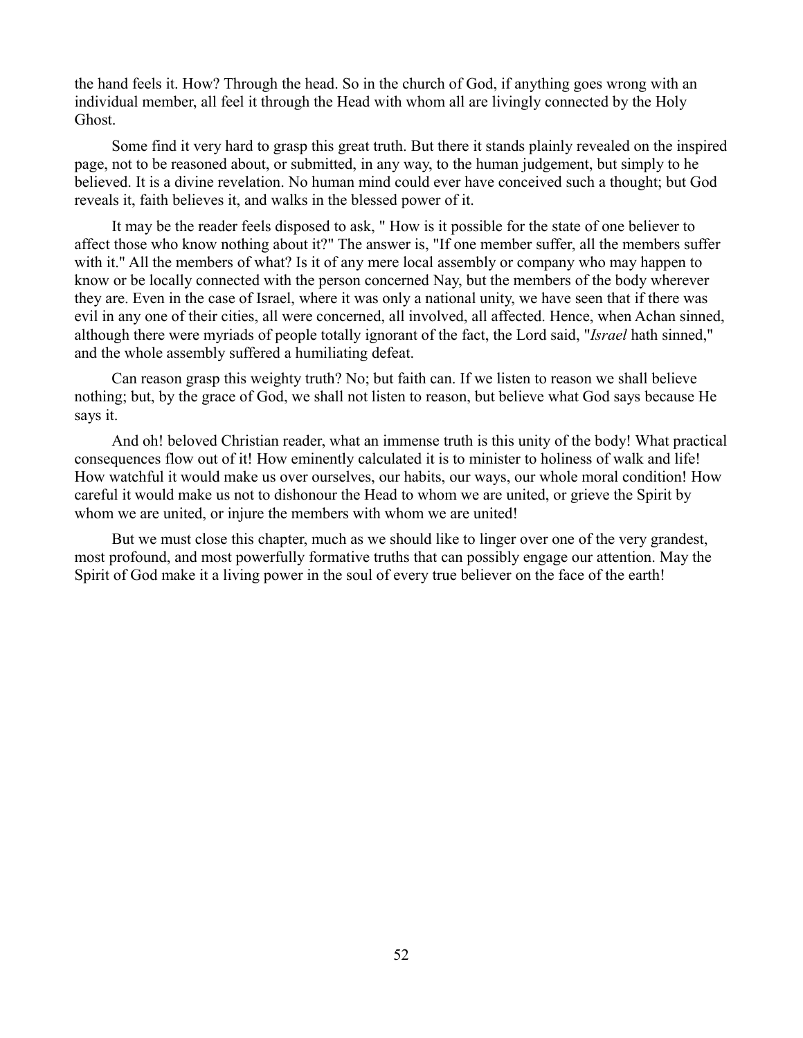the hand feels it. How? Through the head. So in the church of God, if anything goes wrong with an individual member, all feel it through the Head with whom all are livingly connected by the Holy Ghost.

Some find it very hard to grasp this great truth. But there it stands plainly revealed on the inspired page, not to be reasoned about, or submitted, in any way, to the human judgement, but simply to he believed. It is a divine revelation. No human mind could ever have conceived such a thought; but God reveals it, faith believes it, and walks in the blessed power of it.

It may be the reader feels disposed to ask, " How is it possible for the state of one believer to affect those who know nothing about it?" The answer is, "If one member suffer, all the members suffer with it." All the members of what? Is it of any mere local assembly or company who may happen to know or be locally connected with the person concerned Nay, but the members of the body wherever they are. Even in the case of Israel, where it was only a national unity, we have seen that if there was evil in any one of their cities, all were concerned, all involved, all affected. Hence, when Achan sinned, although there were myriads of people totally ignorant of the fact, the Lord said, "*Israel* hath sinned," and the whole assembly suffered a humiliating defeat.

Can reason grasp this weighty truth? No; but faith can. If we listen to reason we shall believe nothing; but, by the grace of God, we shall not listen to reason, but believe what God says because He says it.

And oh! beloved Christian reader, what an immense truth is this unity of the body! What practical consequences flow out of it! How eminently calculated it is to minister to holiness of walk and life! How watchful it would make us over ourselves, our habits, our ways, our whole moral condition! How careful it would make us not to dishonour the Head to whom we are united, or grieve the Spirit by whom we are united, or injure the members with whom we are united!

But we must close this chapter, much as we should like to linger over one of the very grandest, most profound, and most powerfully formative truths that can possibly engage our attention. May the Spirit of God make it a living power in the soul of every true believer on the face of the earth!